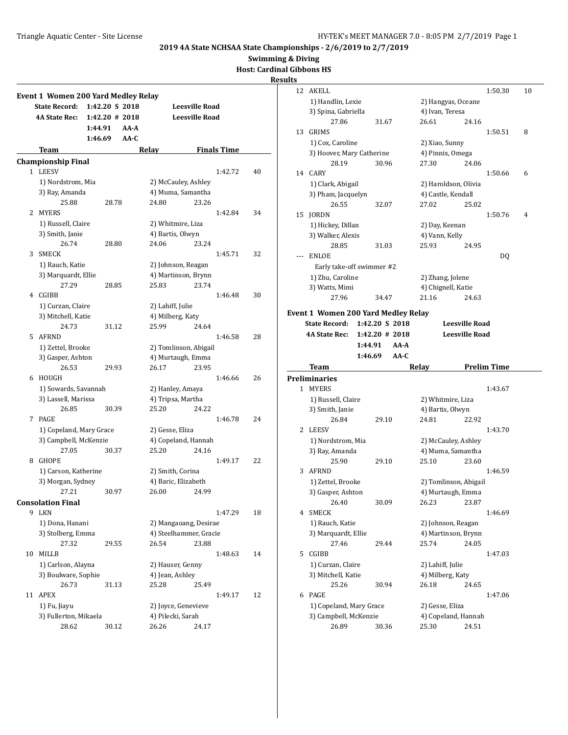**2019 4A State NCHSAA State Championships - 2/6/2019 to 2/7/2019**

**Swimming & Diving**

**Host: Cardinal Gibbons HS**

**Results**

### Event 1 Women 200 Yard Medley Relay

| | | | |
|---|---|---|---|
| **State Record:** | 1:42.20 S 2018 | | Leesville Road |
| **4A State Rec:** | 1:42.20 # 2018 | | Leesville Road |
| | 1:44.91 | AA-A | |
| | 1:46.69 | AA-C | |

| | Team | Relay | Finals Time | Points |
|---|---|---|---|---|
| **Championship Final** | | | | |
| 1 | LEESV | | 1:42.72 | 40 |
| | 1) Nordstrom, Mia | 2) McCauley, Ashley | | |
| | 3) Ray, Amanda | 4) Muma, Samantha | | |
| | 25.88 28.78 | 24.80 23.26 | | |
| 2 | MYERS | | 1:42.84 | 34 |
| | 1) Russell, Claire | 2) Whitmire, Liza | | |
| | 3) Smith, Janie | 4) Bartis, Olwyn | | |
| | 26.74 28.80 | 24.06 23.24 | | |
| 3 | SMECK | | 1:45.71 | 32 |
| | 1) Rauch, Katie | 2) Johnson, Reagan | | |
| | 3) Marquardt, Ellie | 4) Martinson, Brynn | | |
| | 27.29 28.85 | 25.83 23.74 | | |
| 4 | CGIBB | | 1:46.48 | 30 |
| | 1) Curzan, Claire | 2) Lahiff, Julie | | |
| | 3) Mitchell, Katie | 4) Milberg, Katy | | |
| | 24.73 31.12 | 25.99 24.64 | | |
| 5 | AFRND | | 1:46.58 | 28 |
| | 1) Zettel, Brooke | 2) Tomlinson, Abigail | | |
| | 3) Gasper, Ashton | 4) Murtaugh, Emma | | |
| | 26.53 29.93 | 26.17 23.95 | | |
| 6 | HOUGH | | 1:46.66 | 26 |
| | 1) Sowards, Savannah | 2) Hanley, Amaya | | |
| | 3) Lassell, Marissa | 4) Tripsa, Martha | | |
| | 26.85 30.39 | 25.20 24.22 | | |
| 7 | PAGE | | 1:46.78 | 24 |
| | 1) Copeland, Mary Grace | 2) Gesse, Eliza | | |
| | 3) Campbell, McKenzie | 4) Copeland, Hannah | | |
| | 27.05 30.37 | 25.20 24.16 | | |
| 8 | GHOPE | | 1:49.17 | 22 |
| | 1) Carson, Katherine | 2) Smith, Corina | | |
| | 3) Morgan, Sydney | 4) Baric, Elizabeth | | |
| | 27.21 30.97 | 26.00 24.99 | | |
| **Consolation Final** | | | | |
| 9 | LKN | | 1:47.29 | 18 |
| | 1) Dona, Hanani | 2) Mangaoang, Desirae | | |
| | 3) Stolberg, Emma | 4) Steelhammer, Gracie | | |
| | 27.32 29.55 | 26.54 23.88 | | |
| 10 | MILLB | | 1:48.63 | 14 |
| | 1) Carlson, Alayna | 2) Hauser, Genny | | |
| | 3) Boulware, Sophie | 4) Jean, Ashley | | |
| | 26.73 31.13 | 25.28 25.49 | | |
| 11 | APEX | | 1:49.17 | 12 |
| | 1) Fu, Jiayu | 2) Joyce, Genevieve | | |
| | 3) Fullerton, Mikaela | 4) Pilecki, Sarah | | |
| | 28.62 30.12 | 26.26 24.17 | | |
| 12 | AKELL | | 1:50.30 | 10 |
| | 1) Handlin, Lexie | 2) Hangyas, Oceane | | |
| | 3) Spina, Gabriella | 4) Ivan, Teresa | | |
| | 27.86 31.67 | 26.61 24.16 | | |
| 13 | GRIMS | | 1:50.51 | 8 |
| | 1) Cox, Caroline | 2) Xiao, Sunny | | |
| | 3) Hoover, Mary Catherine | 4) Pinnix, Omega | | |
| | 28.19 30.96 | 27.30 24.06 | | |
| 14 | CARY | | 1:50.66 | 6 |
| | 1) Clark, Abigail | 2) Haroldson, Olivia | | |
| | 3) Pham, Jacquelyn | 4) Castle, Kendall | | |
| | 26.55 32.07 | 27.02 25.02 | | |
| 15 | JORDN | | 1:50.76 | 4 |
| | 1) Hickey, Dillan | 2) Day, Keenan | | |
| | 3) Walker, Alexis | 4) Vann, Kelly | | |
| | 28.85 31.03 | 25.93 24.95 | | |
| --- | ENLOE | | DQ | |
| | Early take-off swimmer #2 | | | |
| | 1) Zhu, Caroline | 2) Zhang, Jolene | | |
| | 3) Watts, Mimi | 4) Chignell, Katie | | |
| | 27.96 34.47 | 21.16 24.63 | | |

### Event 1 Women 200 Yard Medley Relay

| | | | |
|---|---|---|---|
| **State Record:** | 1:42.20 S 2018 | | Leesville Road |
| **4A State Rec:** | 1:42.20 # 2018 | | Leesville Road |
| | 1:44.91 | AA-A | |
| | 1:46.69 | AA-C | |

| | Team | Relay | Prelim Time |
|---|---|---|---|
| **Preliminaries** | | | |
| 1 | MYERS | | 1:43.67 |
| | 1) Russell, Claire | 2) Whitmire, Liza | |
| | 3) Smith, Janie | 4) Bartis, Olwyn | |
| | 26.84 29.10 | 24.81 22.92 | |
| 2 | LEESV | | 1:43.70 |
| | 1) Nordstrom, Mia | 2) McCauley, Ashley | |
| | 3) Ray, Amanda | 4) Muma, Samantha | |
| | 25.90 29.10 | 25.10 23.60 | |
| 3 | AFRND | | 1:46.59 |
| | 1) Zettel, Brooke | 2) Tomlinson, Abigail | |
| | 3) Gasper, Ashton | 4) Murtaugh, Emma | |
| | 26.40 30.09 | 26.23 23.87 | |
| 4 | SMECK | | 1:46.69 |
| | 1) Rauch, Katie | 2) Johnson, Reagan | |
| | 3) Marquardt, Ellie | 4) Martinson, Brynn | |
| | 27.46 29.44 | 25.74 24.05 | |
| 5 | CGIBB | | 1:47.03 |
| | 1) Curzan, Claire | 2) Lahiff, Julie | |
| | 3) Mitchell, Katie | 4) Milberg, Katy | |
| | 25.26 30.94 | 26.18 24.65 | |
| 6 | PAGE | | 1:47.06 |
| | 1) Copeland, Mary Grace | 2) Gesse, Eliza | |
| | 3) Campbell, McKenzie | 4) Copeland, Hannah | |
| | 26.89 30.36 | 25.30 24.51 | |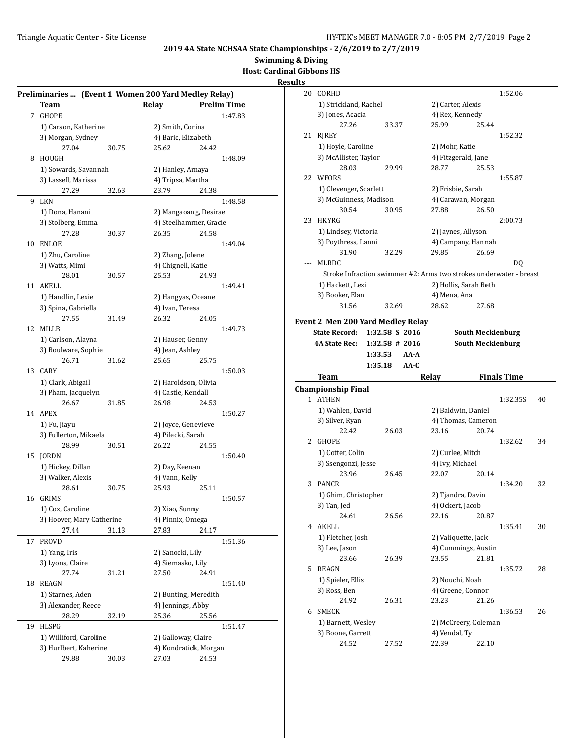## 2019 4A State NCHSAA State Championships - 2/6/2019 to 2/7/2019

**Swimming & Diving**

**Host: Cardinal Gibbons HS**

**Results**

### Preliminaries ... (Event 1 Women 200 Yard Medley Relay)

| | Team | Relay | Prelim Time |
|---|---|---|---|
| 7 | GHOPE | | 1:47.83 |
| | 1) Carson, Katherine | 2) Smith, Corina | |
| | 3) Morgan, Sydney | 4) Baric, Elizabeth | |
| | 27.04 30.75 | 25.62 24.42 | |
| 8 | HOUGH | | 1:48.09 |
| | 1) Sowards, Savannah | 2) Hanley, Amaya | |
| | 3) Lassell, Marissa | 4) Tripsa, Martha | |
| | 27.29 32.63 | 23.79 24.38 | |
| 9 | LKN | | 1:48.58 |
| | 1) Dona, Hanani | 2) Mangaoang, Desirae | |
| | 3) Stolberg, Emma | 4) Steelhammer, Gracie | |
| | 27.28 30.37 | 26.35 24.58 | |
| 10 | ENLOE | | 1:49.04 |
| | 1) Zhu, Caroline | 2) Zhang, Jolene | |
| | 3) Watts, Mimi | 4) Chignell, Katie | |
| | 28.01 30.57 | 25.53 24.93 | |
| 11 | AKELL | | 1:49.41 |
| | 1) Handlin, Lexie | 2) Hangyas, Oceane | |
| | 3) Spina, Gabriella | 4) Ivan, Teresa | |
| | 27.55 31.49 | 26.32 24.05 | |
| 12 | MILLB | | 1:49.73 |
| | 1) Carlson, Alayna | 2) Hauser, Genny | |
| | 3) Boulware, Sophie | 4) Jean, Ashley | |
| | 26.71 31.62 | 25.65 25.75 | |
| 13 | CARY | | 1:50.03 |
| | 1) Clark, Abigail | 2) Haroldson, Olivia | |
| | 3) Pham, Jacquelyn | 4) Castle, Kendall | |
| | 26.67 31.85 | 26.98 24.53 | |
| 14 | APEX | | 1:50.27 |
| | 1) Fu, Jiayu | 2) Joyce, Genevieve | |
| | 3) Fullerton, Mikaela | 4) Pilecki, Sarah | |
| | 28.99 30.51 | 26.22 24.55 | |
| 15 | JORDN | | 1:50.40 |
| | 1) Hickey, Dillan | 2) Day, Keenan | |
| | 3) Walker, Alexis | 4) Vann, Kelly | |
| | 28.61 30.75 | 25.93 25.11 | |
| 16 | GRIMS | | 1:50.57 |
| | 1) Cox, Caroline | 2) Xiao, Sunny | |
| | 3) Hoover, Mary Catherine | 4) Pinnix, Omega | |
| | 27.44 31.13 | 27.83 24.17 | |
| 17 | PROVD | | 1:51.36 |
| | 1) Yang, Iris | 2) Sanocki, Lily | |
| | 3) Lyons, Claire | 4) Siemasko, Lily | |
| | 27.74 31.21 | 27.50 24.91 | |
| 18 | REAGN | | 1:51.40 |
| | 1) Starnes, Aden | 2) Bunting, Meredith | |
| | 3) Alexander, Reece | 4) Jennings, Abby | |
| | 28.29 32.19 | 25.36 25.56 | |
| 19 | HLSPG | | 1:51.47 |
| | 1) Williford, Caroline | 2) Galloway, Claire | |
| | 3) Hurlbert, Kaherine | 4) Kondratick, Morgan | |
| | 29.88 30.03 | 27.03 24.53 | |
| 20 | CORHD | | 1:52.06 |
| | 1) Strickland, Rachel | 2) Carter, Alexis | |
| | 3) Jones, Acacia | 4) Rex, Kennedy | |
| | 27.26 33.37 | 25.99 25.44 | |
| 21 | RJREY | | 1:52.32 |
| | 1) Hoyle, Caroline | 2) Mohr, Katie | |
| | 3) McAllister, Taylor | 4) Fitzgerald, Jane | |
| | 28.03 29.99 | 28.77 25.53 | |
| 22 | WFORS | | 1:55.87 |
| | 1) Clevenger, Scarlett | 2) Frisbie, Sarah | |
| | 3) McGuinness, Madison | 4) Carawan, Morgan | |
| | 30.54 30.95 | 27.88 26.50 | |
| 23 | HKYRG | | 2:00.73 |
| | 1) Lindsey, Victoria | 2) Jaynes, Allyson | |
| | 3) Poythress, Lanni | 4) Campany, Hannah | |
| | 31.90 32.29 | 29.85 26.69 | |
| --- | MLRDC | | DQ |
| | Stroke Infraction swimmer #2: Arms two strokes underwater - breast | | |
| | 1) Hackett, Lexi | 2) Hollis, Sarah Beth | |
| | 3) Booker, Elan | 4) Mena, Ana | |
| | 31.56 32.69 | 28.62 27.68 | |

### Event 2 Men 200 Yard Medley Relay

| | | | |
|---|---|---|---|
| State Record: | 1:32.58 S | 2016 | South Mecklenburg |
| 4A State Rec: | 1:32.58 # | 2016 | South Mecklenburg |
| | 1:33.53 | AA-A | |
| | 1:35.18 | AA-C | |

**Championship Final**

| | Team | Relay | Finals Time | Points |
|---|---|---|---|---|
| 1 | ATHEN | | 1:32.35S | 40 |
| | 1) Wahlen, David | 2) Baldwin, Daniel | | |
| | 3) Silver, Ryan | 4) Thomas, Cameron | | |
| | 22.42 26.03 | 23.16 20.74 | | |
| 2 | GHOPE | | 1:32.62 | 34 |
| | 1) Cotter, Colin | 2) Curlee, Mitch | | |
| | 3) Ssengonzi, Jesse | 4) Ivy, Michael | | |
| | 23.96 26.45 | 22.07 20.14 | | |
| 3 | PANCR | | 1:34.20 | 32 |
| | 1) Ghim, Christopher | 2) Tjandra, Davin | | |
| | 3) Tan, Jed | 4) Ockert, Jacob | | |
| | 24.61 26.56 | 22.16 20.87 | | |
| 4 | AKELL | | 1:35.41 | 30 |
| | 1) Fletcher, Josh | 2) Valiquette, Jack | | |
| | 3) Lee, Jason | 4) Cummings, Austin | | |
| | 23.66 26.39 | 23.55 21.81 | | |
| 5 | REAGN | | 1:35.72 | 28 |
| | 1) Spieler, Ellis | 2) Nouchi, Noah | | |
| | 3) Ross, Ben | 4) Greene, Connor | | |
| | 24.92 26.31 | 23.23 21.26 | | |
| 6 | SMECK | | 1:36.53 | 26 |
| | 1) Barnett, Wesley | 2) McCreery, Coleman | | |
| | 3) Boone, Garrett | 4) Vendal, Ty | | |
| | 24.52 27.52 | 22.39 22.10 | | |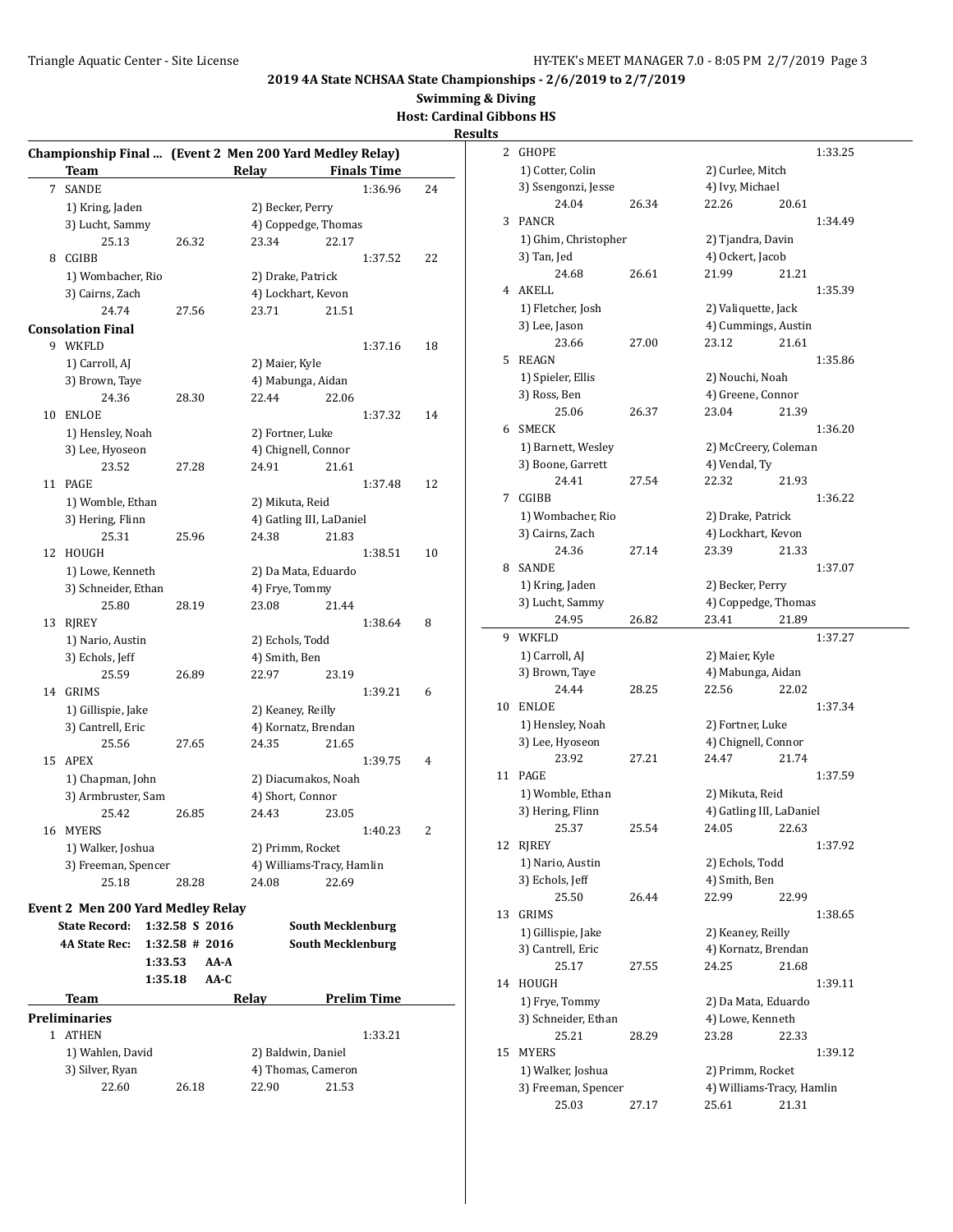**2019 4A State NCHSAA State Championships - 2/6/2019 to 2/7/2019**

**Swimming & Diving**

**Host: Cardinal Gibbons HS**

**Results**

## Championship Final ... (Event 2 Men 200 Yard Medley Relay)

| | Team | Relay | Finals Time | Points |
|---|---|---|---|---|
| 7 | SANDE | | 1:36.96 | 24 |
| | 1) Kring, Jaden | 2) Becker, Perry | | |
| | 3) Lucht, Sammy | 4) Coppedge, Thomas | | |
| | 25.13 26.32 | 23.34 22.17 | | |
| 8 | CGIBB | | 1:37.52 | 22 |
| | 1) Wombacher, Rio | 2) Drake, Patrick | | |
| | 3) Cairns, Zach | 4) Lockhart, Kevon | | |
| | 24.74 27.56 | 23.71 21.51 | | |

### Consolation Final

| | Team | Relay | Finals Time | Points |
|---|---|---|---|---|
| 9 | WKFLD | | 1:37.16 | 18 |
| | 1) Carroll, AJ | 2) Maier, Kyle | | |
| | 3) Brown, Taye | 4) Mabunga, Aidan | | |
| | 24.36 28.30 | 22.44 22.06 | | |
| 10 | ENLOE | | 1:37.32 | 14 |
| | 1) Hensley, Noah | 2) Fortner, Luke | | |
| | 3) Lee, Hyoseon | 4) Chignell, Connor | | |
| | 23.52 27.28 | 24.91 21.61 | | |
| 11 | PAGE | | 1:37.48 | 12 |
| | 1) Womble, Ethan | 2) Mikuta, Reid | | |
| | 3) Hering, Flinn | 4) Gatling III, LaDaniel | | |
| | 25.31 25.96 | 24.38 21.83 | | |
| 12 | HOUGH | | 1:38.51 | 10 |
| | 1) Lowe, Kenneth | 2) Da Mata, Eduardo | | |
| | 3) Schneider, Ethan | 4) Frye, Tommy | | |
| | 25.80 28.19 | 23.08 21.44 | | |
| 13 | RJREY | | 1:38.64 | 8 |
| | 1) Nario, Austin | 2) Echols, Todd | | |
| | 3) Echols, Jeff | 4) Smith, Ben | | |
| | 25.59 26.89 | 22.97 23.19 | | |
| 14 | GRIMS | | 1:39.21 | 6 |
| | 1) Gillispie, Jake | 2) Keaney, Reilly | | |
| | 3) Cantrell, Eric | 4) Kornatz, Brendan | | |
| | 25.56 27.65 | 24.35 21.65 | | |
| 15 | APEX | | 1:39.75 | 4 |
| | 1) Chapman, John | 2) Diacumakos, Noah | | |
| | 3) Armbruster, Sam | 4) Short, Connor | | |
| | 25.42 26.85 | 24.43 23.05 | | |
| 16 | MYERS | | 1:40.23 | 2 |
| | 1) Walker, Joshua | 2) Primm, Rocket | | |
| | 3) Freeman, Spencer | 4) Williams-Tracy, Hamlin | | |
| | 25.18 28.28 | 24.08 22.69 | | |

## Event 2 Men 200 Yard Medley Relay

| | | | |
|---|---|---|---|
| State Record: | 1:32.58 S | 2016 | South Mecklenburg |
| 4A State Rec: | 1:32.58 # | 2016 | South Mecklenburg |
| | 1:33.53 | AA-A | |
| | 1:35.18 | AA-C | |

### Preliminaries

| | Team | Relay | Prelim Time |
|---|---|---|---|
| 1 | ATHEN | | 1:33.21 |
| | 1) Wahlen, David | 2) Baldwin, Daniel | |
| | 3) Silver, Ryan | 4) Thomas, Cameron | |
| | 22.60 26.18 | 22.90 21.53 | |
| 2 | GHOPE | | 1:33.25 |
| | 1) Cotter, Colin | 2) Curlee, Mitch | |
| | 3) Ssengonzi, Jesse | 4) Ivy, Michael | |
| | 24.04 26.34 | 22.26 20.61 | |
| 3 | PANCR | | 1:34.49 |
| | 1) Ghim, Christopher | 2) Tjandra, Davin | |
| | 3) Tan, Jed | 4) Ockert, Jacob | |
| | 24.68 26.61 | 21.99 21.21 | |
| 4 | AKELL | | 1:35.39 |
| | 1) Fletcher, Josh | 2) Valiquette, Jack | |
| | 3) Lee, Jason | 4) Cummings, Austin | |
| | 23.66 27.00 | 23.12 21.61 | |
| 5 | REAGN | | 1:35.86 |
| | 1) Spieler, Ellis | 2) Nouchi, Noah | |
| | 3) Ross, Ben | 4) Greene, Connor | |
| | 25.06 26.37 | 23.04 21.39 | |
| 6 | SMECK | | 1:36.20 |
| | 1) Barnett, Wesley | 2) McCreery, Coleman | |
| | 3) Boone, Garrett | 4) Vendal, Ty | |
| | 24.41 27.54 | 22.32 21.93 | |
| 7 | CGIBB | | 1:36.22 |
| | 1) Wombacher, Rio | 2) Drake, Patrick | |
| | 3) Cairns, Zach | 4) Lockhart, Kevon | |
| | 24.36 27.14 | 23.39 21.33 | |
| 8 | SANDE | | 1:37.07 |
| | 1) Kring, Jaden | 2) Becker, Perry | |
| | 3) Lucht, Sammy | 4) Coppedge, Thomas | |
| | 24.95 26.82 | 23.41 21.89 | |
| 9 | WKFLD | | 1:37.27 |
| | 1) Carroll, AJ | 2) Maier, Kyle | |
| | 3) Brown, Taye | 4) Mabunga, Aidan | |
| | 24.44 28.25 | 22.56 22.02 | |
| 10 | ENLOE | | 1:37.34 |
| | 1) Hensley, Noah | 2) Fortner, Luke | |
| | 3) Lee, Hyoseon | 4) Chignell, Connor | |
| | 23.92 27.21 | 24.47 21.74 | |
| 11 | PAGE | | 1:37.59 |
| | 1) Womble, Ethan | 2) Mikuta, Reid | |
| | 3) Hering, Flinn | 4) Gatling III, LaDaniel | |
| | 25.37 25.54 | 24.05 22.63 | |
| 12 | RJREY | | 1:37.92 |
| | 1) Nario, Austin | 2) Echols, Todd | |
| | 3) Echols, Jeff | 4) Smith, Ben | |
| | 25.50 26.44 | 22.99 22.99 | |
| 13 | GRIMS | | 1:38.65 |
| | 1) Gillispie, Jake | 2) Keaney, Reilly | |
| | 3) Cantrell, Eric | 4) Kornatz, Brendan | |
| | 25.17 27.55 | 24.25 21.68 | |
| 14 | HOUGH | | 1:39.11 |
| | 1) Frye, Tommy | 2) Da Mata, Eduardo | |
| | 3) Schneider, Ethan | 4) Lowe, Kenneth | |
| | 25.21 28.29 | 23.28 22.33 | |
| 15 | MYERS | | 1:39.12 |
| | 1) Walker, Joshua | 2) Primm, Rocket | |
| | 3) Freeman, Spencer | 4) Williams-Tracy, Hamlin | |
| | 25.03 27.17 | 25.61 21.31 | |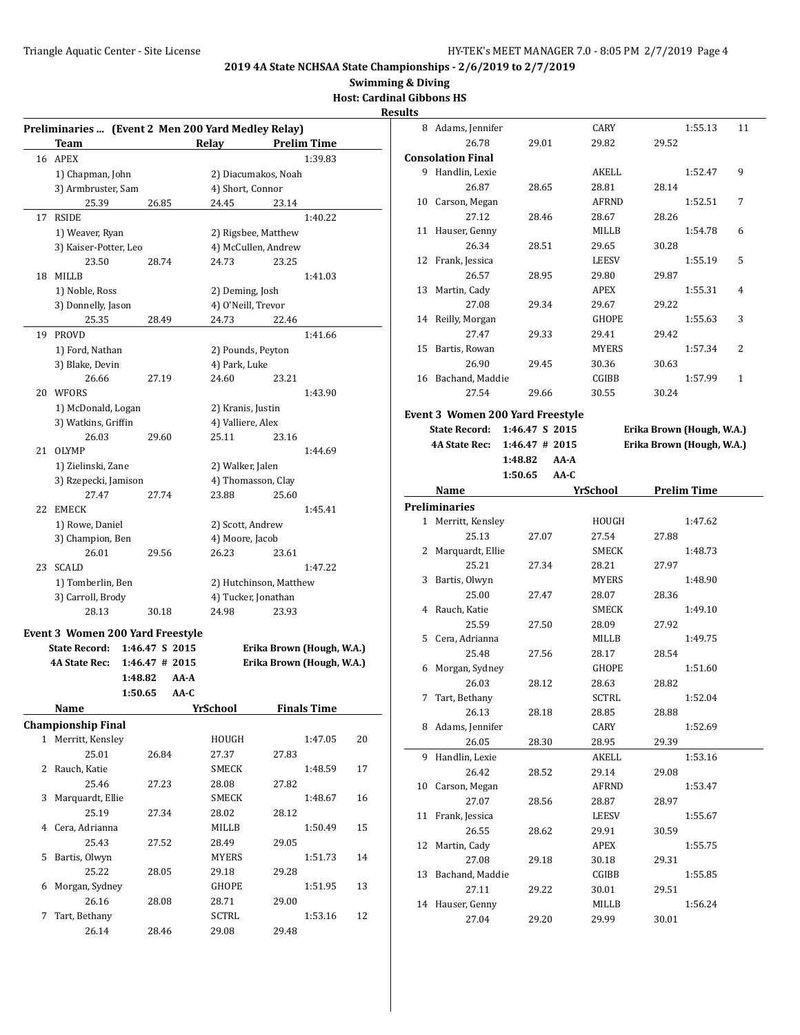## 2019 4A State NCHSAA State Championships - 2/6/2019 to 2/7/2019

**Swimming & Diving**

**Host: Cardinal Gibbons HS**

**Results**

### Preliminaries ... (Event 2 Men 200 Yard Medley Relay)

| | Team | | Relay | | Prelim Time |
|---|---|---|---|---|---|
| 16 | APEX | | | | 1:39.83 |
| | 1) Chapman, John | | 2) Diacumakos, Noah | | |
| | 3) Armbruster, Sam | | 4) Short, Connor | | |
| | 25.39 | 26.85 | 24.45 | 23.14 | |
| 17 | RSIDE | | | | 1:40.22 |
| | 1) Weaver, Ryan | | 2) Rigsbee, Matthew | | |
| | 3) Kaiser-Potter, Leo | | 4) McCullen, Andrew | | |
| | 23.50 | 28.74 | 24.73 | 23.25 | |
| 18 | MILLB | | | | 1:41.03 |
| | 1) Noble, Ross | | 2) Deming, Josh | | |
| | 3) Donnelly, Jason | | 4) O'Neill, Trevor | | |
| | 25.35 | 28.49 | 24.73 | 22.46 | |
| 19 | PROVD | | | | 1:41.66 |
| | 1) Ford, Nathan | | 2) Pounds, Peyton | | |
| | 3) Blake, Devin | | 4) Park, Luke | | |
| | 26.66 | 27.19 | 24.60 | 23.21 | |
| 20 | WFORS | | | | 1:43.90 |
| | 1) McDonald, Logan | | 2) Kranis, Justin | | |
| | 3) Watkins, Griffin | | 4) Valliere, Alex | | |
| | 26.03 | 29.60 | 25.11 | 23.16 | |
| 21 | OLYMP | | | | 1:44.69 |
| | 1) Zielinski, Zane | | 2) Walker, Jalen | | |
| | 3) Rzepecki, Jamison | | 4) Thomasson, Clay | | |
| | 27.47 | 27.74 | 23.88 | 25.60 | |
| 22 | EMECK | | | | 1:45.41 |
| | 1) Rowe, Daniel | | 2) Scott, Andrew | | |
| | 3) Champion, Ben | | 4) Moore, Jacob | | |
| | 26.01 | 29.56 | 26.23 | 23.61 | |
| 23 | SCALD | | | | 1:47.22 |
| | 1) Tomberlin, Ben | | 2) Hutchinson, Matthew | | |
| | 3) Carroll, Brody | | 4) Tucker, Jonathan | | |
| | 28.13 | 30.18 | 24.98 | 23.93 | |

### Event 3 Women 200 Yard Freestyle

**State Record:** 1:46.47 S 2015 Erika Brown (Hough, W.A.)
**4A State Rec:** 1:46.47 # 2015 Erika Brown (Hough, W.A.)
1:48.82 AA-A
1:50.65 AA-C

| | Name | | YrSchool | | Finals Time | Points |
|---|---|---|---|---|---|---|
| **Championship Final** | | | | | | |
| 1 | Merritt, Kensley | | HOUGH | | 1:47.05 | 20 |
| | 25.01 | 26.84 | 27.37 | 27.83 | | |
| 2 | Rauch, Katie | | SMECK | | 1:48.59 | 17 |
| | 25.46 | 27.23 | 28.08 | 27.82 | | |
| 3 | Marquardt, Ellie | | SMECK | | 1:48.67 | 16 |
| | 25.19 | 27.34 | 28.02 | 28.12 | | |
| 4 | Cera, Adrianna | | MILLB | | 1:50.49 | 15 |
| | 25.43 | 27.52 | 28.49 | 29.05 | | |
| 5 | Bartis, Olwyn | | MYERS | | 1:51.73 | 14 |
| | 25.22 | 28.05 | 29.18 | 29.28 | | |
| 6 | Morgan, Sydney | | GHOPE | | 1:51.95 | 13 |
| | 26.16 | 28.08 | 28.71 | 29.00 | | |
| 7 | Tart, Bethany | | SCTRL | | 1:53.16 | 12 |
| | 26.14 | 28.46 | 29.08 | 29.48 | | |
| 8 | Adams, Jennifer | | CARY | | 1:55.13 | 11 |
| | 26.78 | 29.01 | 29.82 | 29.52 | | |
| **Consolation Final** | | | | | | |
| 9 | Handlin, Lexie | | AKELL | | 1:52.47 | 9 |
| | 26.87 | 28.65 | 28.81 | 28.14 | | |
| 10 | Carson, Megan | | AFRND | | 1:52.51 | 7 |
| | 27.12 | 28.46 | 28.67 | 28.26 | | |
| 11 | Hauser, Genny | | MILLB | | 1:54.78 | 6 |
| | 26.34 | 28.51 | 29.65 | 30.28 | | |
| 12 | Frank, Jessica | | LEESV | | 1:55.19 | 5 |
| | 26.57 | 28.95 | 29.80 | 29.87 | | |
| 13 | Martin, Cady | | APEX | | 1:55.31 | 4 |
| | 27.08 | 29.34 | 29.67 | 29.22 | | |
| 14 | Reilly, Morgan | | GHOPE | | 1:55.63 | 3 |
| | 27.47 | 29.33 | 29.41 | 29.42 | | |
| 15 | Bartis, Rowan | | MYERS | | 1:57.34 | 2 |
| | 26.90 | 29.45 | 30.36 | 30.63 | | |
| 16 | Bachand, Maddie | | CGIBB | | 1:57.99 | 1 |
| | 27.54 | 29.66 | 30.55 | 30.24 | | |

### Event 3 Women 200 Yard Freestyle

**State Record:** 1:46.47 S 2015 Erika Brown (Hough, W.A.)
**4A State Rec:** 1:46.47 # 2015 Erika Brown (Hough, W.A.)
1:48.82 AA-A
1:50.65 AA-C

| | Name | | YrSchool | | Prelim Time |
|---|---|---|---|---|---|
| **Preliminaries** | | | | | |
| 1 | Merritt, Kensley | | HOUGH | | 1:47.62 |
| | 25.13 | 27.07 | 27.54 | 27.88 | |
| 2 | Marquardt, Ellie | | SMECK | | 1:48.73 |
| | 25.21 | 27.34 | 28.21 | 27.97 | |
| 3 | Bartis, Olwyn | | MYERS | | 1:48.90 |
| | 25.00 | 27.47 | 28.07 | 28.36 | |
| 4 | Rauch, Katie | | SMECK | | 1:49.10 |
| | 25.59 | 27.50 | 28.09 | 27.92 | |
| 5 | Cera, Adrianna | | MILLB | | 1:49.75 |
| | 25.48 | 27.56 | 28.17 | 28.54 | |
| 6 | Morgan, Sydney | | GHOPE | | 1:51.60 |
| | 26.03 | 28.12 | 28.63 | 28.82 | |
| 7 | Tart, Bethany | | SCTRL | | 1:52.04 |
| | 26.13 | 28.18 | 28.85 | 28.88 | |
| 8 | Adams, Jennifer | | CARY | | 1:52.69 |
| | 26.05 | 28.30 | 28.95 | 29.39 | |
| 9 | Handlin, Lexie | | AKELL | | 1:53.16 |
| | 26.42 | 28.52 | 29.14 | 29.08 | |
| 10 | Carson, Megan | | AFRND | | 1:53.47 |
| | 27.07 | 28.56 | 28.87 | 28.97 | |
| 11 | Frank, Jessica | | LEESV | | 1:55.67 |
| | 26.55 | 28.62 | 29.91 | 30.59 | |
| 12 | Martin, Cady | | APEX | | 1:55.75 |
| | 27.08 | 29.18 | 30.18 | 29.31 | |
| 13 | Bachand, Maddie | | CGIBB | | 1:55.85 |
| | 27.11 | 29.22 | 30.01 | 29.51 | |
| 14 | Hauser, Genny | | MILLB | | 1:56.24 |
| | 27.04 | 29.20 | 29.99 | 30.01 | |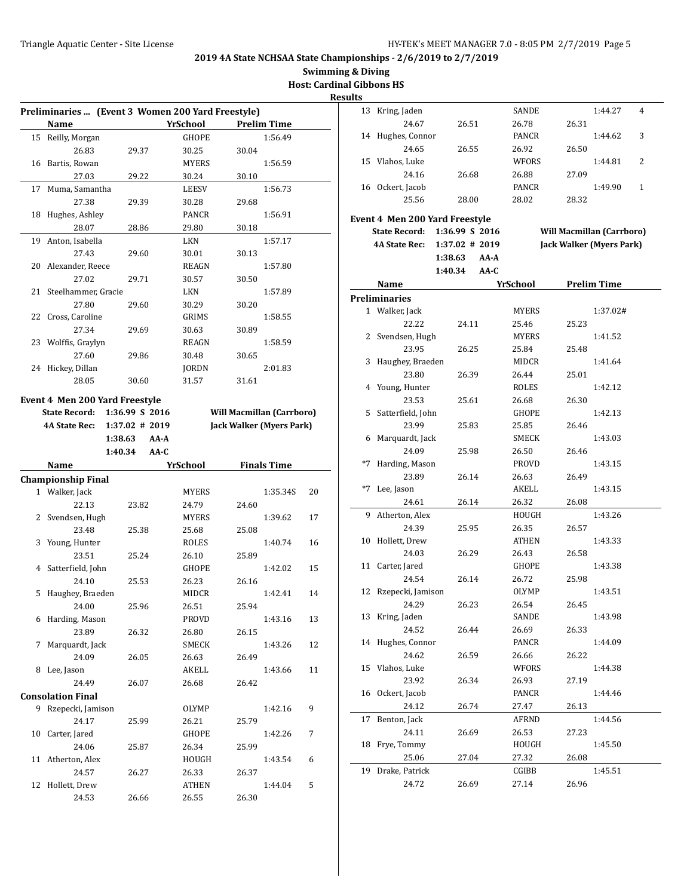## 2019 4A State NCHSAA State Championships - 2/6/2019 to 2/7/2019

**Swimming & Diving**

**Host: Cardinal Gibbons HS**

**Results**

### Preliminaries ... (Event 3 Women 200 Yard Freestyle)

| | Name | YrSchool | Prelim Time |
|---|---|---|---|
| 15 | Reilly, Morgan | GHOPE | 1:56.49 |
| | 26.83 29.37 30.25 30.04 | | |
| 16 | Bartis, Rowan | MYERS | 1:56.59 |
| | 27.03 29.22 30.24 30.10 | | |
| 17 | Muma, Samantha | LEESV | 1:56.73 |
| | 27.38 29.39 30.28 29.68 | | |
| 18 | Hughes, Ashley | PANCR | 1:56.91 |
| | 28.07 28.86 29.80 30.18 | | |
| 19 | Anton, Isabella | LKN | 1:57.17 |
| | 27.43 29.60 30.01 30.13 | | |
| 20 | Alexander, Reece | REAGN | 1:57.80 |
| | 27.02 29.71 30.57 30.50 | | |
| 21 | Steelhammer, Gracie | LKN | 1:57.89 |
| | 27.80 29.60 30.29 30.20 | | |
| 22 | Cross, Caroline | GRIMS | 1:58.55 |
| | 27.34 29.69 30.63 30.89 | | |
| 23 | Wolffis, Graylyn | REAGN | 1:58.59 |
| | 27.60 29.86 30.48 30.65 | | |
| 24 | Hickey, Dillan | JORDN | 2:01.83 |
| | 28.05 30.60 31.57 31.61 | | |

### Event 4 Men 200 Yard Freestyle

| | | | |
|---|---|---|---|
| State Record: | 1:36.99 S 2016 | | Will Macmillan (Carrboro) |
| 4A State Rec: | 1:37.02 # 2019 | | Jack Walker (Myers Park) |
| | 1:38.63 | AA-A | |
| | 1:40.34 | AA-C | |

| | Name | YrSchool | Finals Time | Points |
|---|---|---|---|---|
| **Championship Final** | | | | |
| 1 | Walker, Jack | MYERS | 1:35.34S | 20 |
| | 22.13 23.82 24.79 24.60 | | | |
| 2 | Svendsen, Hugh | MYERS | 1:39.62 | 17 |
| | 23.48 25.38 25.68 25.08 | | | |
| 3 | Young, Hunter | ROLES | 1:40.74 | 16 |
| | 23.51 25.24 26.10 25.89 | | | |
| 4 | Satterfield, John | GHOPE | 1:42.02 | 15 |
| | 24.10 25.53 26.23 26.16 | | | |
| 5 | Haughey, Braeden | MIDCR | 1:42.41 | 14 |
| | 24.00 25.96 26.51 25.94 | | | |
| 6 | Harding, Mason | PROVD | 1:43.16 | 13 |
| | 23.89 26.32 26.80 26.15 | | | |
| 7 | Marquardt, Jack | SMECK | 1:43.26 | 12 |
| | 24.09 26.05 26.63 26.49 | | | |
| 8 | Lee, Jason | AKELL | 1:43.66 | 11 |
| | 24.49 26.07 26.68 26.42 | | | |
| **Consolation Final** | | | | |
| 9 | Rzepecki, Jamison | OLYMP | 1:42.16 | 9 |
| | 24.17 25.99 26.21 25.79 | | | |
| 10 | Carter, Jared | GHOPE | 1:42.26 | 7 |
| | 24.06 25.87 26.34 25.99 | | | |
| 11 | Atherton, Alex | HOUGH | 1:43.54 | 6 |
| | 24.57 26.27 26.33 26.37 | | | |
| 12 | Hollett, Drew | ATHEN | 1:44.04 | 5 |
| | 24.53 26.66 26.55 26.30 | | | |
| 13 | Kring, Jaden | SANDE | 1:44.27 | 4 |
| | 24.67 26.51 26.78 26.31 | | | |
| 14 | Hughes, Connor | PANCR | 1:44.62 | 3 |
| | 24.65 26.55 26.92 26.50 | | | |
| 15 | Vlahos, Luke | WFORS | 1:44.81 | 2 |
| | 24.16 26.68 26.88 27.09 | | | |
| 16 | Ockert, Jacob | PANCR | 1:49.90 | 1 |
| | 25.56 28.00 28.02 28.32 | | | |

### Event 4 Men 200 Yard Freestyle

| | | | |
|---|---|---|---|
| State Record: | 1:36.99 S 2016 | | Will Macmillan (Carrboro) |
| 4A State Rec: | 1:37.02 # 2019 | | Jack Walker (Myers Park) |
| | 1:38.63 | AA-A | |
| | 1:40.34 | AA-C | |

| | Name | YrSchool | Prelim Time |
|---|---|---|---|
| **Preliminaries** | | | |
| 1 | Walker, Jack | MYERS | 1:37.02# |
| | 22.22 24.11 25.46 25.23 | | |
| 2 | Svendsen, Hugh | MYERS | 1:41.52 |
| | 23.95 26.25 25.84 25.48 | | |
| 3 | Haughey, Braeden | MIDCR | 1:41.64 |
| | 23.80 26.39 26.44 25.01 | | |
| 4 | Young, Hunter | ROLES | 1:42.12 |
| | 23.53 25.61 26.68 26.30 | | |
| 5 | Satterfield, John | GHOPE | 1:42.13 |
| | 23.99 25.83 25.85 26.46 | | |
| 6 | Marquardt, Jack | SMECK | 1:43.03 |
| | 24.09 25.98 26.50 26.46 | | |
| *7 | Harding, Mason | PROVD | 1:43.15 |
| | 23.89 26.14 26.63 26.49 | | |
| *7 | Lee, Jason | AKELL | 1:43.15 |
| | 24.61 26.14 26.32 26.08 | | |
| 9 | Atherton, Alex | HOUGH | 1:43.26 |
| | 24.39 25.95 26.35 26.57 | | |
| 10 | Hollett, Drew | ATHEN | 1:43.33 |
| | 24.03 26.29 26.43 26.58 | | |
| 11 | Carter, Jared | GHOPE | 1:43.38 |
| | 24.54 26.14 26.72 25.98 | | |
| 12 | Rzepecki, Jamison | OLYMP | 1:43.51 |
| | 24.29 26.23 26.54 26.45 | | |
| 13 | Kring, Jaden | SANDE | 1:43.98 |
| | 24.52 26.44 26.69 26.33 | | |
| 14 | Hughes, Connor | PANCR | 1:44.09 |
| | 24.62 26.59 26.66 26.22 | | |
| 15 | Vlahos, Luke | WFORS | 1:44.38 |
| | 23.92 26.34 26.93 27.19 | | |
| 16 | Ockert, Jacob | PANCR | 1:44.46 |
| | 24.12 26.74 27.47 26.13 | | |
| 17 | Benton, Jack | AFRND | 1:44.56 |
| | 24.11 26.69 26.53 27.23 | | |
| 18 | Frye, Tommy | HOUGH | 1:45.50 |
| | 25.06 27.04 27.32 26.08 | | |
| 19 | Drake, Patrick | CGIBB | 1:45.51 |
| | 24.72 26.69 27.14 26.96 | | |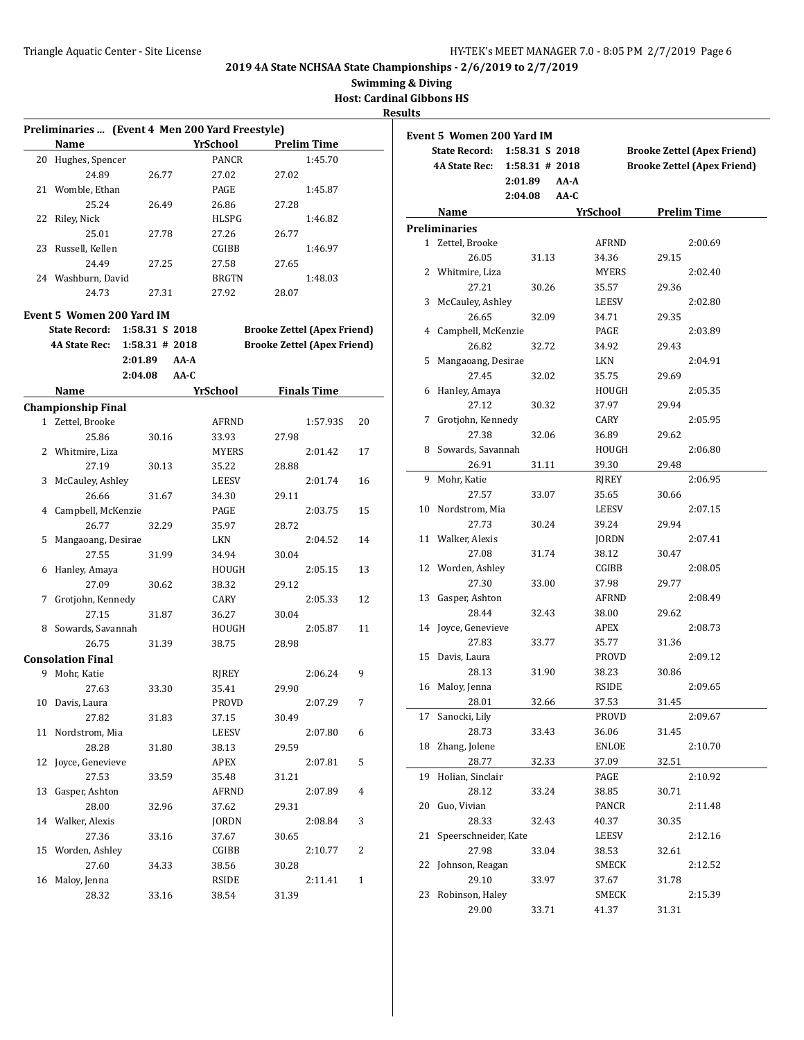## 2019 4A State NCHSAA State Championships - 2/6/2019 to 2/7/2019

**Swimming & Diving**

**Host: Cardinal Gibbons HS**

**Results**

### Preliminaries ... (Event 4 Men 200 Yard Freestyle)

| | Name | | YrSchool | Prelim Time |
|---|---|---|---|---|
| 20 | Hughes, Spencer | | PANCR | 1:45.70 |
| | 24.89 | 26.77 | 27.02 | 27.02 |
| 21 | Womble, Ethan | | PAGE | 1:45.87 |
| | 25.24 | 26.49 | 26.86 | 27.28 |
| 22 | Riley, Nick | | HLSPG | 1:46.82 |
| | 25.01 | 27.78 | 27.26 | 26.77 |
| 23 | Russell, Kellen | | CGIBB | 1:46.97 |
| | 24.49 | 27.25 | 27.58 | 27.65 |
| 24 | Washburn, David | | BRGTN | 1:48.03 |
| | 24.73 | 27.31 | 27.92 | 28.07 |

### Event 5 Women 200 Yard IM

| | | | |
|---|---|---|---|
| State Record: | 1:58.31 S 2018 | | Brooke Zettel (Apex Friend) |
| 4A State Rec: | 1:58.31 # 2018 | | Brooke Zettel (Apex Friend) |
| | 2:01.89 | AA-A | |
| | 2:04.08 | AA-C | |

| | Name | | YrSchool | Finals Time | |
|---|---|---|---|---|---|
| **Championship Final** | | | | | |
| 1 | Zettel, Brooke | | AFRND | 1:57.93S | 20 |
| | 25.86 | 30.16 | 33.93 | 27.98 | |
| 2 | Whitmire, Liza | | MYERS | 2:01.42 | 17 |
| | 27.19 | 30.13 | 35.22 | 28.88 | |
| 3 | McCauley, Ashley | | LEESV | 2:01.74 | 16 |
| | 26.66 | 31.67 | 34.30 | 29.11 | |
| 4 | Campbell, McKenzie | | PAGE | 2:03.75 | 15 |
| | 26.77 | 32.29 | 35.97 | 28.72 | |
| 5 | Mangaoang, Desirae | | LKN | 2:04.52 | 14 |
| | 27.55 | 31.99 | 34.94 | 30.04 | |
| 6 | Hanley, Amaya | | HOUGH | 2:05.15 | 13 |
| | 27.09 | 30.62 | 38.32 | 29.12 | |
| 7 | Grotjohn, Kennedy | | CARY | 2:05.33 | 12 |
| | 27.15 | 31.87 | 36.27 | 30.04 | |
| 8 | Sowards, Savannah | | HOUGH | 2:05.87 | 11 |
| | 26.75 | 31.39 | 38.75 | 28.98 | |
| **Consolation Final** | | | | | |
| 9 | Mohr, Katie | | RJREY | 2:06.24 | 9 |
| | 27.63 | 33.30 | 35.41 | 29.90 | |
| 10 | Davis, Laura | | PROVD | 2:07.29 | 7 |
| | 27.82 | 31.83 | 37.15 | 30.49 | |
| 11 | Nordstrom, Mia | | LEESV | 2:07.80 | 6 |
| | 28.28 | 31.80 | 38.13 | 29.59 | |
| 12 | Joyce, Genevieve | | APEX | 2:07.81 | 5 |
| | 27.53 | 33.59 | 35.48 | 31.21 | |
| 13 | Gasper, Ashton | | AFRND | 2:07.89 | 4 |
| | 28.00 | 32.96 | 37.62 | 29.31 | |
| 14 | Walker, Alexis | | JORDN | 2:08.84 | 3 |
| | 27.36 | 33.16 | 37.67 | 30.65 | |
| 15 | Worden, Ashley | | CGIBB | 2:10.77 | 2 |
| | 27.60 | 34.33 | 38.56 | 30.28 | |
| 16 | Maloy, Jenna | | RSIDE | 2:11.41 | 1 |
| | 28.32 | 33.16 | 38.54 | 31.39 | |

### Event 5 Women 200 Yard IM

| | | | |
|---|---|---|---|
| State Record: | 1:58.31 S 2018 | | Brooke Zettel (Apex Friend) |
| 4A State Rec: | 1:58.31 # 2018 | | Brooke Zettel (Apex Friend) |
| | 2:01.89 | AA-A | |
| | 2:04.08 | AA-C | |

| | Name | | YrSchool | Prelim Time |
|---|---|---|---|---|
| **Preliminaries** | | | | |
| 1 | Zettel, Brooke | | AFRND | 2:00.69 |
| | 26.05 | 31.13 | 34.36 | 29.15 |
| 2 | Whitmire, Liza | | MYERS | 2:02.40 |
| | 27.21 | 30.26 | 35.57 | 29.36 |
| 3 | McCauley, Ashley | | LEESV | 2:02.80 |
| | 26.65 | 32.09 | 34.71 | 29.35 |
| 4 | Campbell, McKenzie | | PAGE | 2:03.89 |
| | 26.82 | 32.72 | 34.92 | 29.43 |
| 5 | Mangaoang, Desirae | | LKN | 2:04.91 |
| | 27.45 | 32.02 | 35.75 | 29.69 |
| 6 | Hanley, Amaya | | HOUGH | 2:05.35 |
| | 27.12 | 30.32 | 37.97 | 29.94 |
| 7 | Grotjohn, Kennedy | | CARY | 2:05.95 |
| | 27.38 | 32.06 | 36.89 | 29.62 |
| 8 | Sowards, Savannah | | HOUGH | 2:06.80 |
| | 26.91 | 31.11 | 39.30 | 29.48 |
| 9 | Mohr, Katie | | RJREY | 2:06.95 |
| | 27.57 | 33.07 | 35.65 | 30.66 |
| 10 | Nordstrom, Mia | | LEESV | 2:07.15 |
| | 27.73 | 30.24 | 39.24 | 29.94 |
| 11 | Walker, Alexis | | JORDN | 2:07.41 |
| | 27.08 | 31.74 | 38.12 | 30.47 |
| 12 | Worden, Ashley | | CGIBB | 2:08.05 |
| | 27.30 | 33.00 | 37.98 | 29.77 |
| 13 | Gasper, Ashton | | AFRND | 2:08.49 |
| | 28.44 | 32.43 | 38.00 | 29.62 |
| 14 | Joyce, Genevieve | | APEX | 2:08.73 |
| | 27.83 | 33.77 | 35.77 | 31.36 |
| 15 | Davis, Laura | | PROVD | 2:09.12 |
| | 28.13 | 31.90 | 38.23 | 30.86 |
| 16 | Maloy, Jenna | | RSIDE | 2:09.65 |
| | 28.01 | 32.66 | 37.53 | 31.45 |
| 17 | Sanocki, Lily | | PROVD | 2:09.67 |
| | 28.73 | 33.43 | 36.06 | 31.45 |
| 18 | Zhang, Jolene | | ENLOE | 2:10.70 |
| | 28.77 | 32.33 | 37.09 | 32.51 |
| 19 | Holian, Sinclair | | PAGE | 2:10.92 |
| | 28.12 | 33.24 | 38.85 | 30.71 |
| 20 | Guo, Vivian | | PANCR | 2:11.48 |
| | 28.33 | 32.43 | 40.37 | 30.35 |
| 21 | Speerschneider, Kate | | LEESV | 2:12.16 |
| | 27.98 | 33.04 | 38.53 | 32.61 |
| 22 | Johnson, Reagan | | SMECK | 2:12.52 |
| | 29.10 | 33.97 | 37.67 | 31.78 |
| 23 | Robinson, Haley | | SMECK | 2:15.39 |
| | 29.00 | 33.71 | 41.37 | 31.31 |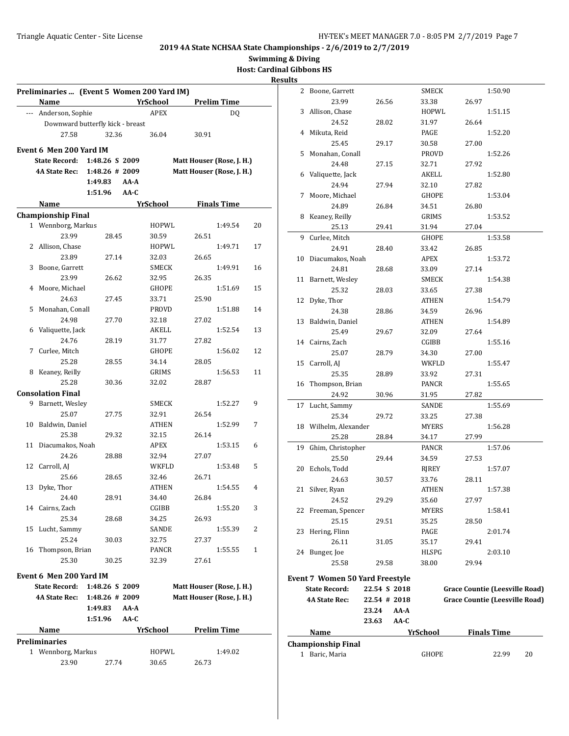# 2019 4A State NCHSAA State Championships - 2/6/2019 to 2/7/2019

**Swimming & Diving**

**Host: Cardinal Gibbons HS**

**Results**

## Preliminaries ... (Event 5 Women 200 Yard IM)

| | Name | | YrSchool | Prelim Time |
|---|---|---|---|---|
| --- | Anderson, Sophie | | APEX | DQ |
| | Downward butterfly kick - breast | | | |
| | 27.58 | 32.36 | 36.04 | 30.91 |

## Event 6 Men 200 Yard IM

| | | | |
|---|---|---|---|
| State Record: | 1:48.26 S 2009 | | Matt Houser (Rose, J. H.) |
| 4A State Rec: | 1:48.26 # 2009 | | Matt Houser (Rose, J. H.) |
| | 1:49.83 | AA-A | |
| | 1:51.96 | AA-C | |

| | Name | | YrSchool | | Finals Time | |
|---|---|---|---|---|---|---|
| **Championship Final** | | | | | | |
| 1 | Wennborg, Markus | | HOPWL | | 1:49.54 | 20 |
| | 23.99 | 28.45 | 30.59 | 26.51 | | |
| 2 | Allison, Chase | | HOPWL | | 1:49.71 | 17 |
| | 23.89 | 27.14 | 32.03 | 26.65 | | |
| 3 | Boone, Garrett | | SMECK | | 1:49.91 | 16 |
| | 23.99 | 26.62 | 32.95 | 26.35 | | |
| 4 | Moore, Michael | | GHOPE | | 1:51.69 | 15 |
| | 24.63 | 27.45 | 33.71 | 25.90 | | |
| 5 | Monahan, Conall | | PROVD | | 1:51.88 | 14 |
| | 24.98 | 27.70 | 32.18 | 27.02 | | |
| 6 | Valiquette, Jack | | AKELL | | 1:52.54 | 13 |
| | 24.76 | 28.19 | 31.77 | 27.82 | | |
| 7 | Curlee, Mitch | | GHOPE | | 1:56.02 | 12 |
| | 25.28 | 28.55 | 34.14 | 28.05 | | |
| 8 | Keaney, Reilly | | GRIMS | | 1:56.53 | 11 |
| | 25.28 | 30.36 | 32.02 | 28.87 | | |
| **Consolation Final** | | | | | | |
| 9 | Barnett, Wesley | | SMECK | | 1:52.27 | 9 |
| | 25.07 | 27.75 | 32.91 | 26.54 | | |
| 10 | Baldwin, Daniel | | ATHEN | | 1:52.99 | 7 |
| | 25.38 | 29.32 | 32.15 | 26.14 | | |
| 11 | Diacumakos, Noah | | APEX | | 1:53.15 | 6 |
| | 24.26 | 28.88 | 32.94 | 27.07 | | |
| 12 | Carroll, AJ | | WKFLD | | 1:53.48 | 5 |
| | 25.66 | 28.65 | 32.46 | 26.71 | | |
| 13 | Dyke, Thor | | ATHEN | | 1:54.55 | 4 |
| | 24.40 | 28.91 | 34.40 | 26.84 | | |
| 14 | Cairns, Zach | | CGIBB | | 1:55.20 | 3 |
| | 25.34 | 28.68 | 34.25 | 26.93 | | |
| 15 | Lucht, Sammy | | SANDE | | 1:55.39 | 2 |
| | 25.24 | 30.03 | 32.75 | 27.37 | | |
| 16 | Thompson, Brian | | PANCR | | 1:55.55 | 1 |
| | 25.30 | 30.25 | 32.39 | 27.61 | | |

## Event 6 Men 200 Yard IM

| | | | |
|---|---|---|---|
| State Record: | 1:48.26 S 2009 | | Matt Houser (Rose, J. H.) |
| 4A State Rec: | 1:48.26 # 2009 | | Matt Houser (Rose, J. H.) |
| | 1:49.83 | AA-A | |
| | 1:51.96 | AA-C | |

| | Name | | YrSchool | | Prelim Time |
|---|---|---|---|---|---|
| **Preliminaries** | | | | | |
| 1 | Wennborg, Markus | | HOPWL | | 1:49.02 |
| | 23.90 | 27.74 | 30.65 | 26.73 | |
| 2 | Boone, Garrett | | SMECK | | 1:50.90 |
| | 23.99 | 26.56 | 33.38 | 26.97 | |
| 3 | Allison, Chase | | HOPWL | | 1:51.15 |
| | 24.52 | 28.02 | 31.97 | 26.64 | |
| 4 | Mikuta, Reid | | PAGE | | 1:52.20 |
| | 25.45 | 29.17 | 30.58 | 27.00 | |
| 5 | Monahan, Conall | | PROVD | | 1:52.26 |
| | 24.48 | 27.15 | 32.71 | 27.92 | |
| 6 | Valiquette, Jack | | AKELL | | 1:52.80 |
| | 24.94 | 27.94 | 32.10 | 27.82 | |
| 7 | Moore, Michael | | GHOPE | | 1:53.04 |
| | 24.89 | 26.84 | 34.51 | 26.80 | |
| 8 | Keaney, Reilly | | GRIMS | | 1:53.52 |
| | 25.13 | 29.41 | 31.94 | 27.04 | |
| 9 | Curlee, Mitch | | GHOPE | | 1:53.58 |
| | 24.91 | 28.40 | 33.42 | 26.85 | |
| 10 | Diacumakos, Noah | | APEX | | 1:53.72 |
| | 24.81 | 28.68 | 33.09 | 27.14 | |
| 11 | Barnett, Wesley | | SMECK | | 1:54.38 |
| | 25.32 | 28.03 | 33.65 | 27.38 | |
| 12 | Dyke, Thor | | ATHEN | | 1:54.79 |
| | 24.38 | 28.86 | 34.59 | 26.96 | |
| 13 | Baldwin, Daniel | | ATHEN | | 1:54.89 |
| | 25.49 | 29.67 | 32.09 | 27.64 | |
| 14 | Cairns, Zach | | CGIBB | | 1:55.16 |
| | 25.07 | 28.79 | 34.30 | 27.00 | |
| 15 | Carroll, AJ | | WKFLD | | 1:55.47 |
| | 25.35 | 28.89 | 33.92 | 27.31 | |
| 16 | Thompson, Brian | | PANCR | | 1:55.65 |
| | 24.92 | 30.96 | 31.95 | 27.82 | |
| 17 | Lucht, Sammy | | SANDE | | 1:55.69 |
| | 25.34 | 29.72 | 33.25 | 27.38 | |
| 18 | Wilhelm, Alexander | | MYERS | | 1:56.28 |
| | 25.28 | 28.84 | 34.17 | 27.99 | |
| 19 | Ghim, Christopher | | PANCR | | 1:57.06 |
| | 25.50 | 29.44 | 34.59 | 27.53 | |
| 20 | Echols, Todd | | RJREY | | 1:57.07 |
| | 24.63 | 30.57 | 33.76 | 28.11 | |
| 21 | Silver, Ryan | | ATHEN | | 1:57.38 |
| | 24.52 | 29.29 | 35.60 | 27.97 | |
| 22 | Freeman, Spencer | | MYERS | | 1:58.41 |
| | 25.15 | 29.51 | 35.25 | 28.50 | |
| 23 | Hering, Flinn | | PAGE | | 2:01.74 |
| | 26.11 | 31.05 | 35.17 | 29.41 | |
| 24 | Bunger, Joe | | HLSPG | | 2:03.10 |
| | 25.58 | 29.58 | 38.00 | 29.94 | |

## Event 7 Women 50 Yard Freestyle

| | | | |
|---|---|---|---|
| State Record: | 22.54 S 2018 | | Grace Countie (Leesville Road) |
| 4A State Rec: | 22.54 # 2018 | | Grace Countie (Leesville Road) |
| | 23.24 | AA-A | |
| | 23.63 | AA-C | |

| | Name | YrSchool | Finals Time | |
|---|---|---|---|---|
| **Championship Final** | | | | |
| 1 | Baric, Maria | GHOPE | 22.99 | 20 |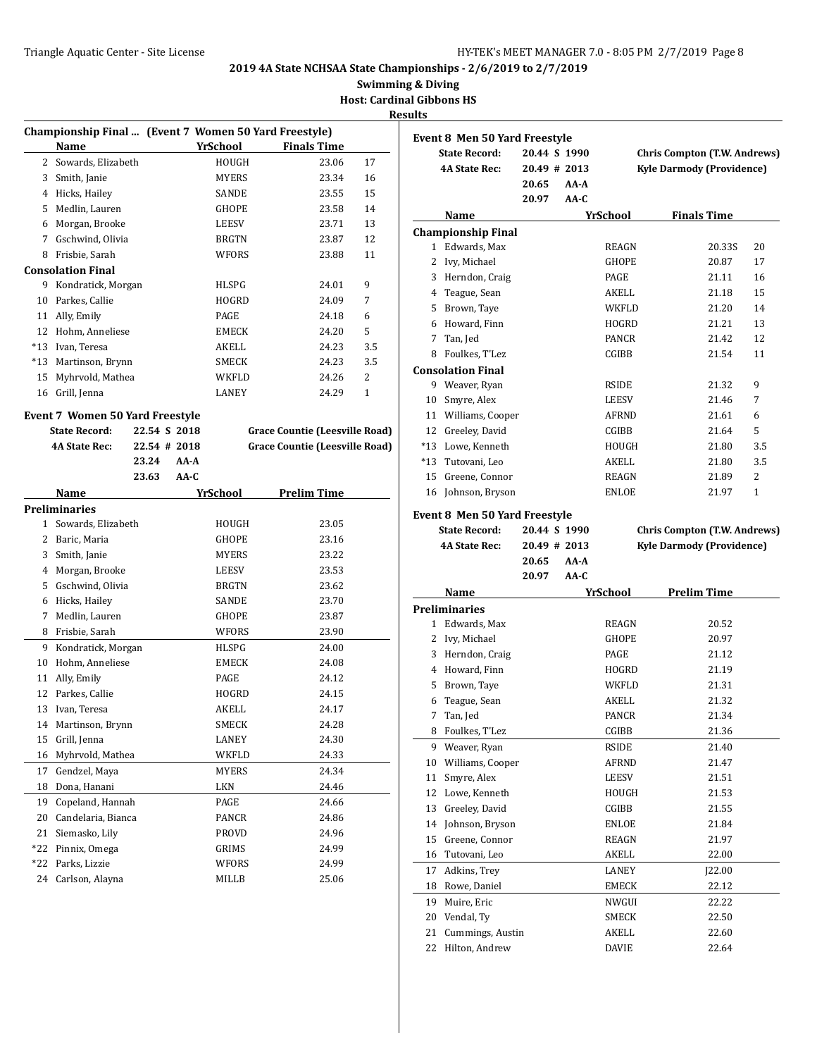# 2019 4A State NCHSAA State Championships - 2/6/2019 to 2/7/2019

**Swimming & Diving**

**Host: Cardinal Gibbons HS**

**Results**

## Championship Final ... (Event 7 Women 50 Yard Freestyle)

| | Name | YrSchool | Finals Time | |
|---|---|---|---|---|
| 2 | Sowards, Elizabeth | HOUGH | 23.06 | 17 |
| 3 | Smith, Janie | MYERS | 23.34 | 16 |
| 4 | Hicks, Hailey | SANDE | 23.55 | 15 |
| 5 | Medlin, Lauren | GHOPE | 23.58 | 14 |
| 6 | Morgan, Brooke | LEESV | 23.71 | 13 |
| 7 | Gschwind, Olivia | BRGTN | 23.87 | 12 |
| 8 | Frisbie, Sarah | WFORS | 23.88 | 11 |
| **Consolation Final** | | | | |
| 9 | Kondratick, Morgan | HLSPG | 24.01 | 9 |
| 10 | Parkes, Callie | HOGRD | 24.09 | 7 |
| 11 | Ally, Emily | PAGE | 24.18 | 6 |
| 12 | Hohm, Anneliese | EMECK | 24.20 | 5 |
| *13 | Ivan, Teresa | AKELL | 24.23 | 3.5 |
| *13 | Martinson, Brynn | SMECK | 24.23 | 3.5 |
| 15 | Myhrvold, Mathea | WKFLD | 24.26 | 2 |
| 16 | Grill, Jenna | LANEY | 24.29 | 1 |

## Event 7 Women 50 Yard Freestyle

| | | | |
|---|---|---|---|
| State Record: | 22.54 S 2018 | | Grace Countie (Leesville Road) |
| 4A State Rec: | 22.54 # 2018 | | Grace Countie (Leesville Road) |
| | 23.24 | AA-A | |
| | 23.63 | AA-C | |

| | Name | YrSchool | Prelim Time |
|---|---|---|---|
| **Preliminaries** | | | |
| 1 | Sowards, Elizabeth | HOUGH | 23.05 |
| 2 | Baric, Maria | GHOPE | 23.16 |
| 3 | Smith, Janie | MYERS | 23.22 |
| 4 | Morgan, Brooke | LEESV | 23.53 |
| 5 | Gschwind, Olivia | BRGTN | 23.62 |
| 6 | Hicks, Hailey | SANDE | 23.70 |
| 7 | Medlin, Lauren | GHOPE | 23.87 |
| 8 | Frisbie, Sarah | WFORS | 23.90 |
| 9 | Kondratick, Morgan | HLSPG | 24.00 |
| 10 | Hohm, Anneliese | EMECK | 24.08 |
| 11 | Ally, Emily | PAGE | 24.12 |
| 12 | Parkes, Callie | HOGRD | 24.15 |
| 13 | Ivan, Teresa | AKELL | 24.17 |
| 14 | Martinson, Brynn | SMECK | 24.28 |
| 15 | Grill, Jenna | LANEY | 24.30 |
| 16 | Myhrvold, Mathea | WKFLD | 24.33 |
| 17 | Gendzel, Maya | MYERS | 24.34 |
| 18 | Dona, Hanani | LKN | 24.46 |
| 19 | Copeland, Hannah | PAGE | 24.66 |
| 20 | Candelaria, Bianca | PANCR | 24.86 |
| 21 | Siemasko, Lily | PROVD | 24.96 |
| *22 | Pinnix, Omega | GRIMS | 24.99 |
| *22 | Parks, Lizzie | WFORS | 24.99 |
| 24 | Carlson, Alayna | MILLB | 25.06 |

## Event 8 Men 50 Yard Freestyle

| | | | |
|---|---|---|---|
| State Record: | 20.44 S 1990 | | Chris Compton (T.W. Andrews) |
| 4A State Rec: | 20.49 # 2013 | | Kyle Darmody (Providence) |
| | 20.65 | AA-A | |
| | 20.97 | AA-C | |

| | Name | YrSchool | Finals Time | |
|---|---|---|---|---|
| **Championship Final** | | | | |
| 1 | Edwards, Max | REAGN | 20.33S | 20 |
| 2 | Ivy, Michael | GHOPE | 20.87 | 17 |
| 3 | Herndon, Craig | PAGE | 21.11 | 16 |
| 4 | Teague, Sean | AKELL | 21.18 | 15 |
| 5 | Brown, Taye | WKFLD | 21.20 | 14 |
| 6 | Howard, Finn | HOGRD | 21.21 | 13 |
| 7 | Tan, Jed | PANCR | 21.42 | 12 |
| 8 | Foulkes, T'Lez | CGIBB | 21.54 | 11 |
| **Consolation Final** | | | | |
| 9 | Weaver, Ryan | RSIDE | 21.32 | 9 |
| 10 | Smyre, Alex | LEESV | 21.46 | 7 |
| 11 | Williams, Cooper | AFRND | 21.61 | 6 |
| 12 | Greeley, David | CGIBB | 21.64 | 5 |
| *13 | Lowe, Kenneth | HOUGH | 21.80 | 3.5 |
| *13 | Tutovani, Leo | AKELL | 21.80 | 3.5 |
| 15 | Greene, Connor | REAGN | 21.89 | 2 |
| 16 | Johnson, Bryson | ENLOE | 21.97 | 1 |

## Event 8 Men 50 Yard Freestyle

| | | | |
|---|---|---|---|
| State Record: | 20.44 S 1990 | | Chris Compton (T.W. Andrews) |
| 4A State Rec: | 20.49 # 2013 | | Kyle Darmody (Providence) |
| | 20.65 | AA-A | |
| | 20.97 | AA-C | |

| | Name | YrSchool | Prelim Time |
|---|---|---|---|
| **Preliminaries** | | | |
| 1 | Edwards, Max | REAGN | 20.52 |
| 2 | Ivy, Michael | GHOPE | 20.97 |
| 3 | Herndon, Craig | PAGE | 21.12 |
| 4 | Howard, Finn | HOGRD | 21.19 |
| 5 | Brown, Taye | WKFLD | 21.31 |
| 6 | Teague, Sean | AKELL | 21.32 |
| 7 | Tan, Jed | PANCR | 21.34 |
| 8 | Foulkes, T'Lez | CGIBB | 21.36 |
| 9 | Weaver, Ryan | RSIDE | 21.40 |
| 10 | Williams, Cooper | AFRND | 21.47 |
| 11 | Smyre, Alex | LEESV | 21.51 |
| 12 | Lowe, Kenneth | HOUGH | 21.53 |
| 13 | Greeley, David | CGIBB | 21.55 |
| 14 | Johnson, Bryson | ENLOE | 21.84 |
| 15 | Greene, Connor | REAGN | 21.97 |
| 16 | Tutovani, Leo | AKELL | 22.00 |
| 17 | Adkins, Trey | LANEY | J22.00 |
| 18 | Rowe, Daniel | EMECK | 22.12 |
| 19 | Muire, Eric | NWGUI | 22.22 |
| 20 | Vendal, Ty | SMECK | 22.50 |
| 21 | Cummings, Austin | AKELL | 22.60 |
| 22 | Hilton, Andrew | DAVIE | 22.64 |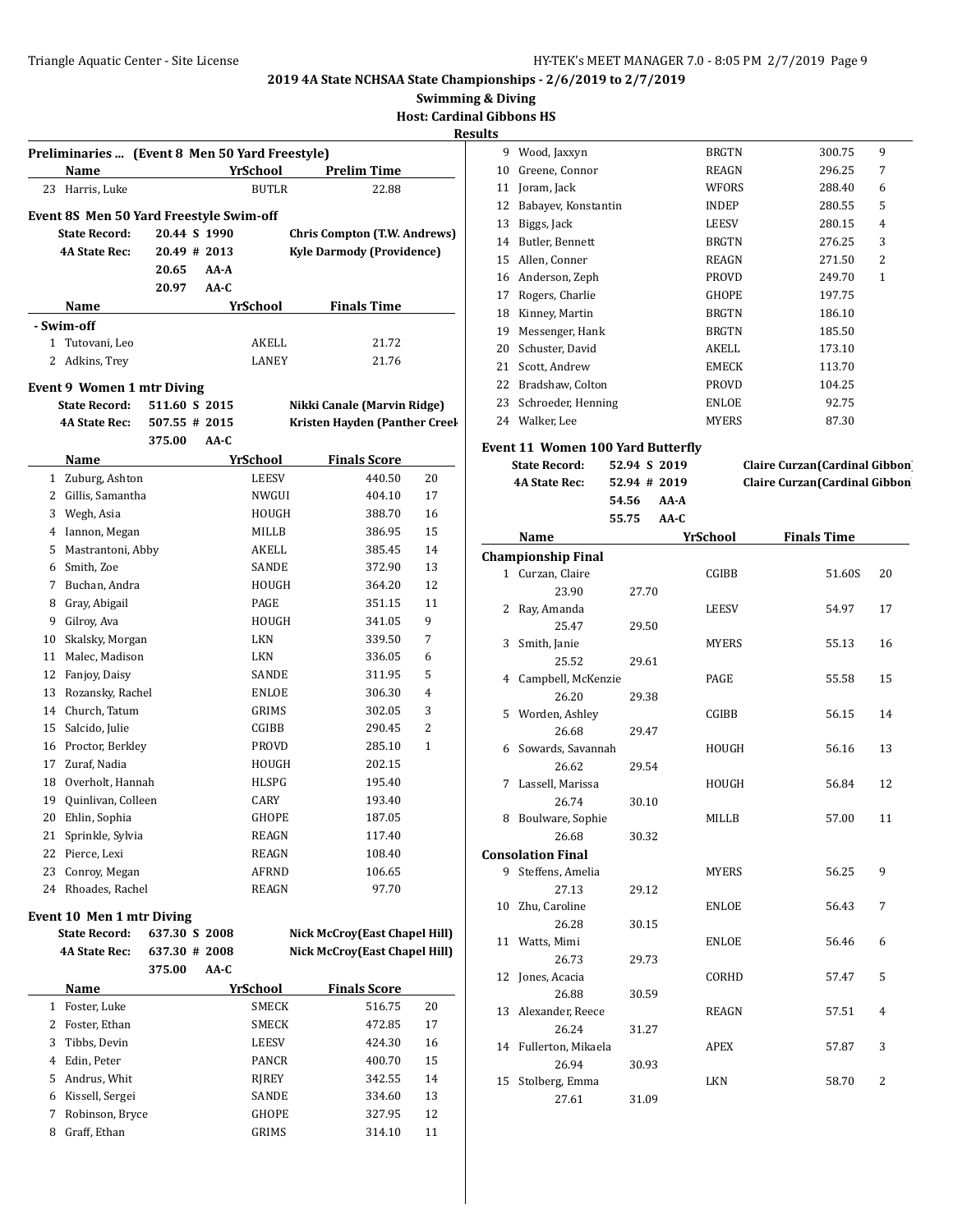## 2019 4A State NCHSAA State Championships - 2/6/2019 to 2/7/2019

**Swimming & Diving**

**Host: Cardinal Gibbons HS**

**Results**

### Preliminaries ... (Event 8 Men 50 Yard Freestyle)

| | Name | YrSchool | Prelim Time |
|---|---|---|---|
| 23 | Harris, Luke | BUTLR | 22.88 |

### Event 8S Men 50 Yard Freestyle Swim-off

| | | | |
|---|---|---|---|
| State Record: | 20.44 S 1990 | | Chris Compton (T.W. Andrews) |
| 4A State Rec: | 20.49 # 2013 | | Kyle Darmody (Providence) |
| | 20.65 | AA-A | |
| | 20.97 | AA-C | |

| | Name | YrSchool | Finals Time |
|---|---|---|---|
| **- Swim-off** | | | |
| 1 | Tutovani, Leo | AKELL | 21.72 |
| 2 | Adkins, Trey | LANEY | 21.76 |

### Event 9 Women 1 mtr Diving

| | | | |
|---|---|---|---|
| State Record: | 511.60 S 2015 | | Nikki Canale (Marvin Ridge) |
| 4A State Rec: | 507.55 # 2015 | | Kristen Hayden (Panther Creel |
| | 375.00 | AA-C | |

| | Name | YrSchool | Finals Score | |
|---|---|---|---|---|
| 1 | Zuburg, Ashton | LEESV | 440.50 | 20 |
| 2 | Gillis, Samantha | NWGUI | 404.10 | 17 |
| 3 | Wegh, Asia | HOUGH | 388.70 | 16 |
| 4 | Iannon, Megan | MILLB | 386.95 | 15 |
| 5 | Mastrantoni, Abby | AKELL | 385.45 | 14 |
| 6 | Smith, Zoe | SANDE | 372.90 | 13 |
| 7 | Buchan, Andra | HOUGH | 364.20 | 12 |
| 8 | Gray, Abigail | PAGE | 351.15 | 11 |
| 9 | Gilroy, Ava | HOUGH | 341.05 | 9 |
| 10 | Skalsky, Morgan | LKN | 339.50 | 7 |
| 11 | Malec, Madison | LKN | 336.05 | 6 |
| 12 | Fanjoy, Daisy | SANDE | 311.95 | 5 |
| 13 | Rozansky, Rachel | ENLOE | 306.30 | 4 |
| 14 | Church, Tatum | GRIMS | 302.05 | 3 |
| 15 | Salcido, Julie | CGIBB | 290.45 | 2 |
| 16 | Proctor, Berkley | PROVD | 285.10 | 1 |
| 17 | Zuraf, Nadia | HOUGH | 202.15 | |
| 18 | Overholt, Hannah | HLSPG | 195.40 | |
| 19 | Quinlivan, Colleen | CARY | 193.40 | |
| 20 | Ehlin, Sophia | GHOPE | 187.05 | |
| 21 | Sprinkle, Sylvia | REAGN | 117.40 | |
| 22 | Pierce, Lexi | REAGN | 108.40 | |
| 23 | Conroy, Megan | AFRND | 106.65 | |
| 24 | Rhoades, Rachel | REAGN | 97.70 | |

### Event 10 Men 1 mtr Diving

| | | | |
|---|---|---|---|
| State Record: | 637.30 S 2008 | | Nick McCroy(East Chapel Hill) |
| 4A State Rec: | 637.30 # 2008 | | Nick McCroy(East Chapel Hill) |
| | 375.00 | AA-C | |

| | Name | YrSchool | Finals Score | |
|---|---|---|---|---|
| 1 | Foster, Luke | SMECK | 516.75 | 20 |
| 2 | Foster, Ethan | SMECK | 472.85 | 17 |
| 3 | Tibbs, Devin | LEESV | 424.30 | 16 |
| 4 | Edin, Peter | PANCR | 400.70 | 15 |
| 5 | Andrus, Whit | RJREY | 342.55 | 14 |
| 6 | Kissell, Sergei | SANDE | 334.60 | 13 |
| 7 | Robinson, Bryce | GHOPE | 327.95 | 12 |
| 8 | Graff, Ethan | GRIMS | 314.10 | 11 |
| 9 | Wood, Jaxxyn | BRGTN | 300.75 | 9 |
| 10 | Greene, Connor | REAGN | 296.25 | 7 |
| 11 | Joram, Jack | WFORS | 288.40 | 6 |
| 12 | Babayev, Konstantin | INDEP | 280.55 | 5 |
| 13 | Biggs, Jack | LEESV | 280.15 | 4 |
| 14 | Butler, Bennett | BRGTN | 276.25 | 3 |
| 15 | Allen, Conner | REAGN | 271.50 | 2 |
| 16 | Anderson, Zeph | PROVD | 249.70 | 1 |
| 17 | Rogers, Charlie | GHOPE | 197.75 | |
| 18 | Kinney, Martin | BRGTN | 186.10 | |
| 19 | Messenger, Hank | BRGTN | 185.50 | |
| 20 | Schuster, David | AKELL | 173.10 | |
| 21 | Scott, Andrew | EMECK | 113.70 | |
| 22 | Bradshaw, Colton | PROVD | 104.25 | |
| 23 | Schroeder, Henning | ENLOE | 92.75 | |
| 24 | Walker, Lee | MYERS | 87.30 | |

### Event 11 Women 100 Yard Butterfly

| | | | |
|---|---|---|---|
| State Record: | 52.94 S 2019 | | Claire Curzan(Cardinal Gibbon |
| 4A State Rec: | 52.94 # 2019 | | Claire Curzan(Cardinal Gibbon |
| | 54.56 | AA-A | |
| | 55.75 | AA-C | |

| | Name | | YrSchool | Finals Time | |
|---|---|---|---|---|---|
| **Championship Final** | | | | | |
| 1 | Curzan, Claire | | CGIBB | 51.60S | 20 |
| | 23.90 | 27.70 | | | |
| 2 | Ray, Amanda | | LEESV | 54.97 | 17 |
| | 25.47 | 29.50 | | | |
| 3 | Smith, Janie | | MYERS | 55.13 | 16 |
| | 25.52 | 29.61 | | | |
| 4 | Campbell, McKenzie | | PAGE | 55.58 | 15 |
| | 26.20 | 29.38 | | | |
| 5 | Worden, Ashley | | CGIBB | 56.15 | 14 |
| | 26.68 | 29.47 | | | |
| 6 | Sowards, Savannah | | HOUGH | 56.16 | 13 |
| | 26.62 | 29.54 | | | |
| 7 | Lassell, Marissa | | HOUGH | 56.84 | 12 |
| | 26.74 | 30.10 | | | |
| 8 | Boulware, Sophie | | MILLB | 57.00 | 11 |
| | 26.68 | 30.32 | | | |
| **Consolation Final** | | | | | |
| 9 | Steffens, Amelia | | MYERS | 56.25 | 9 |
| | 27.13 | 29.12 | | | |
| 10 | Zhu, Caroline | | ENLOE | 56.43 | 7 |
| | 26.28 | 30.15 | | | |
| 11 | Watts, Mimi | | ENLOE | 56.46 | 6 |
| | 26.73 | 29.73 | | | |
| 12 | Jones, Acacia | | CORHD | 57.47 | 5 |
| | 26.88 | 30.59 | | | |
| 13 | Alexander, Reece | | REAGN | 57.51 | 4 |
| | 26.24 | 31.27 | | | |
| 14 | Fullerton, Mikaela | | APEX | 57.87 | 3 |
| | 26.94 | 30.93 | | | |
| 15 | Stolberg, Emma | | LKN | 58.70 | 2 |
| | 27.61 | 31.09 | | | |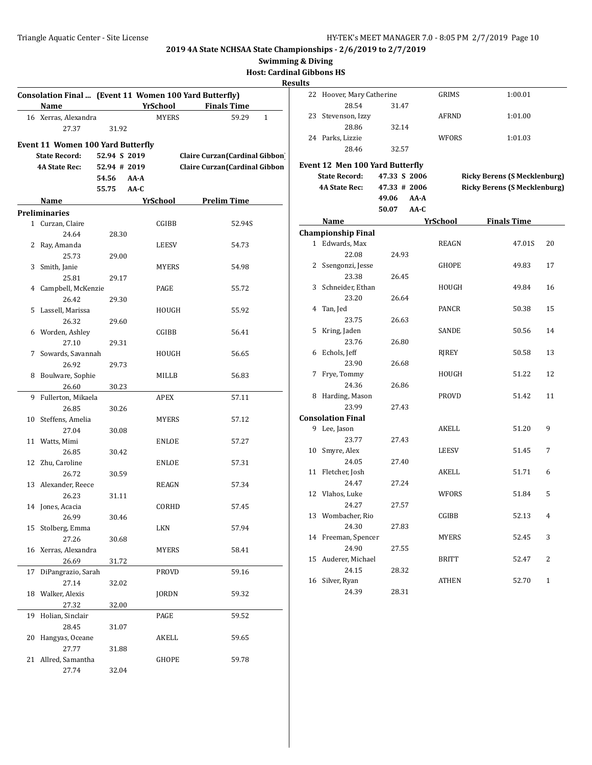# 2019 4A State NCHSAA State Championships - 2/6/2019 to 2/7/2019

**Swimming & Diving**

**Host: Cardinal Gibbons HS**

**Results**

## Consolation Final ... (Event 11 Women 100 Yard Butterfly)

| | Name | Yr | School | Finals Time | Points |
|---|---|---|---|---|---|
| 16 | Xerras, Alexandra | | MYERS | 59.29 | 1 |
| | 27.37 | 31.92 | | | |

## Event 11 Women 100 Yard Butterfly

| | | | |
|---|---|---|---|
| State Record: | 52.94 S 2019 | | Claire Curzan(Cardinal Gibbon) |
| 4A State Rec: | 52.94 # 2019 | | Claire Curzan(Cardinal Gibbon |
| | 54.56 | AA-A | |
| | 55.75 | AA-C | |

| | Name | Yr | School | Prelim Time |
|---|---|---|---|---|
| **Preliminaries** | | | | |
| 1 | Curzan, Claire | | CGIBB | 52.94S |
| | 24.64 | 28.30 | | |
| 2 | Ray, Amanda | | LEESV | 54.73 |
| | 25.73 | 29.00 | | |
| 3 | Smith, Janie | | MYERS | 54.98 |
| | 25.81 | 29.17 | | |
| 4 | Campbell, McKenzie | | PAGE | 55.72 |
| | 26.42 | 29.30 | | |
| 5 | Lassell, Marissa | | HOUGH | 55.92 |
| | 26.32 | 29.60 | | |
| 6 | Worden, Ashley | | CGIBB | 56.41 |
| | 27.10 | 29.31 | | |
| 7 | Sowards, Savannah | | HOUGH | 56.65 |
| | 26.92 | 29.73 | | |
| 8 | Boulware, Sophie | | MILLB | 56.83 |
| | 26.60 | 30.23 | | |
| 9 | Fullerton, Mikaela | | APEX | 57.11 |
| | 26.85 | 30.26 | | |
| 10 | Steffens, Amelia | | MYERS | 57.12 |
| | 27.04 | 30.08 | | |
| 11 | Watts, Mimi | | ENLOE | 57.27 |
| | 26.85 | 30.42 | | |
| 12 | Zhu, Caroline | | ENLOE | 57.31 |
| | 26.72 | 30.59 | | |
| 13 | Alexander, Reece | | REAGN | 57.34 |
| | 26.23 | 31.11 | | |
| 14 | Jones, Acacia | | CORHD | 57.45 |
| | 26.99 | 30.46 | | |
| 15 | Stolberg, Emma | | LKN | 57.94 |
| | 27.26 | 30.68 | | |
| 16 | Xerras, Alexandra | | MYERS | 58.41 |
| | 26.69 | 31.72 | | |
| 17 | DiPangrazio, Sarah | | PROVD | 59.16 |
| | 27.14 | 32.02 | | |
| 18 | Walker, Alexis | | JORDN | 59.32 |
| | 27.32 | 32.00 | | |
| 19 | Holian, Sinclair | | PAGE | 59.52 |
| | 28.45 | 31.07 | | |
| 20 | Hangyas, Oceane | | AKELL | 59.65 |
| | 27.77 | 31.88 | | |
| 21 | Allred, Samantha | | GHOPE | 59.78 |
| | 27.74 | 32.04 | | |
| 22 | Hoover, Mary Catherine | | GRIMS | 1:00.01 |
| | 28.54 | 31.47 | | |
| 23 | Stevenson, Izzy | | AFRND | 1:01.00 |
| | 28.86 | 32.14 | | |
| 24 | Parks, Lizzie | | WFORS | 1:01.03 |
| | 28.46 | 32.57 | | |

## Event 12 Men 100 Yard Butterfly

| | | | |
|---|---|---|---|
| State Record: | 47.33 S 2006 | | Ricky Berens (S Mecklenburg) |
| 4A State Rec: | 47.33 # 2006 | | Ricky Berens (S Mecklenburg) |
| | 49.06 | AA-A | |
| | 50.07 | AA-C | |

| | Name | Yr | School | Finals Time | Points |
|---|---|---|---|---|---|
| **Championship Final** | | | | | |
| 1 | Edwards, Max | | REAGN | 47.01S | 20 |
| | 22.08 | 24.93 | | | |
| 2 | Ssengonzi, Jesse | | GHOPE | 49.83 | 17 |
| | 23.38 | 26.45 | | | |
| 3 | Schneider, Ethan | | HOUGH | 49.84 | 16 |
| | 23.20 | 26.64 | | | |
| 4 | Tan, Jed | | PANCR | 50.38 | 15 |
| | 23.75 | 26.63 | | | |
| 5 | Kring, Jaden | | SANDE | 50.56 | 14 |
| | 23.76 | 26.80 | | | |
| 6 | Echols, Jeff | | RJREY | 50.58 | 13 |
| | 23.90 | 26.68 | | | |
| 7 | Frye, Tommy | | HOUGH | 51.22 | 12 |
| | 24.36 | 26.86 | | | |
| 8 | Harding, Mason | | PROVD | 51.42 | 11 |
| | 23.99 | 27.43 | | | |
| **Consolation Final** | | | | | |
| 9 | Lee, Jason | | AKELL | 51.20 | 9 |
| | 23.77 | 27.43 | | | |
| 10 | Smyre, Alex | | LEESV | 51.45 | 7 |
| | 24.05 | 27.40 | | | |
| 11 | Fletcher, Josh | | AKELL | 51.71 | 6 |
| | 24.47 | 27.24 | | | |
| 12 | Vlahos, Luke | | WFORS | 51.84 | 5 |
| | 24.27 | 27.57 | | | |
| 13 | Wombacher, Rio | | CGIBB | 52.13 | 4 |
| | 24.30 | 27.83 | | | |
| 14 | Freeman, Spencer | | MYERS | 52.45 | 3 |
| | 24.90 | 27.55 | | | |
| 15 | Auderer, Michael | | BRITT | 52.47 | 2 |
| | 24.15 | 28.32 | | | |
| 16 | Silver, Ryan | | ATHEN | 52.70 | 1 |
| | 24.39 | 28.31 | | | |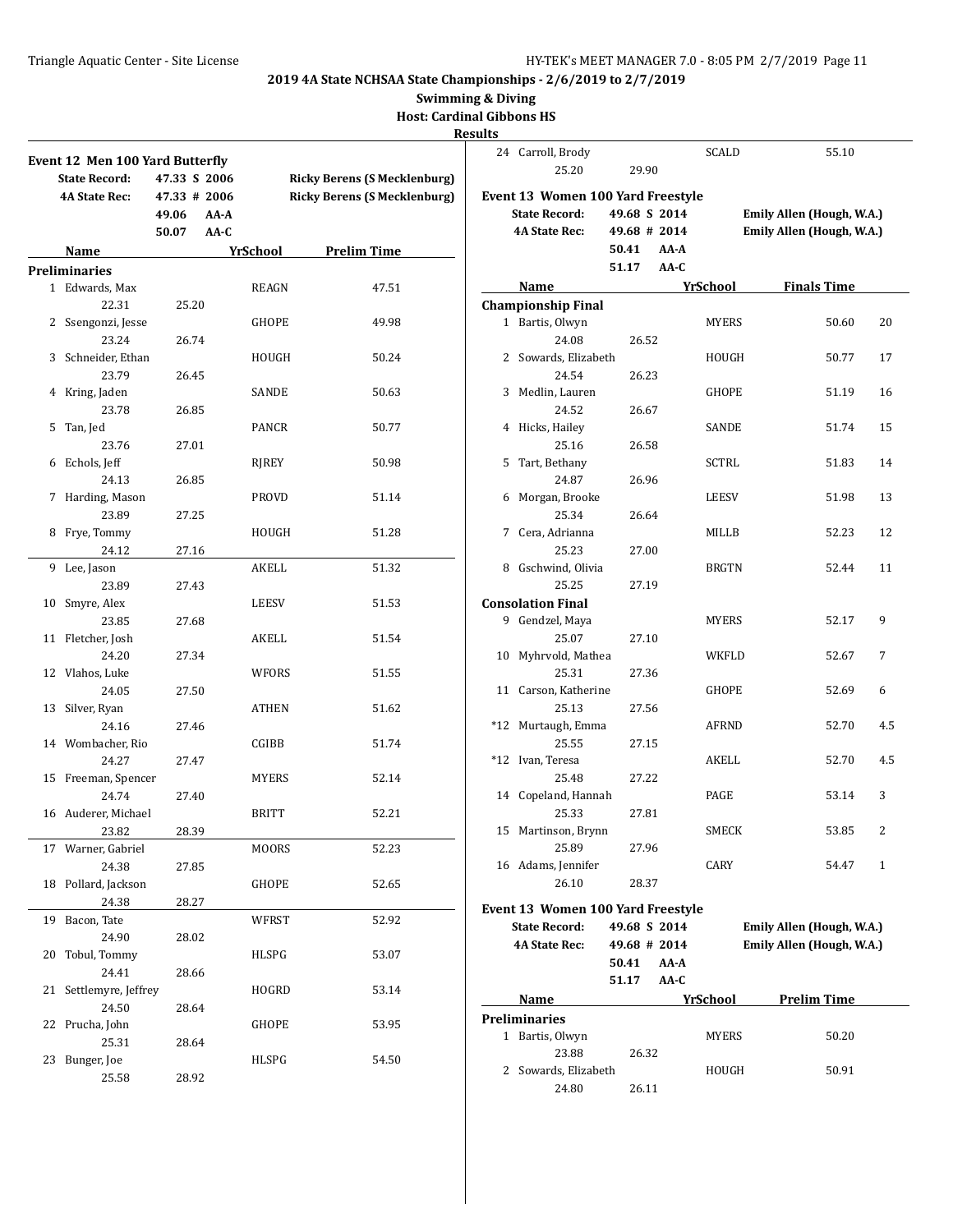**2019 4A State NCHSAA State Championships - 2/6/2019 to 2/7/2019**

**Swimming & Diving**

**Host: Cardinal Gibbons HS**

**Results**

### Event 12 Men 100 Yard Butterfly

| | | | |
|---|---|---|---|
| **State Record:** | 47.33 S 2006 | | **Ricky Berens (S Mecklenburg)** |
| **4A State Rec:** | 47.33 # 2006 | | **Ricky Berens (S Mecklenburg)** |
| | 49.06 | AA-A | |
| | 50.07 | AA-C | |

| | Name | | Yr | School | Prelim Time |
|---|---|---|---|---|---|
| **Preliminaries** | | | | | |
| 1 | Edwards, Max | | | REAGN | 47.51 |
| | 22.31 | 25.20 | | | |
| 2 | Ssengonzi, Jesse | | | GHOPE | 49.98 |
| | 23.24 | 26.74 | | | |
| 3 | Schneider, Ethan | | | HOUGH | 50.24 |
| | 23.79 | 26.45 | | | |
| 4 | Kring, Jaden | | | SANDE | 50.63 |
| | 23.78 | 26.85 | | | |
| 5 | Tan, Jed | | | PANCR | 50.77 |
| | 23.76 | 27.01 | | | |
| 6 | Echols, Jeff | | | RJREY | 50.98 |
| | 24.13 | 26.85 | | | |
| 7 | Harding, Mason | | | PROVD | 51.14 |
| | 23.89 | 27.25 | | | |
| 8 | Frye, Tommy | | | HOUGH | 51.28 |
| | 24.12 | 27.16 | | | |
| 9 | Lee, Jason | | | AKELL | 51.32 |
| | 23.89 | 27.43 | | | |
| 10 | Smyre, Alex | | | LEESV | 51.53 |
| | 23.85 | 27.68 | | | |
| 11 | Fletcher, Josh | | | AKELL | 51.54 |
| | 24.20 | 27.34 | | | |
| 12 | Vlahos, Luke | | | WFORS | 51.55 |
| | 24.05 | 27.50 | | | |
| 13 | Silver, Ryan | | | ATHEN | 51.62 |
| | 24.16 | 27.46 | | | |
| 14 | Wombacher, Rio | | | CGIBB | 51.74 |
| | 24.27 | 27.47 | | | |
| 15 | Freeman, Spencer | | | MYERS | 52.14 |
| | 24.74 | 27.40 | | | |
| 16 | Auderer, Michael | | | BRITT | 52.21 |
| | 23.82 | 28.39 | | | |
| 17 | Warner, Gabriel | | | MOORS | 52.23 |
| | 24.38 | 27.85 | | | |
| 18 | Pollard, Jackson | | | GHOPE | 52.65 |
| | 24.38 | 28.27 | | | |
| 19 | Bacon, Tate | | | WFRST | 52.92 |
| | 24.90 | 28.02 | | | |
| 20 | Tobul, Tommy | | | HLSPG | 53.07 |
| | 24.41 | 28.66 | | | |
| 21 | Settlemyre, Jeffrey | | | HOGRD | 53.14 |
| | 24.50 | 28.64 | | | |
| 22 | Prucha, John | | | GHOPE | 53.95 |
| | 25.31 | 28.64 | | | |
| 23 | Bunger, Joe | | | HLSPG | 54.50 |
| | 25.58 | 28.92 | | | |
| 24 | Carroll, Brody | | | SCALD | 55.10 |
| | 25.20 | 29.90 | | | |

### Event 13 Women 100 Yard Freestyle

| | | | |
|---|---|---|---|
| **State Record:** | 49.68 S 2014 | | **Emily Allen (Hough, W.A.)** |
| **4A State Rec:** | 49.68 # 2014 | | **Emily Allen (Hough, W.A.)** |
| | 50.41 | AA-A | |
| | 51.17 | AA-C | |

| | Name | | Yr | School | Finals Time | Points |
|---|---|---|---|---|---|---|
| **Championship Final** | | | | | | |
| 1 | Bartis, Olwyn | | | MYERS | 50.60 | 20 |
| | 24.08 | 26.52 | | | | |
| 2 | Sowards, Elizabeth | | | HOUGH | 50.77 | 17 |
| | 24.54 | 26.23 | | | | |
| 3 | Medlin, Lauren | | | GHOPE | 51.19 | 16 |
| | 24.52 | 26.67 | | | | |
| 4 | Hicks, Hailey | | | SANDE | 51.74 | 15 |
| | 25.16 | 26.58 | | | | |
| 5 | Tart, Bethany | | | SCTRL | 51.83 | 14 |
| | 24.87 | 26.96 | | | | |
| 6 | Morgan, Brooke | | | LEESV | 51.98 | 13 |
| | 25.34 | 26.64 | | | | |
| 7 | Cera, Adrianna | | | MILLB | 52.23 | 12 |
| | 25.23 | 27.00 | | | | |
| 8 | Gschwind, Olivia | | | BRGTN | 52.44 | 11 |
| | 25.25 | 27.19 | | | | |
| **Consolation Final** | | | | | | |
| 9 | Gendzel, Maya | | | MYERS | 52.17 | 9 |
| | 25.07 | 27.10 | | | | |
| 10 | Myhrvold, Mathea | | | WKFLD | 52.67 | 7 |
| | 25.31 | 27.36 | | | | |
| 11 | Carson, Katherine | | | GHOPE | 52.69 | 6 |
| | 25.13 | 27.56 | | | | |
| *12 | Murtaugh, Emma | | | AFRND | 52.70 | 4.5 |
| | 25.55 | 27.15 | | | | |
| *12 | Ivan, Teresa | | | AKELL | 52.70 | 4.5 |
| | 25.48 | 27.22 | | | | |
| 14 | Copeland, Hannah | | | PAGE | 53.14 | 3 |
| | 25.33 | 27.81 | | | | |
| 15 | Martinson, Brynn | | | SMECK | 53.85 | 2 |
| | 25.89 | 27.96 | | | | |
| 16 | Adams, Jennifer | | | CARY | 54.47 | 1 |
| | 26.10 | 28.37 | | | | |

### Event 13 Women 100 Yard Freestyle

| | | | |
|---|---|---|---|
| **State Record:** | 49.68 S 2014 | | **Emily Allen (Hough, W.A.)** |
| **4A State Rec:** | 49.68 # 2014 | | **Emily Allen (Hough, W.A.)** |
| | 50.41 | AA-A | |
| | 51.17 | AA-C | |

| | Name | | Yr | School | Prelim Time |
|---|---|---|---|---|---|
| **Preliminaries** | | | | | |
| 1 | Bartis, Olwyn | | | MYERS | 50.20 |
| | 23.88 | 26.32 | | | |
| 2 | Sowards, Elizabeth | | | HOUGH | 50.91 |
| | 24.80 | 26.11 | | | |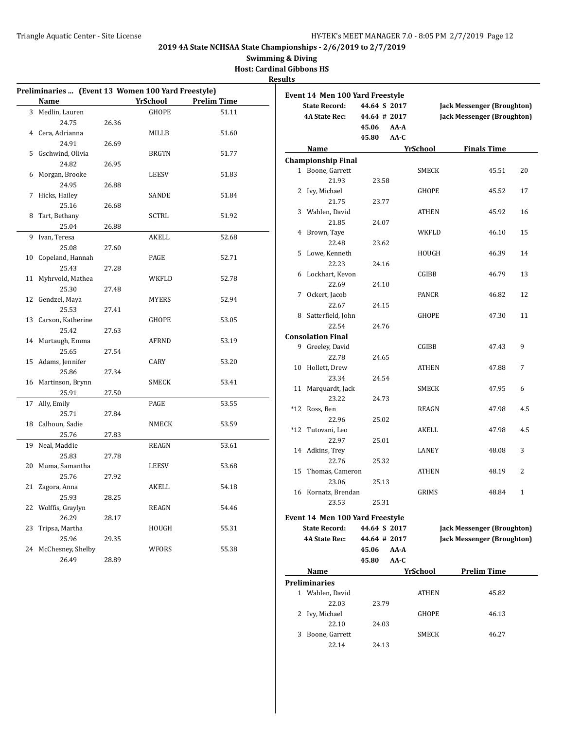# 2019 4A State NCHSAA State Championships - 2/6/2019 to 2/7/2019

**Swimming & Diving**

**Host: Cardinal Gibbons HS**

**Results**

## Preliminaries ... (Event 13 Women 100 Yard Freestyle)

| | Name | Yr | School | Prelim Time |
|---|---|---|---|---|
| 3 | Medlin, Lauren | | GHOPE | 51.11 |
| | 24.75 | 26.36 | | |
| 4 | Cera, Adrianna | | MILLB | 51.60 |
| | 24.91 | 26.69 | | |
| 5 | Gschwind, Olivia | | BRGTN | 51.77 |
| | 24.82 | 26.95 | | |
| 6 | Morgan, Brooke | | LEESV | 51.83 |
| | 24.95 | 26.88 | | |
| 7 | Hicks, Hailey | | SANDE | 51.84 |
| | 25.16 | 26.68 | | |
| 8 | Tart, Bethany | | SCTRL | 51.92 |
| | 25.04 | 26.88 | | |
| 9 | Ivan, Teresa | | AKELL | 52.68 |
| | 25.08 | 27.60 | | |
| 10 | Copeland, Hannah | | PAGE | 52.71 |
| | 25.43 | 27.28 | | |
| 11 | Myhrvold, Mathea | | WKFLD | 52.78 |
| | 25.30 | 27.48 | | |
| 12 | Gendzel, Maya | | MYERS | 52.94 |
| | 25.53 | 27.41 | | |
| 13 | Carson, Katherine | | GHOPE | 53.05 |
| | 25.42 | 27.63 | | |
| 14 | Murtaugh, Emma | | AFRND | 53.19 |
| | 25.65 | 27.54 | | |
| 15 | Adams, Jennifer | | CARY | 53.20 |
| | 25.86 | 27.34 | | |
| 16 | Martinson, Brynn | | SMECK | 53.41 |
| | 25.91 | 27.50 | | |
| 17 | Ally, Emily | | PAGE | 53.55 |
| | 25.71 | 27.84 | | |
| 18 | Calhoun, Sadie | | NMECK | 53.59 |
| | 25.76 | 27.83 | | |
| 19 | Neal, Maddie | | REAGN | 53.61 |
| | 25.83 | 27.78 | | |
| 20 | Muma, Samantha | | LEESV | 53.68 |
| | 25.76 | 27.92 | | |
| 21 | Zagora, Anna | | AKELL | 54.18 |
| | 25.93 | 28.25 | | |
| 22 | Wolffis, Graylyn | | REAGN | 54.46 |
| | 26.29 | 28.17 | | |
| 23 | Tripsa, Martha | | HOUGH | 55.31 |
| | 25.96 | 29.35 | | |
| 24 | McChesney, Shelby | | WFORS | 55.38 |
| | 26.49 | 28.89 | | |

## Event 14 Men 100 Yard Freestyle

| | | | |
|---|---|---|---|
| **State Record:** | 44.64 S 2017 | | Jack Messenger (Broughton) |
| **4A State Rec:** | 44.64 # 2017 | | Jack Messenger (Broughton) |
| | 45.06 | AA-A | |
| | 45.80 | AA-C | |

| | Name | Yr | School | Finals Time | Points |
|---|---|---|---|---|---|
| **Championship Final** | | | | | |
| 1 | Boone, Garrett | | SMECK | 45.51 | 20 |
| | 21.93 | 23.58 | | | |
| 2 | Ivy, Michael | | GHOPE | 45.52 | 17 |
| | 21.75 | 23.77 | | | |
| 3 | Wahlen, David | | ATHEN | 45.92 | 16 |
| | 21.85 | 24.07 | | | |
| 4 | Brown, Taye | | WKFLD | 46.10 | 15 |
| | 22.48 | 23.62 | | | |
| 5 | Lowe, Kenneth | | HOUGH | 46.39 | 14 |
| | 22.23 | 24.16 | | | |
| 6 | Lockhart, Kevon | | CGIBB | 46.79 | 13 |
| | 22.69 | 24.10 | | | |
| 7 | Ockert, Jacob | | PANCR | 46.82 | 12 |
| | 22.67 | 24.15 | | | |
| 8 | Satterfield, John | | GHOPE | 47.30 | 11 |
| | 22.54 | 24.76 | | | |
| **Consolation Final** | | | | | |
| 9 | Greeley, David | | CGIBB | 47.43 | 9 |
| | 22.78 | 24.65 | | | |
| 10 | Hollett, Drew | | ATHEN | 47.88 | 7 |
| | 23.34 | 24.54 | | | |
| 11 | Marquardt, Jack | | SMECK | 47.95 | 6 |
| | 23.22 | 24.73 | | | |
| *12 | Ross, Ben | | REAGN | 47.98 | 4.5 |
| | 22.96 | 25.02 | | | |
| *12 | Tutovani, Leo | | AKELL | 47.98 | 4.5 |
| | 22.97 | 25.01 | | | |
| 14 | Adkins, Trey | | LANEY | 48.08 | 3 |
| | 22.76 | 25.32 | | | |
| 15 | Thomas, Cameron | | ATHEN | 48.19 | 2 |
| | 23.06 | 25.13 | | | |
| 16 | Kornatz, Brendan | | GRIMS | 48.84 | 1 |
| | 23.53 | 25.31 | | | |

## Event 14 Men 100 Yard Freestyle

| | | | |
|---|---|---|---|
| **State Record:** | 44.64 S 2017 | | Jack Messenger (Broughton) |
| **4A State Rec:** | 44.64 # 2017 | | Jack Messenger (Broughton) |
| | 45.06 | AA-A | |
| | 45.80 | AA-C | |

| | Name | Yr | School | Prelim Time |
|---|---|---|---|---|
| **Preliminaries** | | | | |
| 1 | Wahlen, David | | ATHEN | 45.82 |
| | 22.03 | 23.79 | | |
| 2 | Ivy, Michael | | GHOPE | 46.13 |
| | 22.10 | 24.03 | | |
| 3 | Boone, Garrett | | SMECK | 46.27 |
| | 22.14 | 24.13 | | |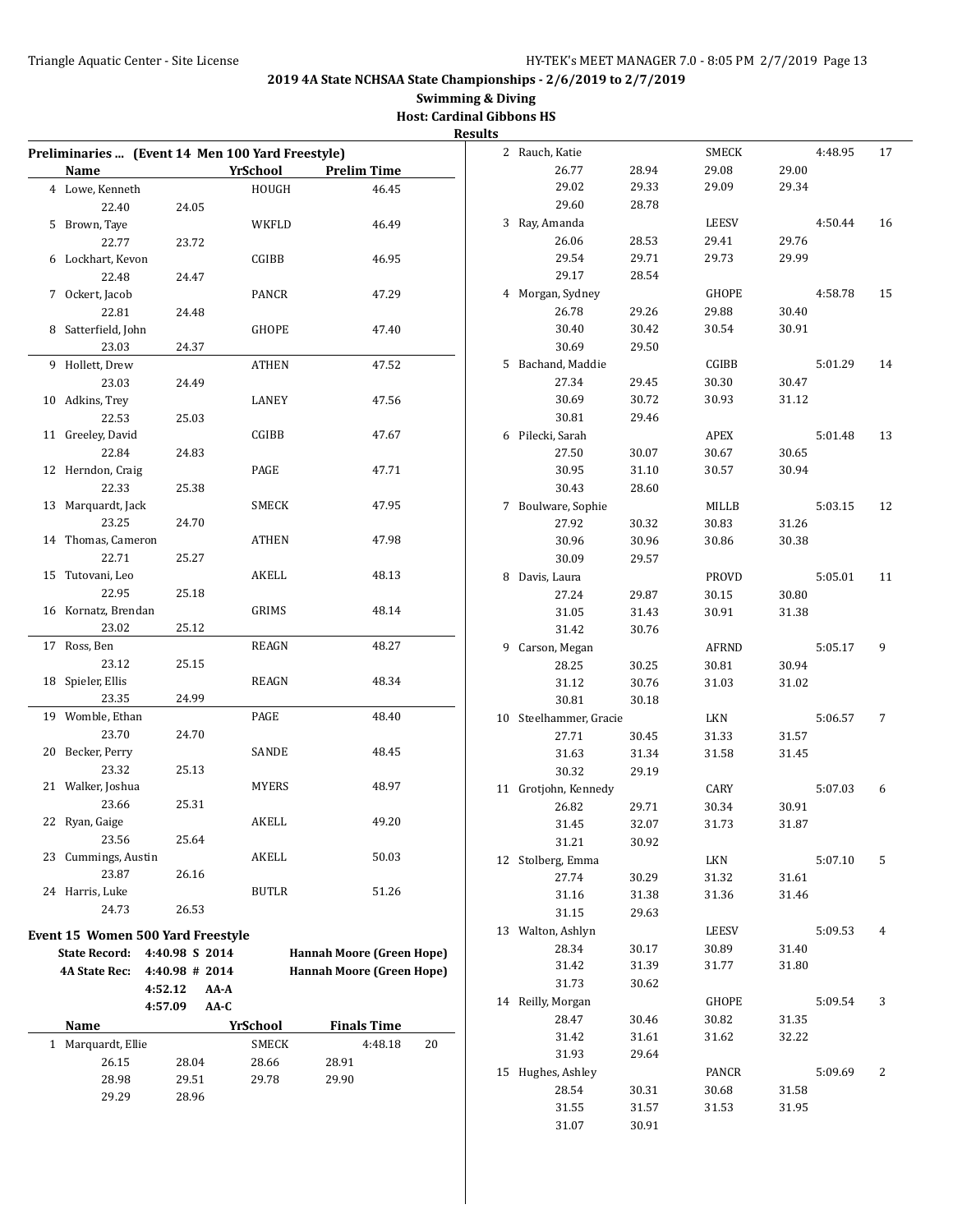# 2019 4A State NCHSAA State Championships - 2/6/2019 to 2/7/2019

## Swimming & Diving

**Host: Cardinal Gibbons HS**

**Results**

### Preliminaries ... (Event 14 Men 100 Yard Freestyle)

| | Name | | YrSchool | Prelim Time |
|---|---|---|---|---|
| 4 | Lowe, Kenneth | | HOUGH | 46.45 |
| | 22.40 | 24.05 | | |
| 5 | Brown, Taye | | WKFLD | 46.49 |
| | 22.77 | 23.72 | | |
| 6 | Lockhart, Kevon | | CGIBB | 46.95 |
| | 22.48 | 24.47 | | |
| 7 | Ockert, Jacob | | PANCR | 47.29 |
| | 22.81 | 24.48 | | |
| 8 | Satterfield, John | | GHOPE | 47.40 |
| | 23.03 | 24.37 | | |
| 9 | Hollett, Drew | | ATHEN | 47.52 |
| | 23.03 | 24.49 | | |
| 10 | Adkins, Trey | | LANEY | 47.56 |
| | 22.53 | 25.03 | | |
| 11 | Greeley, David | | CGIBB | 47.67 |
| | 22.84 | 24.83 | | |
| 12 | Herndon, Craig | | PAGE | 47.71 |
| | 22.33 | 25.38 | | |
| 13 | Marquardt, Jack | | SMECK | 47.95 |
| | 23.25 | 24.70 | | |
| 14 | Thomas, Cameron | | ATHEN | 47.98 |
| | 22.71 | 25.27 | | |
| 15 | Tutovani, Leo | | AKELL | 48.13 |
| | 22.95 | 25.18 | | |
| 16 | Kornatz, Brendan | | GRIMS | 48.14 |
| | 23.02 | 25.12 | | |
| 17 | Ross, Ben | | REAGN | 48.27 |
| | 23.12 | 25.15 | | |
| 18 | Spieler, Ellis | | REAGN | 48.34 |
| | 23.35 | 24.99 | | |
| 19 | Womble, Ethan | | PAGE | 48.40 |
| | 23.70 | 24.70 | | |
| 20 | Becker, Perry | | SANDE | 48.45 |
| | 23.32 | 25.13 | | |
| 21 | Walker, Joshua | | MYERS | 48.97 |
| | 23.66 | 25.31 | | |
| 22 | Ryan, Gaige | | AKELL | 49.20 |
| | 23.56 | 25.64 | | |
| 23 | Cummings, Austin | | AKELL | 50.03 |
| | 23.87 | 26.16 | | |
| 24 | Harris, Luke | | BUTLR | 51.26 |
| | 24.73 | 26.53 | | |

### Event 15 Women 500 Yard Freestyle

| | | | |
|---|---|---|---|
| State Record: | 4:40.98 S 2014 | | Hannah Moore (Green Hope) |
| 4A State Rec: | 4:40.98 # 2014 | | Hannah Moore (Green Hope) |
| | 4:52.12 | AA-A | |
| | 4:57.09 | AA-C | |

| | Name | | YrSchool | | Finals Time | Points |
|---|---|---|---|---|---|---|
| 1 | Marquardt, Ellie | | SMECK | | 4:48.18 | 20 |
| | 26.15 | 28.04 | 28.66 | 28.91 | | |
| | 28.98 | 29.51 | 29.78 | 29.90 | | |
| | 29.29 | 28.96 | | | | |
| 2 | Rauch, Katie | | SMECK | | 4:48.95 | 17 |
| | 26.77 | 28.94 | 29.08 | 29.00 | | |
| | 29.02 | 29.33 | 29.09 | 29.34 | | |
| | 29.60 | 28.78 | | | | |
| 3 | Ray, Amanda | | LEESV | | 4:50.44 | 16 |
| | 26.06 | 28.53 | 29.41 | 29.76 | | |
| | 29.54 | 29.71 | 29.73 | 29.99 | | |
| | 29.17 | 28.54 | | | | |
| 4 | Morgan, Sydney | | GHOPE | | 4:58.78 | 15 |
| | 26.78 | 29.26 | 29.88 | 30.40 | | |
| | 30.40 | 30.42 | 30.54 | 30.91 | | |
| | 30.69 | 29.50 | | | | |
| 5 | Bachand, Maddie | | CGIBB | | 5:01.29 | 14 |
| | 27.34 | 29.45 | 30.30 | 30.47 | | |
| | 30.69 | 30.72 | 30.93 | 31.12 | | |
| | 30.81 | 29.46 | | | | |
| 6 | Pilecki, Sarah | | APEX | | 5:01.48 | 13 |
| | 27.50 | 30.07 | 30.67 | 30.65 | | |
| | 30.95 | 31.10 | 30.57 | 30.94 | | |
| | 30.43 | 28.60 | | | | |
| 7 | Boulware, Sophie | | MILLB | | 5:03.15 | 12 |
| | 27.92 | 30.32 | 30.83 | 31.26 | | |
| | 30.96 | 30.96 | 30.86 | 30.38 | | |
| | 30.09 | 29.57 | | | | |
| 8 | Davis, Laura | | PROVD | | 5:05.01 | 11 |
| | 27.24 | 29.87 | 30.15 | 30.80 | | |
| | 31.05 | 31.43 | 30.91 | 31.38 | | |
| | 31.42 | 30.76 | | | | |
| 9 | Carson, Megan | | AFRND | | 5:05.17 | 9 |
| | 28.25 | 30.25 | 30.81 | 30.94 | | |
| | 31.12 | 30.76 | 31.03 | 31.02 | | |
| | 30.81 | 30.18 | | | | |
| 10 | Steelhammer, Gracie | | LKN | | 5:06.57 | 7 |
| | 27.71 | 30.45 | 31.33 | 31.57 | | |
| | 31.63 | 31.34 | 31.58 | 31.45 | | |
| | 30.32 | 29.19 | | | | |
| 11 | Grotjohn, Kennedy | | CARY | | 5:07.03 | 6 |
| | 26.82 | 29.71 | 30.34 | 30.91 | | |
| | 31.45 | 32.07 | 31.73 | 31.87 | | |
| | 31.21 | 30.92 | | | | |
| 12 | Stolberg, Emma | | LKN | | 5:07.10 | 5 |
| | 27.74 | 30.29 | 31.32 | 31.61 | | |
| | 31.16 | 31.38 | 31.36 | 31.46 | | |
| | 31.15 | 29.63 | | | | |
| 13 | Walton, Ashlyn | | LEESV | | 5:09.53 | 4 |
| | 28.34 | 30.17 | 30.89 | 31.40 | | |
| | 31.42 | 31.39 | 31.77 | 31.80 | | |
| | 31.73 | 30.62 | | | | |
| 14 | Reilly, Morgan | | GHOPE | | 5:09.54 | 3 |
| | 28.47 | 30.46 | 30.82 | 31.35 | | |
| | 31.42 | 31.61 | 31.62 | 32.22 | | |
| | 31.93 | 29.64 | | | | |
| 15 | Hughes, Ashley | | PANCR | | 5:09.69 | 2 |
| | 28.54 | 30.31 | 30.68 | 31.58 | | |
| | 31.55 | 31.57 | 31.53 | 31.95 | | |
| | 31.07 | 30.91 | | | | |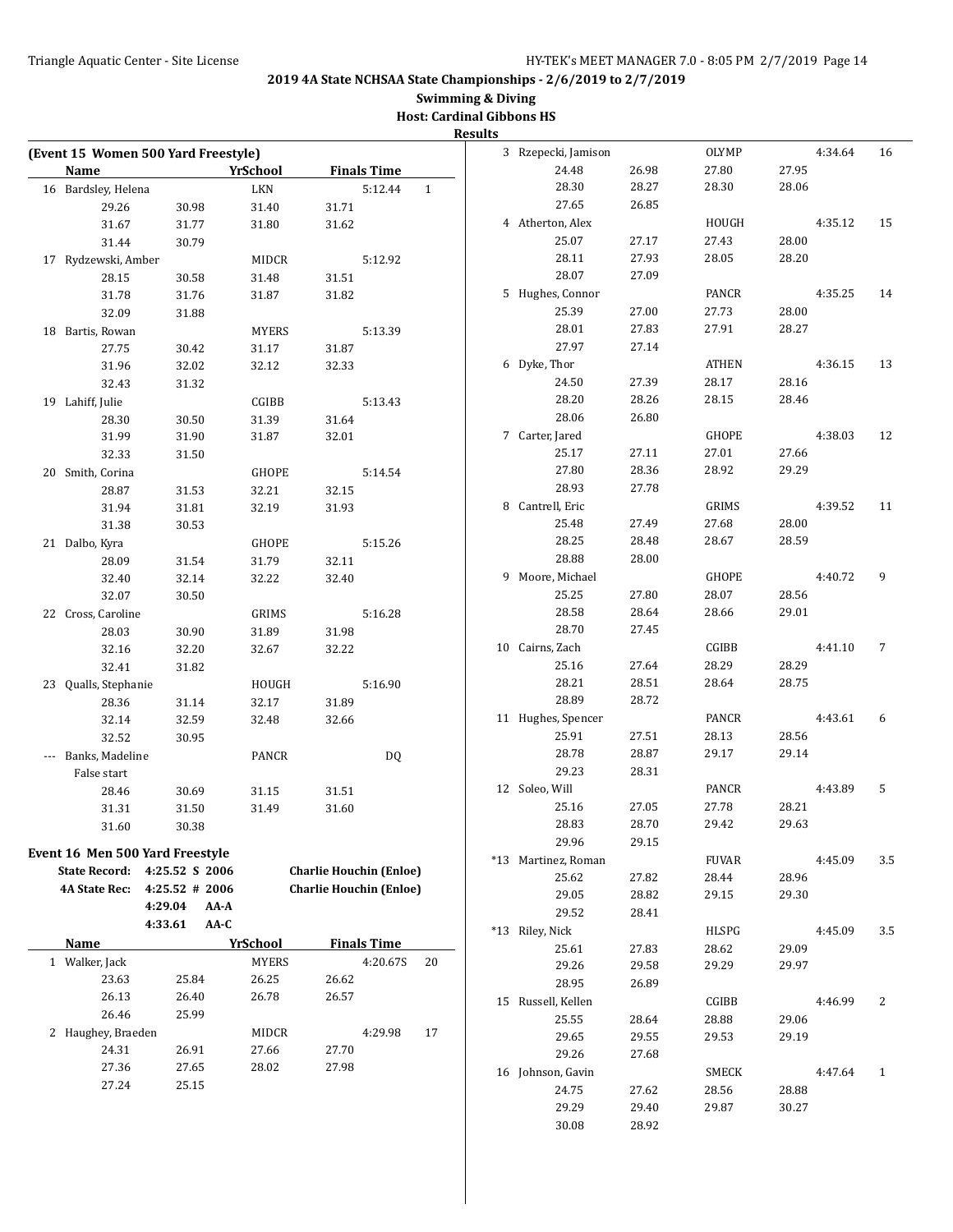**2019 4A State NCHSAA State Championships - 2/6/2019 to 2/7/2019**

**Swimming & Diving**

**Host: Cardinal Gibbons HS**

**Results**

### (Event 15 Women 500 Yard Freestyle)

| | Name | YrSchool | Finals Time | |
|---|---|---|---|---|
| 16 | Bardsley, Helena | LKN | 5:12.44 | 1 |
| | 29.26 30.98 31.40 31.71 | | | |
| | 31.67 31.77 31.80 31.62 | | | |
| | 31.44 30.79 | | | |
| 17 | Rydzewski, Amber | MIDCR | 5:12.92 | |
| | 28.15 30.58 31.48 31.51 | | | |
| | 31.78 31.76 31.87 31.82 | | | |
| | 32.09 31.88 | | | |
| 18 | Bartis, Rowan | MYERS | 5:13.39 | |
| | 27.75 30.42 31.17 31.87 | | | |
| | 31.96 32.02 32.12 32.33 | | | |
| | 32.43 31.32 | | | |
| 19 | Lahiff, Julie | CGIBB | 5:13.43 | |
| | 28.30 30.50 31.39 31.64 | | | |
| | 31.99 31.90 31.87 32.01 | | | |
| | 32.33 31.50 | | | |
| 20 | Smith, Corina | GHOPE | 5:14.54 | |
| | 28.87 31.53 32.21 32.15 | | | |
| | 31.94 31.81 32.19 31.93 | | | |
| | 31.38 30.53 | | | |
| 21 | Dalbo, Kyra | GHOPE | 5:15.26 | |
| | 28.09 31.54 31.79 32.11 | | | |
| | 32.40 32.14 32.22 32.40 | | | |
| | 32.07 30.50 | | | |
| 22 | Cross, Caroline | GRIMS | 5:16.28 | |
| | 28.03 30.90 31.89 31.98 | | | |
| | 32.16 32.20 32.67 32.22 | | | |
| | 32.41 31.82 | | | |
| 23 | Qualls, Stephanie | HOUGH | 5:16.90 | |
| | 28.36 31.14 32.17 31.89 | | | |
| | 32.14 32.59 32.48 32.66 | | | |
| | 32.52 30.95 | | | |
| --- | Banks, Madeline | PANCR | DQ | |
| | False start | | | |
| | 28.46 30.69 31.15 31.51 | | | |
| | 31.31 31.50 31.49 31.60 | | | |
| | 31.60 30.38 | | | |

### Event 16 Men 500 Yard Freestyle

| | | | |
|---|---|---|---|
| State Record: | 4:25.52 S 2006 | | Charlie Houchin (Enloe) |
| 4A State Rec: | 4:25.52 # 2006 | | Charlie Houchin (Enloe) |
| | 4:29.04 | AA-A | |
| | 4:33.61 | AA-C | |

| | Name | YrSchool | Finals Time | |
|---|---|---|---|---|
| 1 | Walker, Jack | MYERS | 4:20.67S | 20 |
| | 23.63 25.84 26.25 26.62 | | | |
| | 26.13 26.40 26.78 26.57 | | | |
| | 26.46 25.99 | | | |
| 2 | Haughey, Braeden | MIDCR | 4:29.98 | 17 |
| | 24.31 26.91 27.66 27.70 | | | |
| | 27.36 27.65 28.02 27.98 | | | |
| | 27.24 25.15 | | | |
| 3 | Rzepecki, Jamison | OLYMP | 4:34.64 | 16 |
| | 24.48 26.98 27.80 27.95 | | | |
| | 28.30 28.27 28.30 28.06 | | | |
| | 27.65 26.85 | | | |
| 4 | Atherton, Alex | HOUGH | 4:35.12 | 15 |
| | 25.07 27.17 27.43 28.00 | | | |
| | 28.11 27.93 28.05 28.20 | | | |
| | 28.07 27.09 | | | |
| 5 | Hughes, Connor | PANCR | 4:35.25 | 14 |
| | 25.39 27.00 27.73 28.00 | | | |
| | 28.01 27.83 27.91 28.27 | | | |
| | 27.97 27.14 | | | |
| 6 | Dyke, Thor | ATHEN | 4:36.15 | 13 |
| | 24.50 27.39 28.17 28.16 | | | |
| | 28.20 28.26 28.15 28.46 | | | |
| | 28.06 26.80 | | | |
| 7 | Carter, Jared | GHOPE | 4:38.03 | 12 |
| | 25.17 27.11 27.01 27.66 | | | |
| | 27.80 28.36 28.92 29.29 | | | |
| | 28.93 27.78 | | | |
| 8 | Cantrell, Eric | GRIMS | 4:39.52 | 11 |
| | 25.48 27.49 27.68 28.00 | | | |
| | 28.25 28.48 28.67 28.59 | | | |
| | 28.88 28.00 | | | |
| 9 | Moore, Michael | GHOPE | 4:40.72 | 9 |
| | 25.25 27.80 28.07 28.56 | | | |
| | 28.58 28.64 28.66 29.01 | | | |
| | 28.70 27.45 | | | |
| 10 | Cairns, Zach | CGIBB | 4:41.10 | 7 |
| | 25.16 27.64 28.29 28.29 | | | |
| | 28.21 28.51 28.64 28.75 | | | |
| | 28.89 28.72 | | | |
| 11 | Hughes, Spencer | PANCR | 4:43.61 | 6 |
| | 25.91 27.51 28.13 28.56 | | | |
| | 28.78 28.87 29.17 29.14 | | | |
| | 29.23 28.31 | | | |
| 12 | Soleo, Will | PANCR | 4:43.89 | 5 |
| | 25.16 27.05 27.78 28.21 | | | |
| | 28.83 28.70 29.42 29.63 | | | |
| | 29.96 29.15 | | | |
| *13 | Martinez, Roman | FUVAR | 4:45.09 | 3.5 |
| | 25.62 27.82 28.44 28.96 | | | |
| | 29.05 28.82 29.15 29.30 | | | |
| | 29.52 28.41 | | | |
| *13 | Riley, Nick | HLSPG | 4:45.09 | 3.5 |
| | 25.61 27.83 28.62 29.09 | | | |
| | 29.26 29.58 29.29 29.97 | | | |
| | 28.95 26.89 | | | |
| 15 | Russell, Kellen | CGIBB | 4:46.99 | 2 |
| | 25.55 28.64 28.88 29.06 | | | |
| | 29.65 29.55 29.53 29.19 | | | |
| | 29.26 27.68 | | | |
| 16 | Johnson, Gavin | SMECK | 4:47.64 | 1 |
| | 24.75 27.62 28.56 28.88 | | | |
| | 29.29 29.40 29.87 30.27 | | | |
| | 30.08 28.92 | | | |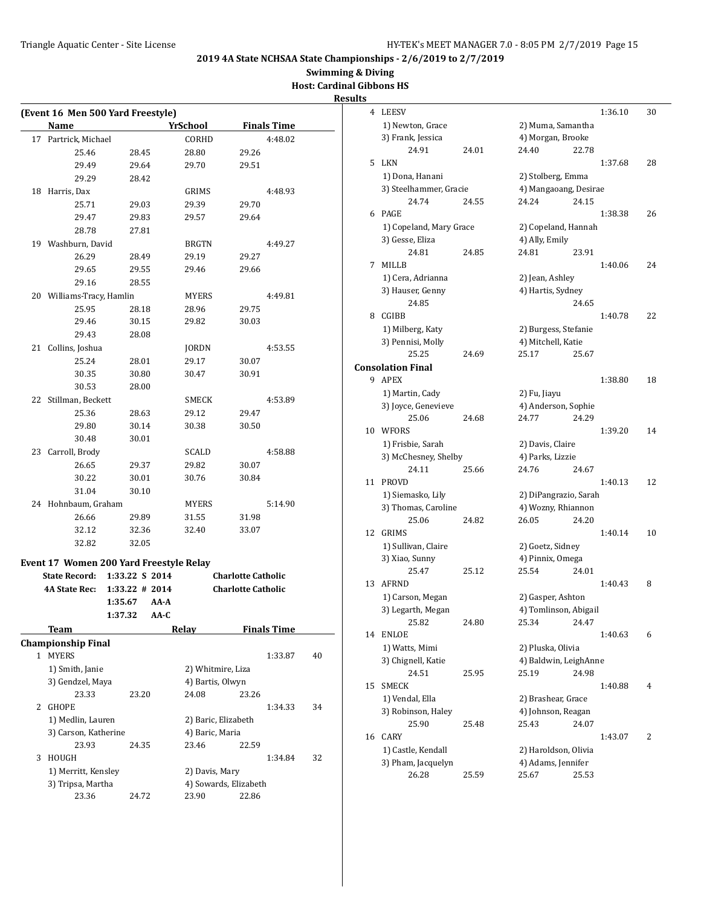**2019 4A State NCHSAA State Championships - 2/6/2019 to 2/7/2019**

**Swimming & Diving**

**Host: Cardinal Gibbons HS**

**Results**

**(Event 16 Men 500 Yard Freestyle)**

| | Name | YrSchool | Finals Time |
|---|---|---|---|
| 17 | Partrick, Michael | CORHD | 4:48.02 |
| | 25.46 28.45 28.80 29.26 29.49 29.64 29.70 29.51 29.29 28.42 | | |
| 18 | Harris, Dax | GRIMS | 4:48.93 |
| | 25.71 29.03 29.39 29.70 29.47 29.83 29.57 29.64 28.78 27.81 | | |
| 19 | Washburn, David | BRGTN | 4:49.27 |
| | 26.29 28.49 29.19 29.27 29.65 29.55 29.46 29.66 29.16 28.55 | | |
| 20 | Williams-Tracy, Hamlin | MYERS | 4:49.81 |
| | 25.95 28.18 28.96 29.75 29.46 30.15 29.82 30.03 29.43 28.08 | | |
| 21 | Collins, Joshua | JORDN | 4:53.55 |
| | 25.24 28.01 29.17 30.07 30.35 30.80 30.47 30.91 30.53 28.00 | | |
| 22 | Stillman, Beckett | SMECK | 4:53.89 |
| | 25.36 28.63 29.12 29.47 29.80 30.14 30.38 30.50 30.48 30.01 | | |
| 23 | Carroll, Brody | SCALD | 4:58.88 |
| | 26.65 29.37 29.82 30.07 30.22 30.01 30.76 30.84 31.04 30.10 | | |
| 24 | Hohnbaum, Graham | MYERS | 5:14.90 |
| | 26.66 29.89 31.55 31.98 32.12 32.36 32.40 33.07 32.82 32.05 | | |

**Event 17 Women 200 Yard Freestyle Relay**

| | | | |
|---|---|---|---|
| State Record: | 1:33.22 S | 2014 | Charlotte Catholic |
| 4A State Rec: | 1:33.22 # | 2014 | Charlotte Catholic |
| | 1:35.67 | AA-A | |
| | 1:37.32 | AA-C | |

| | Team | Relay | Finals Time | Points |
|---|---|---|---|---|
| **Championship Final** | | | | |
| 1 | MYERS | | 1:33.87 | 40 |
| | 1) Smith, Janie; 2) Whitmire, Liza; 3) Gendzel, Maya; 4) Bartis, Olwyn | | | |
| | 23.33 23.20 24.08 23.26 | | | |
| 2 | GHOPE | | 1:34.33 | 34 |
| | 1) Medlin, Lauren; 2) Baric, Elizabeth; 3) Carson, Katherine; 4) Baric, Maria | | | |
| | 23.93 24.35 23.46 22.59 | | | |
| 3 | HOUGH | | 1:34.84 | 32 |
| | 1) Merritt, Kensley; 2) Davis, Mary; 3) Tripsa, Martha; 4) Sowards, Elizabeth | | | |
| | 23.36 24.72 23.90 22.86 | | | |
| 4 | LEESV | | 1:36.10 | 30 |
| | 1) Newton, Grace; 2) Muma, Samantha; 3) Frank, Jessica; 4) Morgan, Brooke | | | |
| | 24.91 24.01 24.40 22.78 | | | |
| 5 | LKN | | 1:37.68 | 28 |
| | 1) Dona, Hanani; 2) Stolberg, Emma; 3) Steelhammer, Gracie; 4) Mangaoang, Desirae | | | |
| | 24.74 24.55 24.24 24.15 | | | |
| 6 | PAGE | | 1:38.38 | 26 |
| | 1) Copeland, Mary Grace; 2) Copeland, Hannah; 3) Gesse, Eliza; 4) Ally, Emily | | | |
| | 24.81 24.85 24.81 23.91 | | | |
| 7 | MILLB | | 1:40.06 | 24 |
| | 1) Cera, Adrianna; 2) Jean, Ashley; 3) Hauser, Genny; 4) Hartis, Sydney | | | |
| | 24.85 24.65 | | | |
| 8 | CGIBB | | 1:40.78 | 22 |
| | 1) Milberg, Katy; 2) Burgess, Stefanie; 3) Pennisi, Molly; 4) Mitchell, Katie | | | |
| | 25.25 24.69 25.17 25.67 | | | |
| **Consolation Final** | | | | |
| 9 | APEX | | 1:38.80 | 18 |
| | 1) Martin, Cady; 2) Fu, Jiayu; 3) Joyce, Genevieve; 4) Anderson, Sophie | | | |
| | 25.06 24.68 24.77 24.29 | | | |
| 10 | WFORS | | 1:39.20 | 14 |
| | 1) Frisbie, Sarah; 2) Davis, Claire; 3) McChesney, Shelby; 4) Parks, Lizzie | | | |
| | 24.11 25.66 24.76 24.67 | | | |
| 11 | PROVD | | 1:40.13 | 12 |
| | 1) Siemasko, Lily; 2) DiPangrazio, Sarah; 3) Thomas, Caroline; 4) Wozny, Rhiannon | | | |
| | 25.06 24.82 26.05 24.20 | | | |
| 12 | GRIMS | | 1:40.14 | 10 |
| | 1) Sullivan, Claire; 2) Goetz, Sidney; 3) Xiao, Sunny; 4) Pinnix, Omega | | | |
| | 25.47 25.12 25.54 24.01 | | | |
| 13 | AFRND | | 1:40.43 | 8 |
| | 1) Carson, Megan; 2) Gasper, Ashton; 3) Legarth, Megan; 4) Tomlinson, Abigail | | | |
| | 25.82 24.80 25.34 24.47 | | | |
| 14 | ENLOE | | 1:40.63 | 6 |
| | 1) Watts, Mimi; 2) Pluska, Olivia; 3) Chignell, Katie; 4) Baldwin, LeighAnne | | | |
| | 24.51 25.95 25.19 24.98 | | | |
| 15 | SMECK | | 1:40.88 | 4 |
| | 1) Vendal, Ella; 2) Brashear, Grace; 3) Robinson, Haley; 4) Johnson, Reagan | | | |
| | 25.90 25.48 25.43 24.07 | | | |
| 16 | CARY | | 1:43.07 | 2 |
| | 1) Castle, Kendall; 2) Haroldson, Olivia; 3) Pham, Jacquelyn; 4) Adams, Jennifer | | | |
| | 26.28 25.59 25.67 25.53 | | | |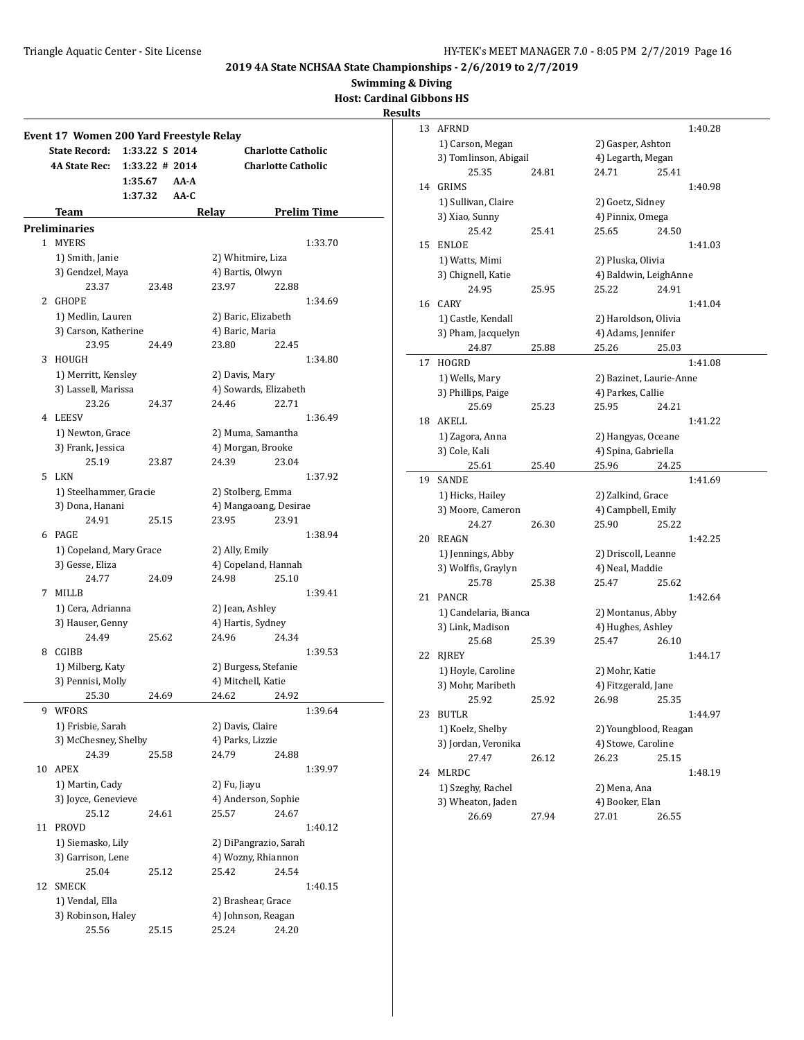## 2019 4A State NCHSAA State Championships - 2/6/2019 to 2/7/2019

**Swimming & Diving**

**Host: Cardinal Gibbons HS**

**Results**

### Event 17 Women 200 Yard Freestyle Relay

| | | | |
|---|---|---|---|
| **State Record:** | 1:33.22 S 2014 | | **Charlotte Catholic** |
| **4A State Rec:** | 1:33.22 # 2014 | | **Charlotte Catholic** |
| | 1:35.67 AA-A | | |
| | 1:37.32 AA-C | | |

| | Team | Relay | Prelim Time |
|---|---|---|---|

**Preliminaries**

| Place | Team | Swimmers | Splits | Prelim Time |
|---|---|---|---|---|
| 1 | MYERS | 1) Smith, Janie; 2) Whitmire, Liza; 3) Gendzel, Maya; 4) Bartis, Olwyn | 23.37, 23.48, 23.97, 22.88 | 1:33.70 |
| 2 | GHOPE | 1) Medlin, Lauren; 2) Baric, Elizabeth; 3) Carson, Katherine; 4) Baric, Maria | 23.95, 24.49, 23.80, 22.45 | 1:34.69 |
| 3 | HOUGH | 1) Merritt, Kensley; 2) Davis, Mary; 3) Lassell, Marissa; 4) Sowards, Elizabeth | 23.26, 24.37, 24.46, 22.71 | 1:34.80 |
| 4 | LEESV | 1) Newton, Grace; 2) Muma, Samantha; 3) Frank, Jessica; 4) Morgan, Brooke | 25.19, 23.87, 24.39, 23.04 | 1:36.49 |
| 5 | LKN | 1) Steelhammer, Gracie; 2) Stolberg, Emma; 3) Dona, Hanani; 4) Mangaoang, Desirae | 24.91, 25.15, 23.95, 23.91 | 1:37.92 |
| 6 | PAGE | 1) Copeland, Mary Grace; 2) Ally, Emily; 3) Gesse, Eliza; 4) Copeland, Hannah | 24.77, 24.09, 24.98, 25.10 | 1:38.94 |
| 7 | MILLB | 1) Cera, Adrianna; 2) Jean, Ashley; 3) Hauser, Genny; 4) Hartis, Sydney | 24.49, 25.62, 24.96, 24.34 | 1:39.41 |
| 8 | CGIBB | 1) Milberg, Katy; 2) Burgess, Stefanie; 3) Pennisi, Molly; 4) Mitchell, Katie | 25.30, 24.69, 24.62, 24.92 | 1:39.53 |
| 9 | WFORS | 1) Frisbie, Sarah; 2) Davis, Claire; 3) McChesney, Shelby; 4) Parks, Lizzie | 24.39, 25.58, 24.79, 24.88 | 1:39.64 |
| 10 | APEX | 1) Martin, Cady; 2) Fu, Jiayu; 3) Joyce, Genevieve; 4) Anderson, Sophie | 25.12, 24.61, 25.57, 24.67 | 1:39.97 |
| 11 | PROVD | 1) Siemasko, Lily; 2) DiPangrazio, Sarah; 3) Garrison, Lene; 4) Wozny, Rhiannon | 25.04, 25.12, 25.42, 24.54 | 1:40.12 |
| 12 | SMECK | 1) Vendal, Ella; 2) Brashear, Grace; 3) Robinson, Haley; 4) Johnson, Reagan | 25.56, 25.15, 25.24, 24.20 | 1:40.15 |
| 13 | AFRND | 1) Carson, Megan; 2) Gasper, Ashton; 3) Tomlinson, Abigail; 4) Legarth, Megan | 25.35, 24.81, 24.71, 25.41 | 1:40.28 |
| 14 | GRIMS | 1) Sullivan, Claire; 2) Goetz, Sidney; 3) Xiao, Sunny; 4) Pinnix, Omega | 25.42, 25.41, 25.65, 24.50 | 1:40.98 |
| 15 | ENLOE | 1) Watts, Mimi; 2) Pluska, Olivia; 3) Chignell, Katie; 4) Baldwin, LeighAnne | 24.95, 25.95, 25.22, 24.91 | 1:41.03 |
| 16 | CARY | 1) Castle, Kendall; 2) Haroldson, Olivia; 3) Pham, Jacquelyn; 4) Adams, Jennifer | 24.87, 25.88, 25.26, 25.03 | 1:41.04 |
| 17 | HOGRD | 1) Wells, Mary; 2) Bazinet, Laurie-Anne; 3) Phillips, Paige; 4) Parkes, Callie | 25.69, 25.23, 25.95, 24.21 | 1:41.08 |
| 18 | AKELL | 1) Zagora, Anna; 2) Hangyas, Oceane; 3) Cole, Kali; 4) Spina, Gabriella | 25.61, 25.40, 25.96, 24.25 | 1:41.22 |
| 19 | SANDE | 1) Hicks, Hailey; 2) Zalkind, Grace; 3) Moore, Cameron; 4) Campbell, Emily | 24.27, 26.30, 25.90, 25.22 | 1:41.69 |
| 20 | REAGN | 1) Jennings, Abby; 2) Driscoll, Leanne; 3) Wolffis, Graylyn; 4) Neal, Maddie | 25.78, 25.38, 25.47, 25.62 | 1:42.25 |
| 21 | PANCR | 1) Candelaria, Bianca; 2) Montanus, Abby; 3) Link, Madison; 4) Hughes, Ashley | 25.68, 25.39, 25.47, 26.10 | 1:42.64 |
| 22 | RJREY | 1) Hoyle, Caroline; 2) Mohr, Katie; 3) Mohr, Maribeth; 4) Fitzgerald, Jane | 25.92, 25.92, 26.98, 25.35 | 1:44.17 |
| 23 | BUTLR | 1) Koelz, Shelby; 2) Youngblood, Reagan; 3) Jordan, Veronika; 4) Stowe, Caroline | 27.47, 26.12, 26.23, 25.15 | 1:44.97 |
| 24 | MLRDC | 1) Szeghy, Rachel; 2) Mena, Ana; 3) Wheaton, Jaden; 4) Booker, Elan | 26.69, 27.94, 27.01, 26.55 | 1:48.19 |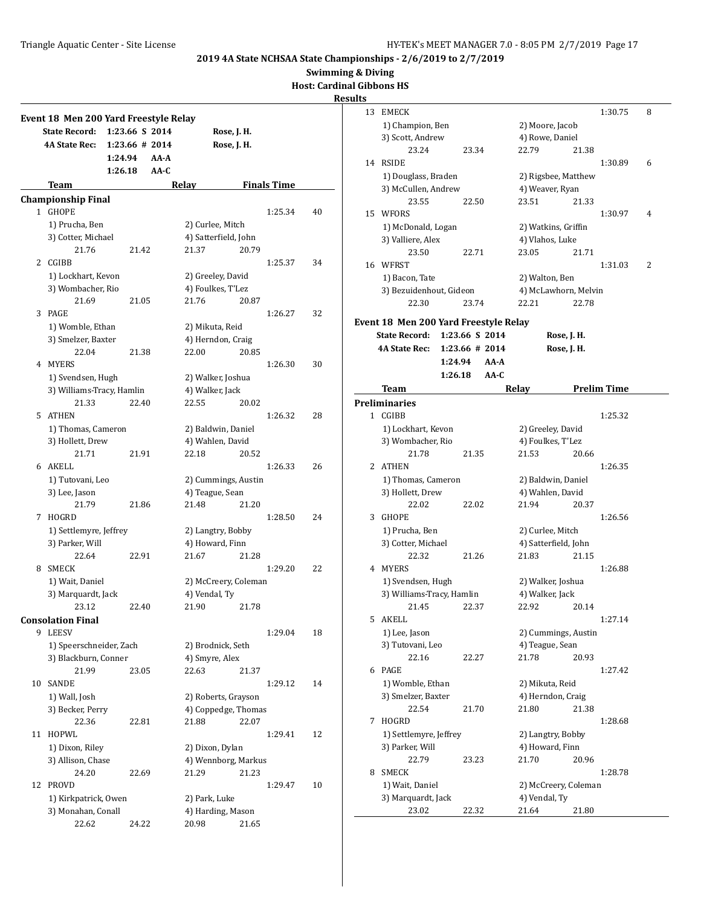# 2019 4A State NCHSAA State Championships - 2/6/2019 to 2/7/2019

**Swimming & Diving**

**Host: Cardinal Gibbons HS**

**Results**

## Event 18 Men 200 Yard Freestyle Relay

| | | | |
|---|---|---|---|
| **State Record:** | 1:23.66 S | 2014 | Rose, J. H. |
| **4A State Rec:** | 1:23.66 # | 2014 | Rose, J. H. |
| | 1:24.94 | AA-A | |
| | 1:26.18 | AA-C | |

| | Team | Relay | Finals Time | Points |
|---|---|---|---|---|
| **Championship Final** | | | | |
| 1 | GHOPE | | 1:25.34 | 40 |
| | 1) Prucha, Ben | 2) Curlee, Mitch | | |
| | 3) Cotter, Michael | 4) Satterfield, John | | |
| | 21.76 21.42 | 21.37 20.79 | | |
| 2 | CGIBB | | 1:25.37 | 34 |
| | 1) Lockhart, Kevon | 2) Greeley, David | | |
| | 3) Wombacher, Rio | 4) Foulkes, T'Lez | | |
| | 21.69 21.05 | 21.76 20.87 | | |
| 3 | PAGE | | 1:26.27 | 32 |
| | 1) Womble, Ethan | 2) Mikuta, Reid | | |
| | 3) Smelzer, Baxter | 4) Herndon, Craig | | |
| | 22.04 21.38 | 22.00 20.85 | | |
| 4 | MYERS | | 1:26.30 | 30 |
| | 1) Svendsen, Hugh | 2) Walker, Joshua | | |
| | 3) Williams-Tracy, Hamlin | 4) Walker, Jack | | |
| | 21.33 22.40 | 22.55 20.02 | | |
| 5 | ATHEN | | 1:26.32 | 28 |
| | 1) Thomas, Cameron | 2) Baldwin, Daniel | | |
| | 3) Hollett, Drew | 4) Wahlen, David | | |
| | 21.71 21.91 | 22.18 20.52 | | |
| 6 | AKELL | | 1:26.33 | 26 |
| | 1) Tutovani, Leo | 2) Cummings, Austin | | |
| | 3) Lee, Jason | 4) Teague, Sean | | |
| | 21.79 21.86 | 21.48 21.20 | | |
| 7 | HOGRD | | 1:28.50 | 24 |
| | 1) Settlemyre, Jeffrey | 2) Langtry, Bobby | | |
| | 3) Parker, Will | 4) Howard, Finn | | |
| | 22.64 22.91 | 21.67 21.28 | | |
| 8 | SMECK | | 1:29.20 | 22 |
| | 1) Wait, Daniel | 2) McCreery, Coleman | | |
| | 3) Marquardt, Jack | 4) Vendal, Ty | | |
| | 23.12 22.40 | 21.90 21.78 | | |
| **Consolation Final** | | | | |
| 9 | LEESV | | 1:29.04 | 18 |
| | 1) Speerschneider, Zach | 2) Brodnick, Seth | | |
| | 3) Blackburn, Conner | 4) Smyre, Alex | | |
| | 21.99 23.05 | 22.63 21.37 | | |
| 10 | SANDE | | 1:29.12 | 14 |
| | 1) Wall, Josh | 2) Roberts, Grayson | | |
| | 3) Becker, Perry | 4) Coppedge, Thomas | | |
| | 22.36 22.81 | 21.88 22.07 | | |
| 11 | HOPWL | | 1:29.41 | 12 |
| | 1) Dixon, Riley | 2) Dixon, Dylan | | |
| | 3) Allison, Chase | 4) Wennborg, Markus | | |
| | 24.20 22.69 | 21.29 21.23 | | |
| 12 | PROVD | | 1:29.47 | 10 |
| | 1) Kirkpatrick, Owen | 2) Park, Luke | | |
| | 3) Monahan, Conall | 4) Harding, Mason | | |
| | 22.62 24.22 | 20.98 21.65 | | |
| 13 | EMECK | | 1:30.75 | 8 |
| | 1) Champion, Ben | 2) Moore, Jacob | | |
| | 3) Scott, Andrew | 4) Rowe, Daniel | | |
| | 23.24 23.34 | 22.79 21.38 | | |
| 14 | RSIDE | | 1:30.89 | 6 |
| | 1) Douglass, Braden | 2) Rigsbee, Matthew | | |
| | 3) McCullen, Andrew | 4) Weaver, Ryan | | |
| | 23.55 22.50 | 23.51 21.33 | | |
| 15 | WFORS | | 1:30.97 | 4 |
| | 1) McDonald, Logan | 2) Watkins, Griffin | | |
| | 3) Valliere, Alex | 4) Vlahos, Luke | | |
| | 23.50 22.71 | 23.05 21.71 | | |
| 16 | WFRST | | 1:31.03 | 2 |
| | 1) Bacon, Tate | 2) Walton, Ben | | |
| | 3) Bezuidenhout, Gideon | 4) McLawhorn, Melvin | | |
| | 22.30 23.74 | 22.21 22.78 | | |

## Event 18 Men 200 Yard Freestyle Relay

| | | | |
|---|---|---|---|
| **State Record:** | 1:23.66 S | 2014 | Rose, J. H. |
| **4A State Rec:** | 1:23.66 # | 2014 | Rose, J. H. |
| | 1:24.94 | AA-A | |
| | 1:26.18 | AA-C | |

| | Team | Relay | Prelim Time |
|---|---|---|---|
| **Preliminaries** | | | |
| 1 | CGIBB | | 1:25.32 |
| | 1) Lockhart, Kevon | 2) Greeley, David | |
| | 3) Wombacher, Rio | 4) Foulkes, T'Lez | |
| | 21.78 21.35 | 21.53 20.66 | |
| 2 | ATHEN | | 1:26.35 |
| | 1) Thomas, Cameron | 2) Baldwin, Daniel | |
| | 3) Hollett, Drew | 4) Wahlen, David | |
| | 22.02 22.02 | 21.94 20.37 | |
| 3 | GHOPE | | 1:26.56 |
| | 1) Prucha, Ben | 2) Curlee, Mitch | |
| | 3) Cotter, Michael | 4) Satterfield, John | |
| | 22.32 21.26 | 21.83 21.15 | |
| 4 | MYERS | | 1:26.88 |
| | 1) Svendsen, Hugh | 2) Walker, Joshua | |
| | 3) Williams-Tracy, Hamlin | 4) Walker, Jack | |
| | 21.45 22.37 | 22.92 20.14 | |
| 5 | AKELL | | 1:27.14 |
| | 1) Lee, Jason | 2) Cummings, Austin | |
| | 3) Tutovani, Leo | 4) Teague, Sean | |
| | 22.16 22.27 | 21.78 20.93 | |
| 6 | PAGE | | 1:27.42 |
| | 1) Womble, Ethan | 2) Mikuta, Reid | |
| | 3) Smelzer, Baxter | 4) Herndon, Craig | |
| | 22.54 21.70 | 21.80 21.38 | |
| 7 | HOGRD | | 1:28.68 |
| | 1) Settlemyre, Jeffrey | 2) Langtry, Bobby | |
| | 3) Parker, Will | 4) Howard, Finn | |
| | 22.79 23.23 | 21.70 20.96 | |
| 8 | SMECK | | 1:28.78 |
| | 1) Wait, Daniel | 2) McCreery, Coleman | |
| | 3) Marquardt, Jack | 4) Vendal, Ty | |
| | 23.02 22.32 | 21.64 21.80 | |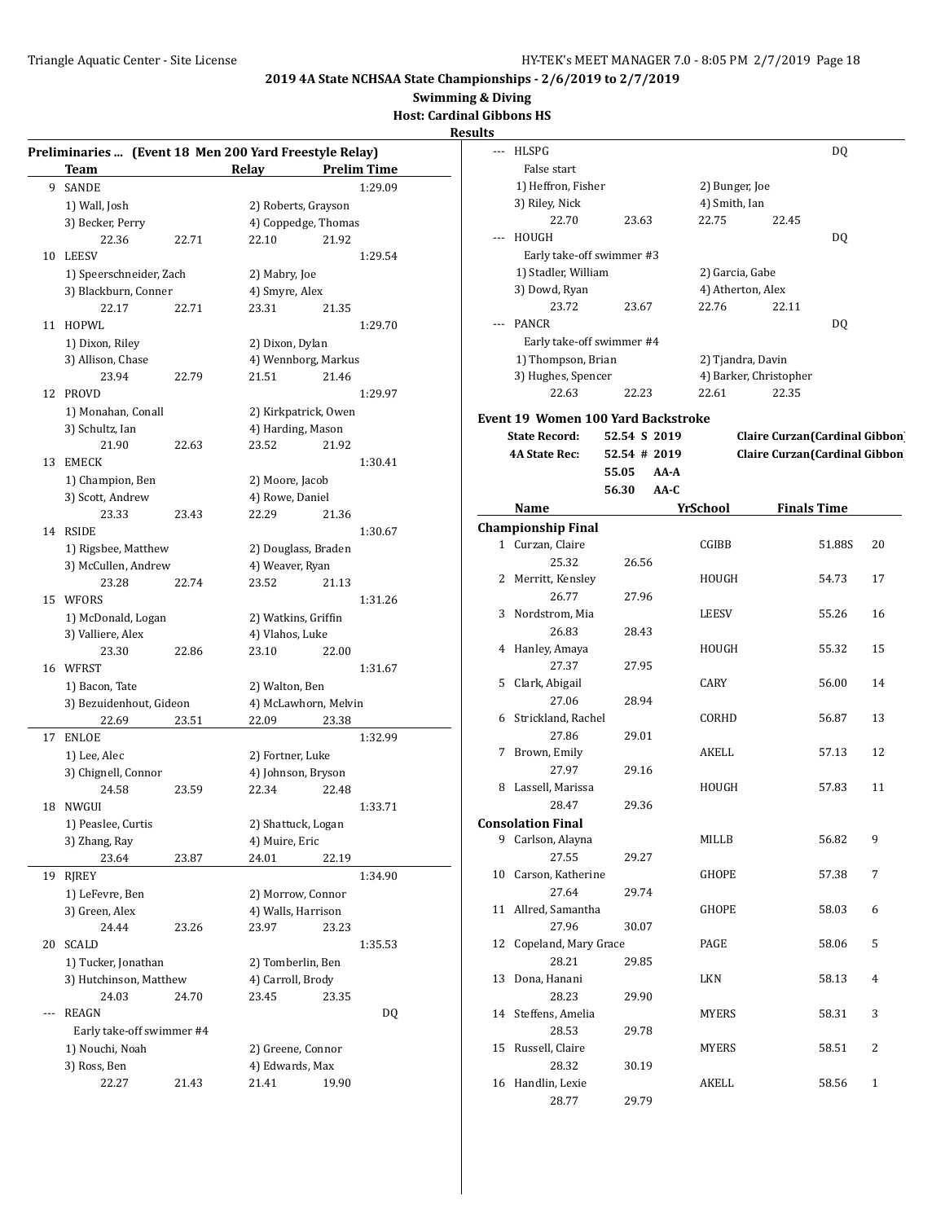# 2019 4A State NCHSAA State Championships - 2/6/2019 to 2/7/2019

## Swimming & Diving

**Host: Cardinal Gibbons HS**

**Results**

### Preliminaries ... (Event 18 Men 200 Yard Freestyle Relay)

| | Team | Relay | Prelim Time |
|---|---|---|---|
| 9 | SANDE | | 1:29.09 |
| | 1) Wall, Josh | 2) Roberts, Grayson | |
| | 3) Becker, Perry | 4) Coppedge, Thomas | |
| | 22.36 22.71 | 22.10 21.92 | |
| 10 | LEESV | | 1:29.54 |
| | 1) Speerschneider, Zach | 2) Mabry, Joe | |
| | 3) Blackburn, Conner | 4) Smyre, Alex | |
| | 22.17 22.71 | 23.31 21.35 | |
| 11 | HOPWL | | 1:29.70 |
| | 1) Dixon, Riley | 2) Dixon, Dylan | |
| | 3) Allison, Chase | 4) Wennborg, Markus | |
| | 23.94 22.79 | 21.51 21.46 | |
| 12 | PROVD | | 1:29.97 |
| | 1) Monahan, Conall | 2) Kirkpatrick, Owen | |
| | 3) Schultz, Ian | 4) Harding, Mason | |
| | 21.90 22.63 | 23.52 21.92 | |
| 13 | EMECK | | 1:30.41 |
| | 1) Champion, Ben | 2) Moore, Jacob | |
| | 3) Scott, Andrew | 4) Rowe, Daniel | |
| | 23.33 23.43 | 22.29 21.36 | |
| 14 | RSIDE | | 1:30.67 |
| | 1) Rigsbee, Matthew | 2) Douglass, Braden | |
| | 3) McCullen, Andrew | 4) Weaver, Ryan | |
| | 23.28 22.74 | 23.52 21.13 | |
| 15 | WFORS | | 1:31.26 |
| | 1) McDonald, Logan | 2) Watkins, Griffin | |
| | 3) Valliere, Alex | 4) Vlahos, Luke | |
| | 23.30 22.86 | 23.10 22.00 | |
| 16 | WFRST | | 1:31.67 |
| | 1) Bacon, Tate | 2) Walton, Ben | |
| | 3) Bezuidenhout, Gideon | 4) McLawhorn, Melvin | |
| | 22.69 23.51 | 22.09 23.38 | |
| 17 | ENLOE | | 1:32.99 |
| | 1) Lee, Alec | 2) Fortner, Luke | |
| | 3) Chignell, Connor | 4) Johnson, Bryson | |
| | 24.58 23.59 | 22.34 22.48 | |
| 18 | NWGUI | | 1:33.71 |
| | 1) Peaslee, Curtis | 2) Shattuck, Logan | |
| | 3) Zhang, Ray | 4) Muire, Eric | |
| | 23.64 23.87 | 24.01 22.19 | |
| 19 | RJREY | | 1:34.90 |
| | 1) LeFevre, Ben | 2) Morrow, Connor | |
| | 3) Green, Alex | 4) Walls, Harrison | |
| | 24.44 23.26 | 23.97 23.23 | |
| 20 | SCALD | | 1:35.53 |
| | 1) Tucker, Jonathan | 2) Tomberlin, Ben | |
| | 3) Hutchinson, Matthew | 4) Carroll, Brody | |
| | 24.03 24.70 | 23.45 23.35 | |
| --- | REAGN | | DQ |
| | Early take-off swimmer #4 | | |
| | 1) Nouchi, Noah | 2) Greene, Connor | |
| | 3) Ross, Ben | 4) Edwards, Max | |
| | 22.27 21.43 | 21.41 19.90 | |
| --- | HLSPG | | DQ |
| | False start | | |
| | 1) Heffron, Fisher | 2) Bunger, Joe | |
| | 3) Riley, Nick | 4) Smith, Ian | |
| | 22.70 23.63 | 22.75 22.45 | |
| --- | HOUGH | | DQ |
| | Early take-off swimmer #3 | | |
| | 1) Stadler, William | 2) Garcia, Gabe | |
| | 3) Dowd, Ryan | 4) Atherton, Alex | |
| | 23.72 23.67 | 22.76 22.11 | |
| --- | PANCR | | DQ |
| | Early take-off swimmer #4 | | |
| | 1) Thompson, Brian | 2) Tjandra, Davin | |
| | 3) Hughes, Spencer | 4) Barker, Christopher | |
| | 22.63 22.23 | 22.61 22.35 | |

### Event 19 Women 100 Yard Backstroke

| | | | |
|---|---|---|---|
| State Record: | 52.54 | S 2019 | Claire Curzan(Cardinal Gibbon |
| 4A State Rec: | 52.54 | # 2019 | Claire Curzan(Cardinal Gibbon |
| | 55.05 | AA-A | |
| | 56.30 | AA-C | |

| | Name | Yr | School | Finals Time | Points |
|---|---|---|---|---|---|
| **Championship Final** | | | | | |
| 1 | Curzan, Claire | | CGIBB | 51.88S | 20 |
| | 25.32 26.56 | | | | |
| 2 | Merritt, Kensley | | HOUGH | 54.73 | 17 |
| | 26.77 27.96 | | | | |
| 3 | Nordstrom, Mia | | LEESV | 55.26 | 16 |
| | 26.83 28.43 | | | | |
| 4 | Hanley, Amaya | | HOUGH | 55.32 | 15 |
| | 27.37 27.95 | | | | |
| 5 | Clark, Abigail | | CARY | 56.00 | 14 |
| | 27.06 28.94 | | | | |
| 6 | Strickland, Rachel | | CORHD | 56.87 | 13 |
| | 27.86 29.01 | | | | |
| 7 | Brown, Emily | | AKELL | 57.13 | 12 |
| | 27.97 29.16 | | | | |
| 8 | Lassell, Marissa | | HOUGH | 57.83 | 11 |
| | 28.47 29.36 | | | | |
| **Consolation Final** | | | | | |
| 9 | Carlson, Alayna | | MILLB | 56.82 | 9 |
| | 27.55 29.27 | | | | |
| 10 | Carson, Katherine | | GHOPE | 57.38 | 7 |
| | 27.64 29.74 | | | | |
| 11 | Allred, Samantha | | GHOPE | 58.03 | 6 |
| | 27.96 30.07 | | | | |
| 12 | Copeland, Mary Grace | | PAGE | 58.06 | 5 |
| | 28.21 29.85 | | | | |
| 13 | Dona, Hanani | | LKN | 58.13 | 4 |
| | 28.23 29.90 | | | | |
| 14 | Steffens, Amelia | | MYERS | 58.31 | 3 |
| | 28.53 29.78 | | | | |
| 15 | Russell, Claire | | MYERS | 58.51 | 2 |
| | 28.32 30.19 | | | | |
| 16 | Handlin, Lexie | | AKELL | 58.56 | 1 |
| | 28.77 29.79 | | | | |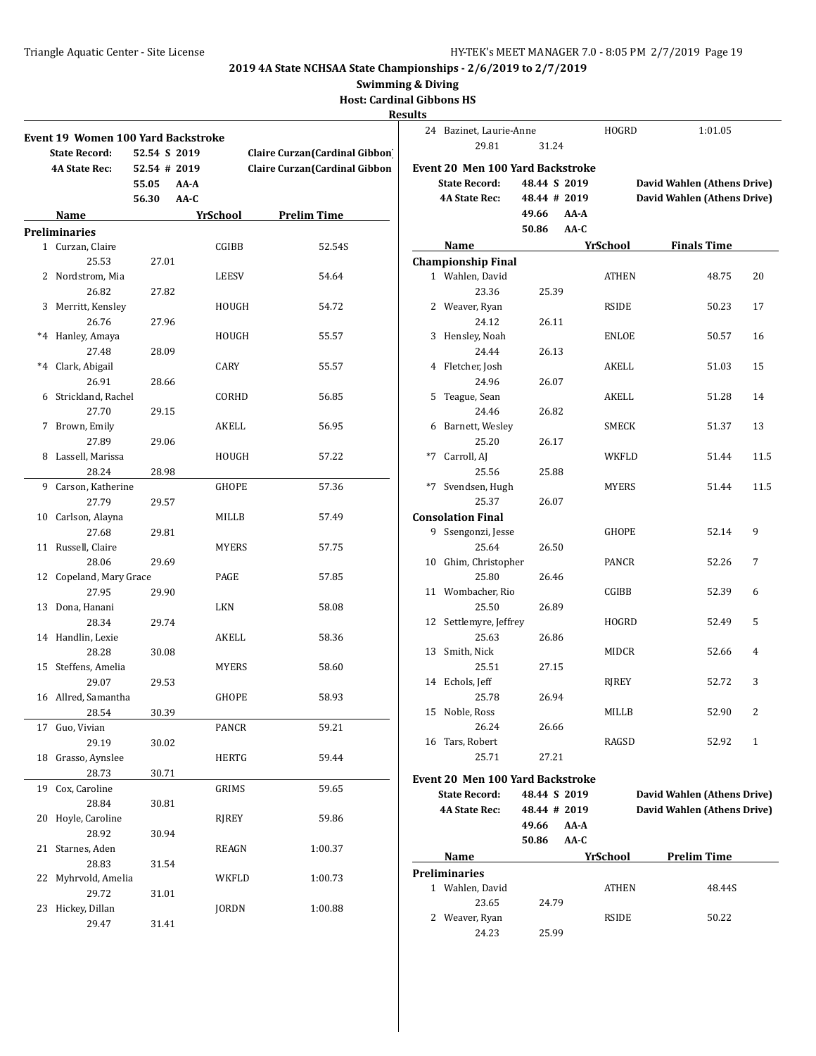# 2019 4A State NCHSAA State Championships - 2/6/2019 to 2/7/2019

## Swimming & Diving

### Host: Cardinal Gibbons HS

### Results

## Event 19 Women 100 Yard Backstroke

| | | | |
|---|---|---|---|
| State Record: | 52.54 S 2019 | | Claire Curzan(Cardinal Gibbon |
| 4A State Rec: | 52.54 # 2019 | | Claire Curzan(Cardinal Gibbon |
| | 55.05 | AA-A | |
| | 56.30 | AA-C | |

| Name | | YrSchool | Prelim Time |
|---|---|---|---|
| **Preliminaries** | | | |
| 1 Curzan, Claire | | CGIBB | 52.54S |
| 25.53 | 27.01 | | |
| 2 Nordstrom, Mia | | LEESV | 54.64 |
| 26.82 | 27.82 | | |
| 3 Merritt, Kensley | | HOUGH | 54.72 |
| 26.76 | 27.96 | | |
| *4 Hanley, Amaya | | HOUGH | 55.57 |
| 27.48 | 28.09 | | |
| *4 Clark, Abigail | | CARY | 55.57 |
| 26.91 | 28.66 | | |
| 6 Strickland, Rachel | | CORHD | 56.85 |
| 27.70 | 29.15 | | |
| 7 Brown, Emily | | AKELL | 56.95 |
| 27.89 | 29.06 | | |
| 8 Lassell, Marissa | | HOUGH | 57.22 |
| 28.24 | 28.98 | | |
| 9 Carson, Katherine | | GHOPE | 57.36 |
| 27.79 | 29.57 | | |
| 10 Carlson, Alayna | | MILLB | 57.49 |
| 27.68 | 29.81 | | |
| 11 Russell, Claire | | MYERS | 57.75 |
| 28.06 | 29.69 | | |
| 12 Copeland, Mary Grace | | PAGE | 57.85 |
| 27.95 | 29.90 | | |
| 13 Dona, Hanani | | LKN | 58.08 |
| 28.34 | 29.74 | | |
| 14 Handlin, Lexie | | AKELL | 58.36 |
| 28.28 | 30.08 | | |
| 15 Steffens, Amelia | | MYERS | 58.60 |
| 29.07 | 29.53 | | |
| 16 Allred, Samantha | | GHOPE | 58.93 |
| 28.54 | 30.39 | | |
| 17 Guo, Vivian | | PANCR | 59.21 |
| 29.19 | 30.02 | | |
| 18 Grasso, Aynslee | | HERTG | 59.44 |
| 28.73 | 30.71 | | |
| 19 Cox, Caroline | | GRIMS | 59.65 |
| 28.84 | 30.81 | | |
| 20 Hoyle, Caroline | | RJREY | 59.86 |
| 28.92 | 30.94 | | |
| 21 Starnes, Aden | | REAGN | 1:00.37 |
| 28.83 | 31.54 | | |
| 22 Myhrvold, Amelia | | WKFLD | 1:00.73 |
| 29.72 | 31.01 | | |
| 23 Hickey, Dillan | | JORDN | 1:00.88 |
| 29.47 | 31.41 | | |
| 24 Bazinet, Laurie-Anne | | HOGRD | 1:01.05 |
| 29.81 | 31.24 | | |

## Event 20 Men 100 Yard Backstroke

| | | | |
|---|---|---|---|
| State Record: | 48.44 S 2019 | | David Wahlen (Athens Drive) |
| 4A State Rec: | 48.44 # 2019 | | David Wahlen (Athens Drive) |
| | 49.66 | AA-A | |
| | 50.86 | AA-C | |

| Name | | YrSchool | Finals Time | |
|---|---|---|---|---|
| **Championship Final** | | | | |
| 1 Wahlen, David | | ATHEN | 48.75 | 20 |
| 23.36 | 25.39 | | | |
| 2 Weaver, Ryan | | RSIDE | 50.23 | 17 |
| 24.12 | 26.11 | | | |
| 3 Hensley, Noah | | ENLOE | 50.57 | 16 |
| 24.44 | 26.13 | | | |
| 4 Fletcher, Josh | | AKELL | 51.03 | 15 |
| 24.96 | 26.07 | | | |
| 5 Teague, Sean | | AKELL | 51.28 | 14 |
| 24.46 | 26.82 | | | |
| 6 Barnett, Wesley | | SMECK | 51.37 | 13 |
| 25.20 | 26.17 | | | |
| *7 Carroll, AJ | | WKFLD | 51.44 | 11.5 |
| 25.56 | 25.88 | | | |
| *7 Svendsen, Hugh | | MYERS | 51.44 | 11.5 |
| 25.37 | 26.07 | | | |
| **Consolation Final** | | | | |
| 9 Ssengonzi, Jesse | | GHOPE | 52.14 | 9 |
| 25.64 | 26.50 | | | |
| 10 Ghim, Christopher | | PANCR | 52.26 | 7 |
| 25.80 | 26.46 | | | |
| 11 Wombacher, Rio | | CGIBB | 52.39 | 6 |
| 25.50 | 26.89 | | | |
| 12 Settlemyre, Jeffrey | | HOGRD | 52.49 | 5 |
| 25.63 | 26.86 | | | |
| 13 Smith, Nick | | MIDCR | 52.66 | 4 |
| 25.51 | 27.15 | | | |
| 14 Echols, Jeff | | RJREY | 52.72 | 3 |
| 25.78 | 26.94 | | | |
| 15 Noble, Ross | | MILLB | 52.90 | 2 |
| 26.24 | 26.66 | | | |
| 16 Tars, Robert | | RAGSD | 52.92 | 1 |
| 25.71 | 27.21 | | | |

## Event 20 Men 100 Yard Backstroke

| | | | |
|---|---|---|---|
| State Record: | 48.44 S 2019 | | David Wahlen (Athens Drive) |
| 4A State Rec: | 48.44 # 2019 | | David Wahlen (Athens Drive) |
| | 49.66 | AA-A | |
| | 50.86 | AA-C | |

| Name | | YrSchool | Prelim Time |
|---|---|---|---|
| **Preliminaries** | | | |
| 1 Wahlen, David | | ATHEN | 48.44S |
| 23.65 | 24.79 | | |
| 2 Weaver, Ryan | | RSIDE | 50.22 |
| 24.23 | 25.99 | | |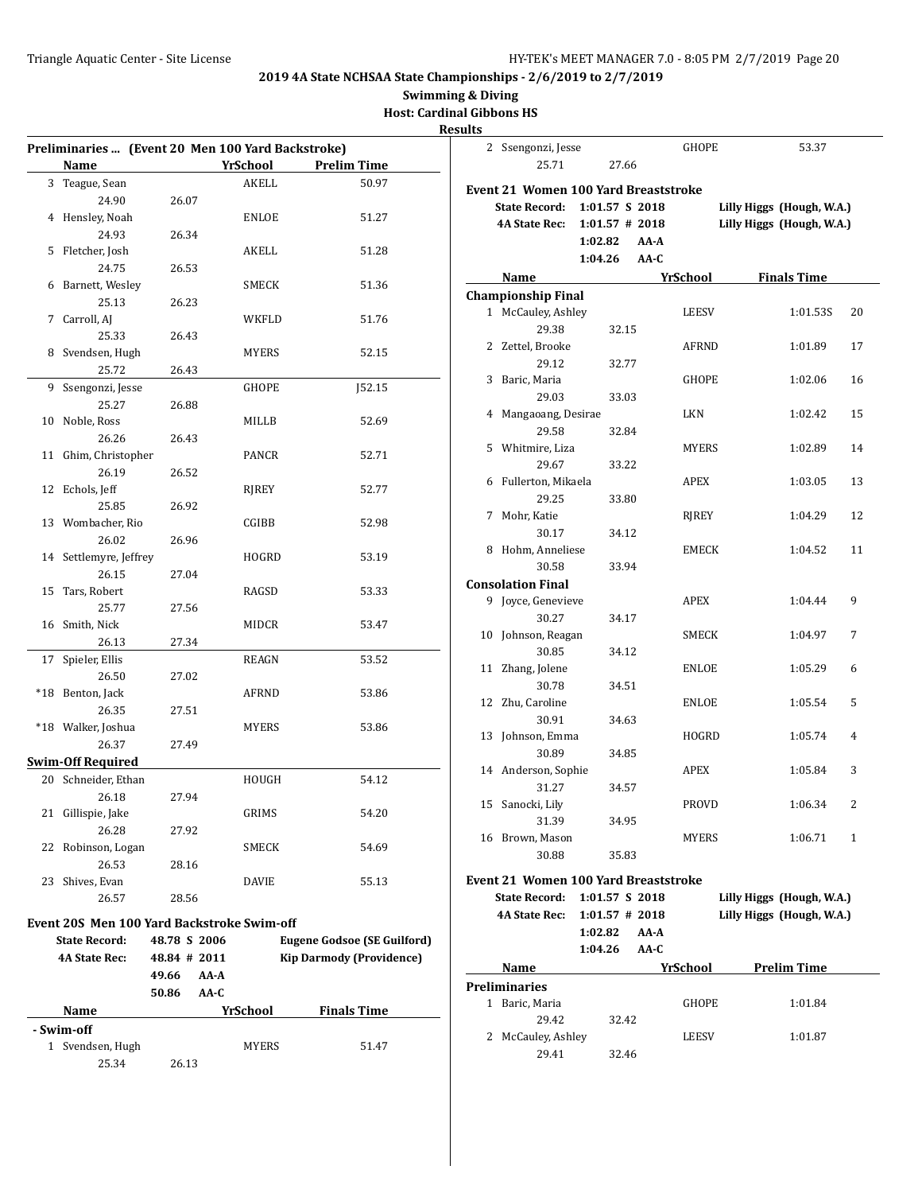## 2019 4A State NCHSAA State Championships - 2/6/2019 to 2/7/2019

**Swimming & Diving**

**Host: Cardinal Gibbons HS**

**Results**

### Preliminaries ... (Event 20 Men 100 Yard Backstroke)

| | Name | | YrSchool | Prelim Time |
|---|---|---|---|---|
| 3 | Teague, Sean | | AKELL | 50.97 |
| | 24.90 | 26.07 | | |
| 4 | Hensley, Noah | | ENLOE | 51.27 |
| | 24.93 | 26.34 | | |
| 5 | Fletcher, Josh | | AKELL | 51.28 |
| | 24.75 | 26.53 | | |
| 6 | Barnett, Wesley | | SMECK | 51.36 |
| | 25.13 | 26.23 | | |
| 7 | Carroll, AJ | | WKFLD | 51.76 |
| | 25.33 | 26.43 | | |
| 8 | Svendsen, Hugh | | MYERS | 52.15 |
| | 25.72 | 26.43 | | |
| 9 | Ssengonzi, Jesse | | GHOPE | J52.15 |
| | 25.27 | 26.88 | | |
| 10 | Noble, Ross | | MILLB | 52.69 |
| | 26.26 | 26.43 | | |
| 11 | Ghim, Christopher | | PANCR | 52.71 |
| | 26.19 | 26.52 | | |
| 12 | Echols, Jeff | | RJREY | 52.77 |
| | 25.85 | 26.92 | | |
| 13 | Wombacher, Rio | | CGIBB | 52.98 |
| | 26.02 | 26.96 | | |
| 14 | Settlemyre, Jeffrey | | HOGRD | 53.19 |
| | 26.15 | 27.04 | | |
| 15 | Tars, Robert | | RAGSD | 53.33 |
| | 25.77 | 27.56 | | |
| 16 | Smith, Nick | | MIDCR | 53.47 |
| | 26.13 | 27.34 | | |
| 17 | Spieler, Ellis | | REAGN | 53.52 |
| | 26.50 | 27.02 | | |
| *18 | Benton, Jack | | AFRND | 53.86 |
| | 26.35 | 27.51 | | |
| *18 | Walker, Joshua | | MYERS | 53.86 |
| | 26.37 | 27.49 | | |
| **Swim-Off Required** | | | | |
| 20 | Schneider, Ethan | | HOUGH | 54.12 |
| | 26.18 | 27.94 | | |
| 21 | Gillispie, Jake | | GRIMS | 54.20 |
| | 26.28 | 27.92 | | |
| 22 | Robinson, Logan | | SMECK | 54.69 |
| | 26.53 | 28.16 | | |
| 23 | Shives, Evan | | DAVIE | 55.13 |
| | 26.57 | 28.56 | | |

### Event 20S Men 100 Yard Backstroke Swim-off

| | | | |
|---|---|---|---|
| **State Record:** | 48.78 S 2006 | | **Eugene Godsoe (SE Guilford)** |
| **4A State Rec:** | 48.84 # 2011 | | **Kip Darmody (Providence)** |
| | 49.66 | AA-A | |
| | 50.86 | AA-C | |

| | Name | | YrSchool | Finals Time |
|---|---|---|---|---|
| **- Swim-off** | | | | |
| 1 | Svendsen, Hugh | | MYERS | 51.47 |
| | 25.34 | 26.13 | | |
| 2 | Ssengonzi, Jesse | | GHOPE | 53.37 |
| | 25.71 | 27.66 | | |

### Event 21 Women 100 Yard Breaststroke

| | | | |
|---|---|---|---|
| **State Record:** | 1:01.57 S 2018 | | **Lilly Higgs (Hough, W.A.)** |
| **4A State Rec:** | 1:01.57 # 2018 | | **Lilly Higgs (Hough, W.A.)** |
| | 1:02.82 | AA-A | |
| | 1:04.26 | AA-C | |

| | Name | | YrSchool | Finals Time | |
|---|---|---|---|---|---|
| **Championship Final** | | | | | |
| 1 | McCauley, Ashley | | LEESV | 1:01.53S | 20 |
| | 29.38 | 32.15 | | | |
| 2 | Zettel, Brooke | | AFRND | 1:01.89 | 17 |
| | 29.12 | 32.77 | | | |
| 3 | Baric, Maria | | GHOPE | 1:02.06 | 16 |
| | 29.03 | 33.03 | | | |
| 4 | Mangaoang, Desirae | | LKN | 1:02.42 | 15 |
| | 29.58 | 32.84 | | | |
| 5 | Whitmire, Liza | | MYERS | 1:02.89 | 14 |
| | 29.67 | 33.22 | | | |
| 6 | Fullerton, Mikaela | | APEX | 1:03.05 | 13 |
| | 29.25 | 33.80 | | | |
| 7 | Mohr, Katie | | RJREY | 1:04.29 | 12 |
| | 30.17 | 34.12 | | | |
| 8 | Hohm, Anneliese | | EMECK | 1:04.52 | 11 |
| | 30.58 | 33.94 | | | |
| **Consolation Final** | | | | | |
| 9 | Joyce, Genevieve | | APEX | 1:04.44 | 9 |
| | 30.27 | 34.17 | | | |
| 10 | Johnson, Reagan | | SMECK | 1:04.97 | 7 |
| | 30.85 | 34.12 | | | |
| 11 | Zhang, Jolene | | ENLOE | 1:05.29 | 6 |
| | 30.78 | 34.51 | | | |
| 12 | Zhu, Caroline | | ENLOE | 1:05.54 | 5 |
| | 30.91 | 34.63 | | | |
| 13 | Johnson, Emma | | HOGRD | 1:05.74 | 4 |
| | 30.89 | 34.85 | | | |
| 14 | Anderson, Sophie | | APEX | 1:05.84 | 3 |
| | 31.27 | 34.57 | | | |
| 15 | Sanocki, Lily | | PROVD | 1:06.34 | 2 |
| | 31.39 | 34.95 | | | |
| 16 | Brown, Mason | | MYERS | 1:06.71 | 1 |
| | 30.88 | 35.83 | | | |

### Event 21 Women 100 Yard Breaststroke

| | | | |
|---|---|---|---|
| **State Record:** | 1:01.57 S 2018 | | **Lilly Higgs (Hough, W.A.)** |
| **4A State Rec:** | 1:01.57 # 2018 | | **Lilly Higgs (Hough, W.A.)** |
| | 1:02.82 | AA-A | |
| | 1:04.26 | AA-C | |

| | Name | | YrSchool | Prelim Time |
|---|---|---|---|---|
| **Preliminaries** | | | | |
| 1 | Baric, Maria | | GHOPE | 1:01.84 |
| | 29.42 | 32.42 | | |
| 2 | McCauley, Ashley | | LEESV | 1:01.87 |
| | 29.41 | 32.46 | | |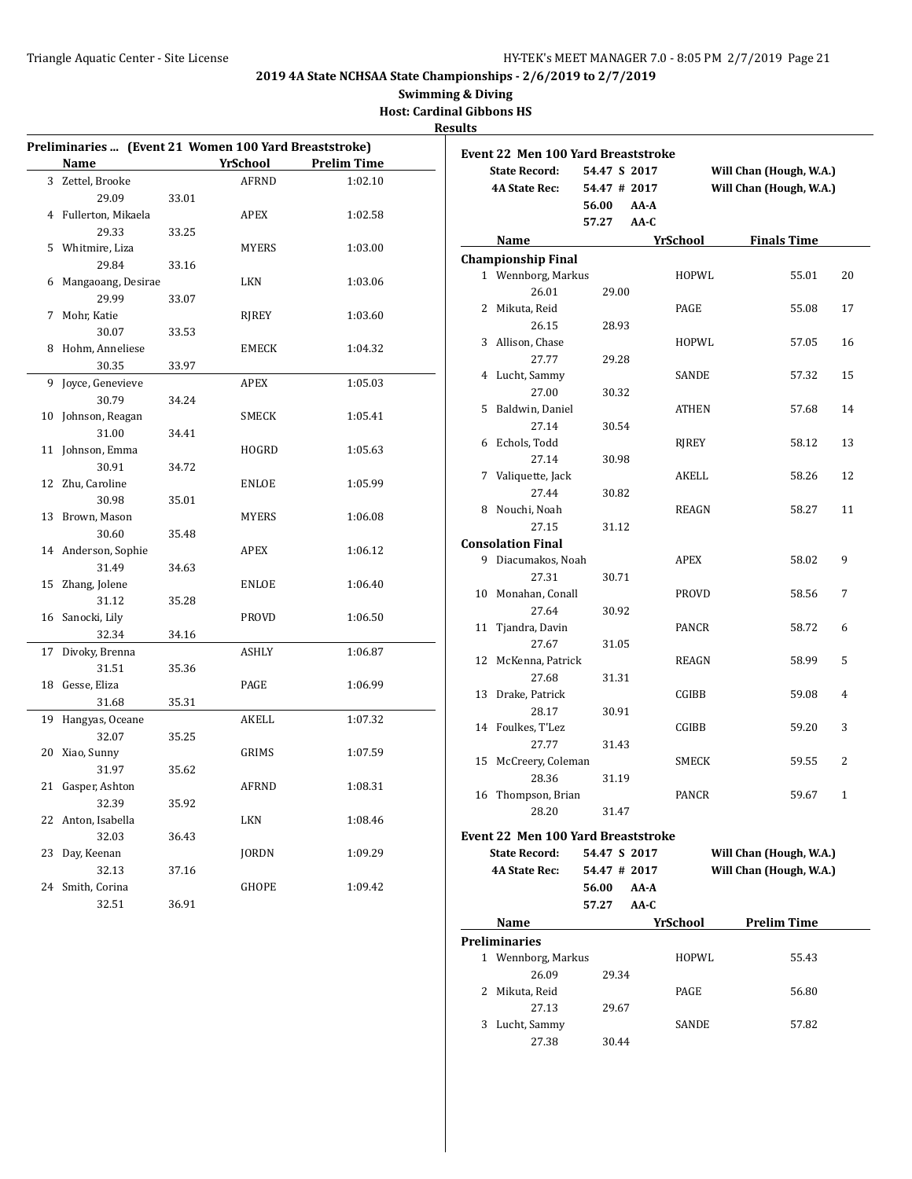**2019 4A State NCHSAA State Championships - 2/6/2019 to 2/7/2019**

**Swimming & Diving**

**Host: Cardinal Gibbons HS**

**Results**

### Preliminaries ... (Event 21 Women 100 Yard Breaststroke)

| | Name | | YrSchool | Prelim Time |
|---|---|---|---|---|
| 3 | Zettel, Brooke | | AFRND | 1:02.10 |
| | 29.09 | 33.01 | | |
| 4 | Fullerton, Mikaela | | APEX | 1:02.58 |
| | 29.33 | 33.25 | | |
| 5 | Whitmire, Liza | | MYERS | 1:03.00 |
| | 29.84 | 33.16 | | |
| 6 | Mangaoang, Desirae | | LKN | 1:03.06 |
| | 29.99 | 33.07 | | |
| 7 | Mohr, Katie | | RJREY | 1:03.60 |
| | 30.07 | 33.53 | | |
| 8 | Hohm, Anneliese | | EMECK | 1:04.32 |
| | 30.35 | 33.97 | | |
| 9 | Joyce, Genevieve | | APEX | 1:05.03 |
| | 30.79 | 34.24 | | |
| 10 | Johnson, Reagan | | SMECK | 1:05.41 |
| | 31.00 | 34.41 | | |
| 11 | Johnson, Emma | | HOGRD | 1:05.63 |
| | 30.91 | 34.72 | | |
| 12 | Zhu, Caroline | | ENLOE | 1:05.99 |
| | 30.98 | 35.01 | | |
| 13 | Brown, Mason | | MYERS | 1:06.08 |
| | 30.60 | 35.48 | | |
| 14 | Anderson, Sophie | | APEX | 1:06.12 |
| | 31.49 | 34.63 | | |
| 15 | Zhang, Jolene | | ENLOE | 1:06.40 |
| | 31.12 | 35.28 | | |
| 16 | Sanocki, Lily | | PROVD | 1:06.50 |
| | 32.34 | 34.16 | | |
| 17 | Divoky, Brenna | | ASHLY | 1:06.87 |
| | 31.51 | 35.36 | | |
| 18 | Gesse, Eliza | | PAGE | 1:06.99 |
| | 31.68 | 35.31 | | |
| 19 | Hangyas, Oceane | | AKELL | 1:07.32 |
| | 32.07 | 35.25 | | |
| 20 | Xiao, Sunny | | GRIMS | 1:07.59 |
| | 31.97 | 35.62 | | |
| 21 | Gasper, Ashton | | AFRND | 1:08.31 |
| | 32.39 | 35.92 | | |
| 22 | Anton, Isabella | | LKN | 1:08.46 |
| | 32.03 | 36.43 | | |
| 23 | Day, Keenan | | JORDN | 1:09.29 |
| | 32.13 | 37.16 | | |
| 24 | Smith, Corina | | GHOPE | 1:09.42 |
| | 32.51 | 36.91 | | |

### Event 22 Men 100 Yard Breaststroke

| | | | |
|---|---|---|---|
| **State Record:** | 54.47 S | 2017 | Will Chan (Hough, W.A.) |
| **4A State Rec:** | 54.47 # | 2017 | Will Chan (Hough, W.A.) |
| | 56.00 | AA-A | |
| | 57.27 | AA-C | |

| | Name | | YrSchool | Finals Time | Points |
|---|---|---|---|---|---|
| **Championship Final** | | | | | |
| 1 | Wennborg, Markus | | HOPWL | 55.01 | 20 |
| | 26.01 | 29.00 | | | |
| 2 | Mikuta, Reid | | PAGE | 55.08 | 17 |
| | 26.15 | 28.93 | | | |
| 3 | Allison, Chase | | HOPWL | 57.05 | 16 |
| | 27.77 | 29.28 | | | |
| 4 | Lucht, Sammy | | SANDE | 57.32 | 15 |
| | 27.00 | 30.32 | | | |
| 5 | Baldwin, Daniel | | ATHEN | 57.68 | 14 |
| | 27.14 | 30.54 | | | |
| 6 | Echols, Todd | | RJREY | 58.12 | 13 |
| | 27.14 | 30.98 | | | |
| 7 | Valiquette, Jack | | AKELL | 58.26 | 12 |
| | 27.44 | 30.82 | | | |
| 8 | Nouchi, Noah | | REAGN | 58.27 | 11 |
| | 27.15 | 31.12 | | | |
| **Consolation Final** | | | | | |
| 9 | Diacumakos, Noah | | APEX | 58.02 | 9 |
| | 27.31 | 30.71 | | | |
| 10 | Monahan, Conall | | PROVD | 58.56 | 7 |
| | 27.64 | 30.92 | | | |
| 11 | Tjandra, Davin | | PANCR | 58.72 | 6 |
| | 27.67 | 31.05 | | | |
| 12 | McKenna, Patrick | | REAGN | 58.99 | 5 |
| | 27.68 | 31.31 | | | |
| 13 | Drake, Patrick | | CGIBB | 59.08 | 4 |
| | 28.17 | 30.91 | | | |
| 14 | Foulkes, T'Lez | | CGIBB | 59.20 | 3 |
| | 27.77 | 31.43 | | | |
| 15 | McCreery, Coleman | | SMECK | 59.55 | 2 |
| | 28.36 | 31.19 | | | |
| 16 | Thompson, Brian | | PANCR | 59.67 | 1 |
| | 28.20 | 31.47 | | | |

### Event 22 Men 100 Yard Breaststroke

| | | | |
|---|---|---|---|
| **State Record:** | 54.47 S | 2017 | Will Chan (Hough, W.A.) |
| **4A State Rec:** | 54.47 # | 2017 | Will Chan (Hough, W.A.) |
| | 56.00 | AA-A | |
| | 57.27 | AA-C | |

| | Name | | YrSchool | Prelim Time |
|---|---|---|---|---|
| **Preliminaries** | | | | |
| 1 | Wennborg, Markus | | HOPWL | 55.43 |
| | 26.09 | 29.34 | | |
| 2 | Mikuta, Reid | | PAGE | 56.80 |
| | 27.13 | 29.67 | | |
| 3 | Lucht, Sammy | | SANDE | 57.82 |
| | 27.38 | 30.44 | | |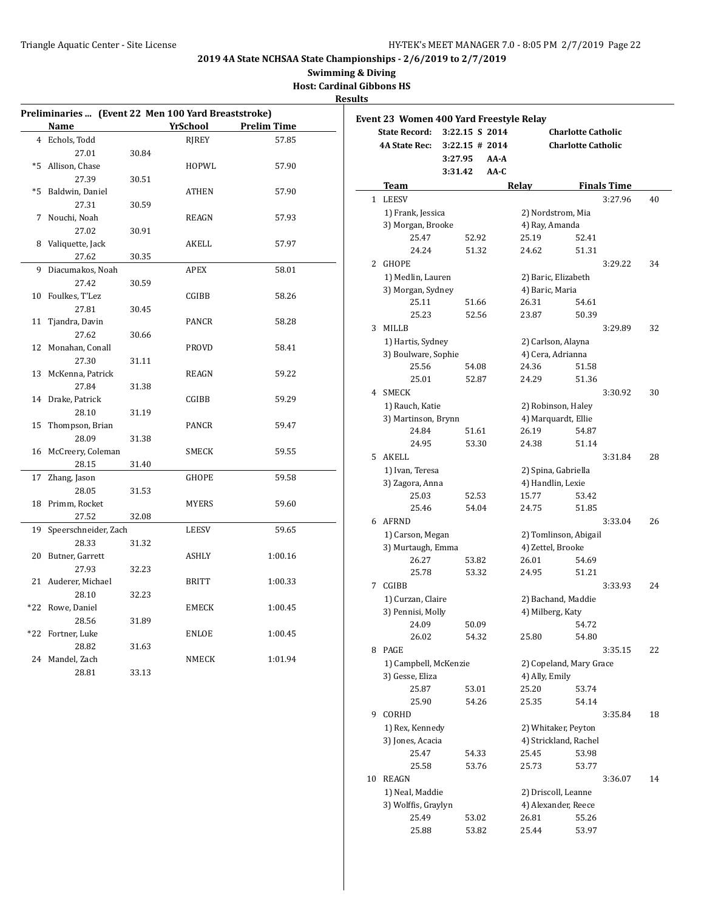**2019 4A State NCHSAA State Championships - 2/6/2019 to 2/7/2019**

**Swimming & Diving**

**Host: Cardinal Gibbons HS**

**Results**

### Preliminaries ... (Event 22 Men 100 Yard Breaststroke)

| | Name | | YrSchool | Prelim Time |
|---|---|---|---|---|
| 4 | Echols, Todd | | RJREY | 57.85 |
| | 27.01 | 30.84 | | |
| *5 | Allison, Chase | | HOPWL | 57.90 |
| | 27.39 | 30.51 | | |
| *5 | Baldwin, Daniel | | ATHEN | 57.90 |
| | 27.31 | 30.59 | | |
| 7 | Nouchi, Noah | | REAGN | 57.93 |
| | 27.02 | 30.91 | | |
| 8 | Valiquette, Jack | | AKELL | 57.97 |
| | 27.62 | 30.35 | | |
| 9 | Diacumakos, Noah | | APEX | 58.01 |
| | 27.42 | 30.59 | | |
| 10 | Foulkes, T'Lez | | CGIBB | 58.26 |
| | 27.81 | 30.45 | | |
| 11 | Tjandra, Davin | | PANCR | 58.28 |
| | 27.62 | 30.66 | | |
| 12 | Monahan, Conall | | PROVD | 58.41 |
| | 27.30 | 31.11 | | |
| 13 | McKenna, Patrick | | REAGN | 59.22 |
| | 27.84 | 31.38 | | |
| 14 | Drake, Patrick | | CGIBB | 59.29 |
| | 28.10 | 31.19 | | |
| 15 | Thompson, Brian | | PANCR | 59.47 |
| | 28.09 | 31.38 | | |
| 16 | McCreery, Coleman | | SMECK | 59.55 |
| | 28.15 | 31.40 | | |
| 17 | Zhang, Jason | | GHOPE | 59.58 |
| | 28.05 | 31.53 | | |
| 18 | Primm, Rocket | | MYERS | 59.60 |
| | 27.52 | 32.08 | | |
| 19 | Speerschneider, Zach | | LEESV | 59.65 |
| | 28.33 | 31.32 | | |
| 20 | Butner, Garrett | | ASHLY | 1:00.16 |
| | 27.93 | 32.23 | | |
| 21 | Auderer, Michael | | BRITT | 1:00.33 |
| | 28.10 | 32.23 | | |
| *22 | Rowe, Daniel | | EMECK | 1:00.45 |
| | 28.56 | 31.89 | | |
| *22 | Fortner, Luke | | ENLOE | 1:00.45 |
| | 28.82 | 31.63 | | |
| 24 | Mandel, Zach | | NMECK | 1:01.94 |
| | 28.81 | 33.13 | | |

### Event 23 Women 400 Yard Freestyle Relay

| | | | |
|---|---|---|---|
| State Record: | 3:22.15 S | 2014 | Charlotte Catholic |
| 4A State Rec: | 3:22.15 # | 2014 | Charlotte Catholic |
| | 3:27.95 | AA-A | |
| | 3:31.42 | AA-C | |

| | Team | | Relay | | Finals Time | Points |
|---|---|---|---|---|---|---|
| 1 | LEESV | | | | 3:27.96 | 40 |
| | 1) Frank, Jessica | | 2) Nordstrom, Mia | | | |
| | 3) Morgan, Brooke | | 4) Ray, Amanda | | | |
| | 25.47 | 52.92 | 25.19 | 52.41 | | |
| | 24.24 | 51.32 | 24.62 | 51.31 | | |
| 2 | GHOPE | | | | 3:29.22 | 34 |
| | 1) Medlin, Lauren | | 2) Baric, Elizabeth | | | |
| | 3) Morgan, Sydney | | 4) Baric, Maria | | | |
| | 25.11 | 51.66 | 26.31 | 54.61 | | |
| | 25.23 | 52.56 | 23.87 | 50.39 | | |
| 3 | MILLB | | | | 3:29.89 | 32 |
| | 1) Hartis, Sydney | | 2) Carlson, Alayna | | | |
| | 3) Boulware, Sophie | | 4) Cera, Adrianna | | | |
| | 25.56 | 54.08 | 24.36 | 51.58 | | |
| | 25.01 | 52.87 | 24.29 | 51.36 | | |
| 4 | SMECK | | | | 3:30.92 | 30 |
| | 1) Rauch, Katie | | 2) Robinson, Haley | | | |
| | 3) Martinson, Brynn | | 4) Marquardt, Ellie | | | |
| | 24.84 | 51.61 | 26.19 | 54.87 | | |
| | 24.95 | 53.30 | 24.38 | 51.14 | | |
| 5 | AKELL | | | | 3:31.84 | 28 |
| | 1) Ivan, Teresa | | 2) Spina, Gabriella | | | |
| | 3) Zagora, Anna | | 4) Handlin, Lexie | | | |
| | 25.03 | 52.53 | 15.77 | 53.42 | | |
| | 25.46 | 54.04 | 24.75 | 51.85 | | |
| 6 | AFRND | | | | 3:33.04 | 26 |
| | 1) Carson, Megan | | 2) Tomlinson, Abigail | | | |
| | 3) Murtaugh, Emma | | 4) Zettel, Brooke | | | |
| | 26.27 | 53.82 | 26.01 | 54.69 | | |
| | 25.78 | 53.32 | 24.95 | 51.21 | | |
| 7 | CGIBB | | | | 3:33.93 | 24 |
| | 1) Curzan, Claire | | 2) Bachand, Maddie | | | |
| | 3) Pennisi, Molly | | 4) Milberg, Katy | | | |
| | 24.09 | 50.09 | | 54.72 | | |
| | 26.02 | 54.32 | 25.80 | 54.80 | | |
| 8 | PAGE | | | | 3:35.15 | 22 |
| | 1) Campbell, McKenzie | | 2) Copeland, Mary Grace | | | |
| | 3) Gesse, Eliza | | 4) Ally, Emily | | | |
| | 25.87 | 53.01 | 25.20 | 53.74 | | |
| | 25.90 | 54.26 | 25.35 | 54.14 | | |
| 9 | CORHD | | | | 3:35.84 | 18 |
| | 1) Rex, Kennedy | | 2) Whitaker, Peyton | | | |
| | 3) Jones, Acacia | | 4) Strickland, Rachel | | | |
| | 25.47 | 54.33 | 25.45 | 53.98 | | |
| | 25.58 | 53.76 | 25.73 | 53.77 | | |
| 10 | REAGN | | | | 3:36.07 | 14 |
| | 1) Neal, Maddie | | 2) Driscoll, Leanne | | | |
| | 3) Wolffis, Graylyn | | 4) Alexander, Reece | | | |
| | 25.49 | 53.02 | 26.81 | 55.26 | | |
| | 25.88 | 53.82 | 25.44 | 53.97 | | |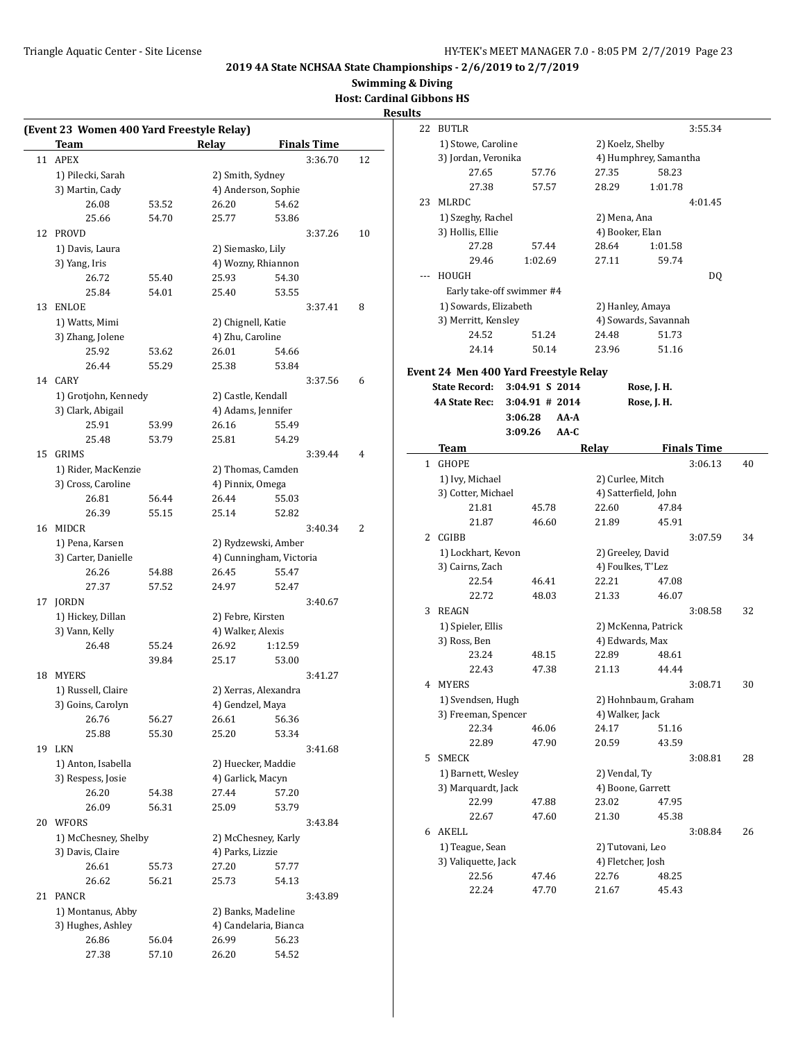## 2019 4A State NCHSAA State Championships - 2/6/2019 to 2/7/2019

**Swimming & Diving**

**Host: Cardinal Gibbons HS**

**Results**

### (Event 23 Women 400 Yard Freestyle Relay)

| | Team | | Relay | | Finals Time | |
|---|---|---|---|---|---|---|
| 11 | APEX | | | | 3:36.70 | 12 |
| | 1) Pilecki, Sarah | | 2) Smith, Sydney | | | |
| | 3) Martin, Cady | | 4) Anderson, Sophie | | | |
| | 26.08 | 53.52 | 26.20 | 54.62 | | |
| | 25.66 | 54.70 | 25.77 | 53.86 | | |
| 12 | PROVD | | | | 3:37.26 | 10 |
| | 1) Davis, Laura | | 2) Siemasko, Lily | | | |
| | 3) Yang, Iris | | 4) Wozny, Rhiannon | | | |
| | 26.72 | 55.40 | 25.93 | 54.30 | | |
| | 25.84 | 54.01 | 25.40 | 53.55 | | |
| 13 | ENLOE | | | | 3:37.41 | 8 |
| | 1) Watts, Mimi | | 2) Chignell, Katie | | | |
| | 3) Zhang, Jolene | | 4) Zhu, Caroline | | | |
| | 25.92 | 53.62 | 26.01 | 54.66 | | |
| | 26.44 | 55.29 | 25.38 | 53.84 | | |
| 14 | CARY | | | | 3:37.56 | 6 |
| | 1) Grotjohn, Kennedy | | 2) Castle, Kendall | | | |
| | 3) Clark, Abigail | | 4) Adams, Jennifer | | | |
| | 25.91 | 53.99 | 26.16 | 55.49 | | |
| | 25.48 | 53.79 | 25.81 | 54.29 | | |
| 15 | GRIMS | | | | 3:39.44 | 4 |
| | 1) Rider, MacKenzie | | 2) Thomas, Camden | | | |
| | 3) Cross, Caroline | | 4) Pinnix, Omega | | | |
| | 26.81 | 56.44 | 26.44 | 55.03 | | |
| | 26.39 | 55.15 | 25.14 | 52.82 | | |
| 16 | MIDCR | | | | 3:40.34 | 2 |
| | 1) Pena, Karsen | | 2) Rydzewski, Amber | | | |
| | 3) Carter, Danielle | | 4) Cunningham, Victoria | | | |
| | 26.26 | 54.88 | 26.45 | 55.47 | | |
| | 27.37 | 57.52 | 24.97 | 52.47 | | |
| 17 | JORDN | | | | 3:40.67 | |
| | 1) Hickey, Dillan | | 2) Febre, Kirsten | | | |
| | 3) Vann, Kelly | | 4) Walker, Alexis | | | |
| | 26.48 | 55.24 | 26.92 | 1:12.59 | | |
| | | 39.84 | 25.17 | 53.00 | | |
| 18 | MYERS | | | | 3:41.27 | |
| | 1) Russell, Claire | | 2) Xerras, Alexandra | | | |
| | 3) Goins, Carolyn | | 4) Gendzel, Maya | | | |
| | 26.76 | 56.27 | 26.61 | 56.36 | | |
| | 25.88 | 55.30 | 25.20 | 53.34 | | |
| 19 | LKN | | | | 3:41.68 | |
| | 1) Anton, Isabella | | 2) Huecker, Maddie | | | |
| | 3) Respess, Josie | | 4) Garlick, Macyn | | | |
| | 26.20 | 54.38 | 27.44 | 57.20 | | |
| | 26.09 | 56.31 | 25.09 | 53.79 | | |
| 20 | WFORS | | | | 3:43.84 | |
| | 1) McChesney, Shelby | | 2) McChesney, Karly | | | |
| | 3) Davis, Claire | | 4) Parks, Lizzie | | | |
| | 26.61 | 55.73 | 27.20 | 57.77 | | |
| | 26.62 | 56.21 | 25.73 | 54.13 | | |
| 21 | PANCR | | | | 3:43.89 | |
| | 1) Montanus, Abby | | 2) Banks, Madeline | | | |
| | 3) Hughes, Ashley | | 4) Candelaria, Bianca | | | |
| | 26.86 | 56.04 | 26.99 | 56.23 | | |
| | 27.38 | 57.10 | 26.20 | 54.52 | | |
| 22 | BUTLR | | | | 3:55.34 | |
| | 1) Stowe, Caroline | | 2) Koelz, Shelby | | | |
| | 3) Jordan, Veronika | | 4) Humphrey, Samantha | | | |
| | 27.65 | 57.76 | 27.35 | 58.23 | | |
| | 27.38 | 57.57 | 28.29 | 1:01.78 | | |
| 23 | MLRDC | | | | 4:01.45 | |
| | 1) Szeghy, Rachel | | 2) Mena, Ana | | | |
| | 3) Hollis, Ellie | | 4) Booker, Elan | | | |
| | 27.28 | 57.44 | 28.64 | 1:01.58 | | |
| | 29.46 | 1:02.69 | 27.11 | 59.74 | | |
| --- | HOUGH | | | | DQ | |
| | Early take-off swimmer #4 | | | | | |
| | 1) Sowards, Elizabeth | | 2) Hanley, Amaya | | | |
| | 3) Merritt, Kensley | | 4) Sowards, Savannah | | | |
| | 24.52 | 51.24 | 24.48 | 51.73 | | |
| | 24.14 | 50.14 | 23.96 | 51.16 | | |

### Event 24 Men 400 Yard Freestyle Relay

| | | | |
|---|---|---|---|
| **State Record:** | **3:04.91 S 2014** | | **Rose, J. H.** |
| **4A State Rec:** | **3:04.91 # 2014** | | **Rose, J. H.** |
| | **3:06.28** | **AA-A** | |
| | **3:09.26** | **AA-C** | |

| | Team | | Relay | | Finals Time | |
|---|---|---|---|---|---|---|
| 1 | GHOPE | | | | 3:06.13 | 40 |
| | 1) Ivy, Michael | | 2) Curlee, Mitch | | | |
| | 3) Cotter, Michael | | 4) Satterfield, John | | | |
| | 21.81 | 45.78 | 22.60 | 47.84 | | |
| | 21.87 | 46.60 | 21.89 | 45.91 | | |
| 2 | CGIBB | | | | 3:07.59 | 34 |
| | 1) Lockhart, Kevon | | 2) Greeley, David | | | |
| | 3) Cairns, Zach | | 4) Foulkes, T'Lez | | | |
| | 22.54 | 46.41 | 22.21 | 47.08 | | |
| | 22.72 | 48.03 | 21.33 | 46.07 | | |
| 3 | REAGN | | | | 3:08.58 | 32 |
| | 1) Spieler, Ellis | | 2) McKenna, Patrick | | | |
| | 3) Ross, Ben | | 4) Edwards, Max | | | |
| | 23.24 | 48.15 | 22.89 | 48.61 | | |
| | 22.43 | 47.38 | 21.13 | 44.44 | | |
| 4 | MYERS | | | | 3:08.71 | 30 |
| | 1) Svendsen, Hugh | | 2) Hohnbaum, Graham | | | |
| | 3) Freeman, Spencer | | 4) Walker, Jack | | | |
| | 22.34 | 46.06 | 24.17 | 51.16 | | |
| | 22.89 | 47.90 | 20.59 | 43.59 | | |
| 5 | SMECK | | | | 3:08.81 | 28 |
| | 1) Barnett, Wesley | | 2) Vendal, Ty | | | |
| | 3) Marquardt, Jack | | 4) Boone, Garrett | | | |
| | 22.99 | 47.88 | 23.02 | 47.95 | | |
| | 22.67 | 47.60 | 21.30 | 45.38 | | |
| 6 | AKELL | | | | 3:08.84 | 26 |
| | 1) Teague, Sean | | 2) Tutovani, Leo | | | |
| | 3) Valiquette, Jack | | 4) Fletcher, Josh | | | |
| | 22.56 | 47.46 | 22.76 | 48.25 | | |
| | 22.24 | 47.70 | 21.67 | 45.43 | | |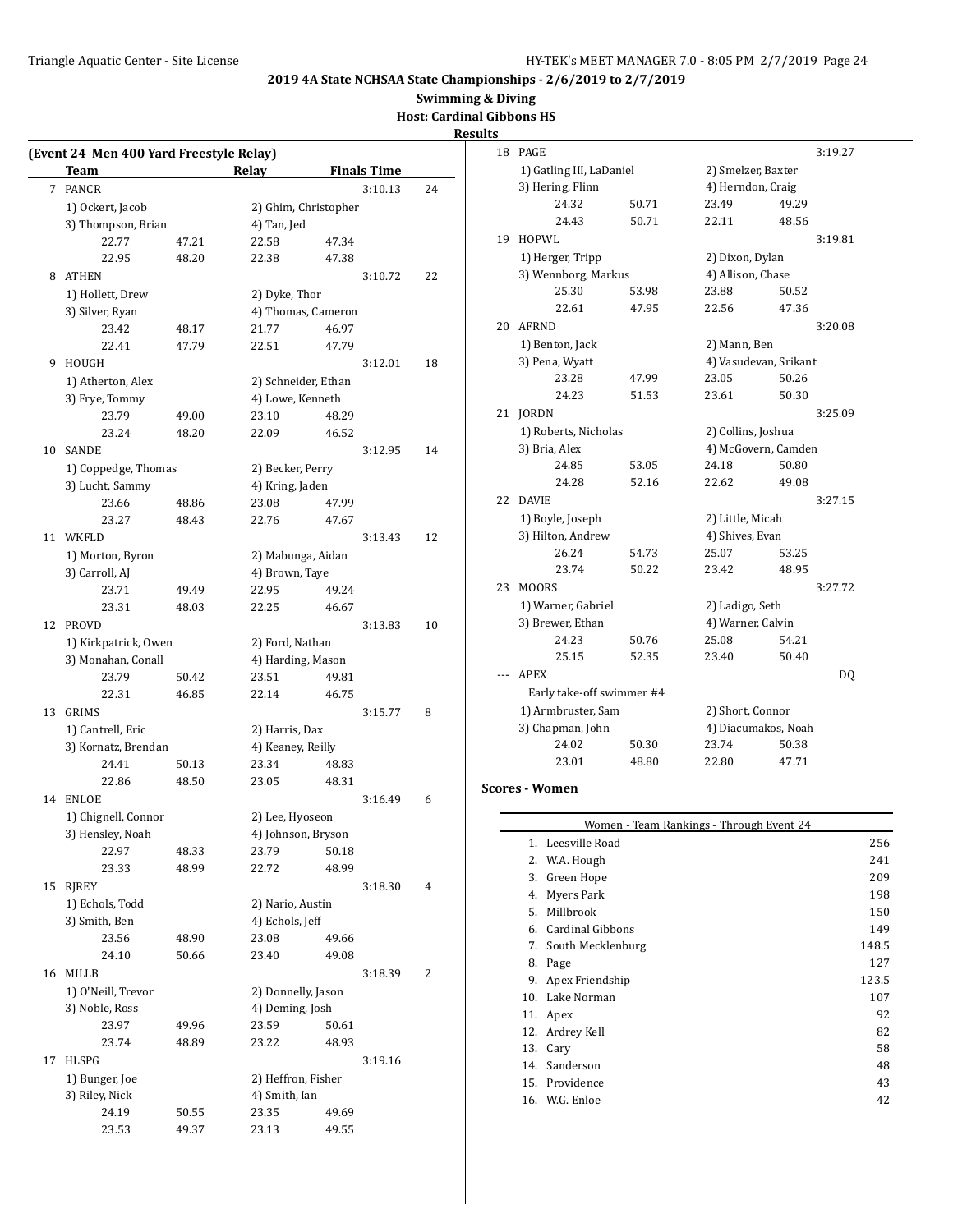# 2019 4A State NCHSAA State Championships - 2/6/2019 to 2/7/2019

**Swimming & Diving**

**Host: Cardinal Gibbons HS**

**Results**

**(Event 24 Men 400 Yard Freestyle Relay)**

| | Team | | Relay | | Finals Time | |
|---|---|---|---|---|---|---|
| 7 | PANCR | | | | 3:10.13 | 24 |
| | 1) Ockert, Jacob | | 2) Ghim, Christopher | | | |
| | 3) Thompson, Brian | | 4) Tan, Jed | | | |
| | 22.77 | 47.21 | 22.58 | 47.34 | | |
| | 22.95 | 48.20 | 22.38 | 47.38 | | |
| 8 | ATHEN | | | | 3:10.72 | 22 |
| | 1) Hollett, Drew | | 2) Dyke, Thor | | | |
| | 3) Silver, Ryan | | 4) Thomas, Cameron | | | |
| | 23.42 | 48.17 | 21.77 | 46.97 | | |
| | 22.41 | 47.79 | 22.51 | 47.79 | | |
| 9 | HOUGH | | | | 3:12.01 | 18 |
| | 1) Atherton, Alex | | 2) Schneider, Ethan | | | |
| | 3) Frye, Tommy | | 4) Lowe, Kenneth | | | |
| | 23.79 | 49.00 | 23.10 | 48.29 | | |
| | 23.24 | 48.20 | 22.09 | 46.52 | | |
| 10 | SANDE | | | | 3:12.95 | 14 |
| | 1) Coppedge, Thomas | | 2) Becker, Perry | | | |
| | 3) Lucht, Sammy | | 4) Kring, Jaden | | | |
| | 23.66 | 48.86 | 23.08 | 47.99 | | |
| | 23.27 | 48.43 | 22.76 | 47.67 | | |
| 11 | WKFLD | | | | 3:13.43 | 12 |
| | 1) Morton, Byron | | 2) Mabunga, Aidan | | | |
| | 3) Carroll, AJ | | 4) Brown, Taye | | | |
| | 23.71 | 49.49 | 22.95 | 49.24 | | |
| | 23.31 | 48.03 | 22.25 | 46.67 | | |
| 12 | PROVD | | | | 3:13.83 | 10 |
| | 1) Kirkpatrick, Owen | | 2) Ford, Nathan | | | |
| | 3) Monahan, Conall | | 4) Harding, Mason | | | |
| | 23.79 | 50.42 | 23.51 | 49.81 | | |
| | 22.31 | 46.85 | 22.14 | 46.75 | | |
| 13 | GRIMS | | | | 3:15.77 | 8 |
| | 1) Cantrell, Eric | | 2) Harris, Dax | | | |
| | 3) Kornatz, Brendan | | 4) Keaney, Reilly | | | |
| | 24.41 | 50.13 | 23.34 | 48.83 | | |
| | 22.86 | 48.50 | 23.05 | 48.31 | | |
| 14 | ENLOE | | | | 3:16.49 | 6 |
| | 1) Chignell, Connor | | 2) Lee, Hyoseon | | | |
| | 3) Hensley, Noah | | 4) Johnson, Bryson | | | |
| | 22.97 | 48.33 | 23.79 | 50.18 | | |
| | 23.33 | 48.99 | 22.72 | 48.99 | | |
| 15 | RJREY | | | | 3:18.30 | 4 |
| | 1) Echols, Todd | | 2) Nario, Austin | | | |
| | 3) Smith, Ben | | 4) Echols, Jeff | | | |
| | 23.56 | 48.90 | 23.08 | 49.66 | | |
| | 24.10 | 50.66 | 23.40 | 49.08 | | |
| 16 | MILLB | | | | 3:18.39 | 2 |
| | 1) O'Neill, Trevor | | 2) Donnelly, Jason | | | |
| | 3) Noble, Ross | | 4) Deming, Josh | | | |
| | 23.97 | 49.96 | 23.59 | 50.61 | | |
| | 23.74 | 48.89 | 23.22 | 48.93 | | |
| 17 | HLSPG | | | | 3:19.16 | |
| | 1) Bunger, Joe | | 2) Heffron, Fisher | | | |
| | 3) Riley, Nick | | 4) Smith, Ian | | | |
| | 24.19 | 50.55 | 23.35 | 49.69 | | |
| | 23.53 | 49.37 | 23.13 | 49.55 | | |
| 18 | PAGE | | | | 3:19.27 | |
| | 1) Gatling III, LaDaniel | | 2) Smelzer, Baxter | | | |
| | 3) Hering, Flinn | | 4) Herndon, Craig | | | |
| | 24.32 | 50.71 | 23.49 | 49.29 | | |
| | 24.43 | 50.71 | 22.11 | 48.56 | | |
| 19 | HOPWL | | | | 3:19.81 | |
| | 1) Herger, Tripp | | 2) Dixon, Dylan | | | |
| | 3) Wennborg, Markus | | 4) Allison, Chase | | | |
| | 25.30 | 53.98 | 23.88 | 50.52 | | |
| | 22.61 | 47.95 | 22.56 | 47.36 | | |
| 20 | AFRND | | | | 3:20.08 | |
| | 1) Benton, Jack | | 2) Mann, Ben | | | |
| | 3) Pena, Wyatt | | 4) Vasudevan, Srikant | | | |
| | 23.28 | 47.99 | 23.05 | 50.26 | | |
| | 24.23 | 51.53 | 23.61 | 50.30 | | |
| 21 | JORDN | | | | 3:25.09 | |
| | 1) Roberts, Nicholas | | 2) Collins, Joshua | | | |
| | 3) Bria, Alex | | 4) McGovern, Camden | | | |
| | 24.85 | 53.05 | 24.18 | 50.80 | | |
| | 24.28 | 52.16 | 22.62 | 49.08 | | |
| 22 | DAVIE | | | | 3:27.15 | |
| | 1) Boyle, Joseph | | 2) Little, Micah | | | |
| | 3) Hilton, Andrew | | 4) Shives, Evan | | | |
| | 26.24 | 54.73 | 25.07 | 53.25 | | |
| | 23.74 | 50.22 | 23.42 | 48.95 | | |
| 23 | MOORS | | | | 3:27.72 | |
| | 1) Warner, Gabriel | | 2) Ladigo, Seth | | | |
| | 3) Brewer, Ethan | | 4) Warner, Calvin | | | |
| | 24.23 | 50.76 | 25.08 | 54.21 | | |
| | 25.15 | 52.35 | 23.40 | 50.40 | | |
| --- | APEX | | | | DQ | |
| | Early take-off swimmer #4 | | | | | |
| | 1) Armbruster, Sam | | 2) Short, Connor | | | |
| | 3) Chapman, John | | 4) Diacumakos, Noah | | | |
| | 24.02 | 50.30 | 23.74 | 50.38 | | |
| | 23.01 | 48.80 | 22.80 | 47.71 | | |

## Scores - Women

**Women - Team Rankings - Through Event 24**

| Rank | Team | Points |
|---|---|---|
| 1. | Leesville Road | 256 |
| 2. | W.A. Hough | 241 |
| 3. | Green Hope | 209 |
| 4. | Myers Park | 198 |
| 5. | Millbrook | 150 |
| 6. | Cardinal Gibbons | 149 |
| 7. | South Mecklenburg | 148.5 |
| 8. | Page | 127 |
| 9. | Apex Friendship | 123.5 |
| 10. | Lake Norman | 107 |
| 11. | Apex | 92 |
| 12. | Ardrey Kell | 82 |
| 13. | Cary | 58 |
| 14. | Sanderson | 48 |
| 15. | Providence | 43 |
| 16. | W.G. Enloe | 42 |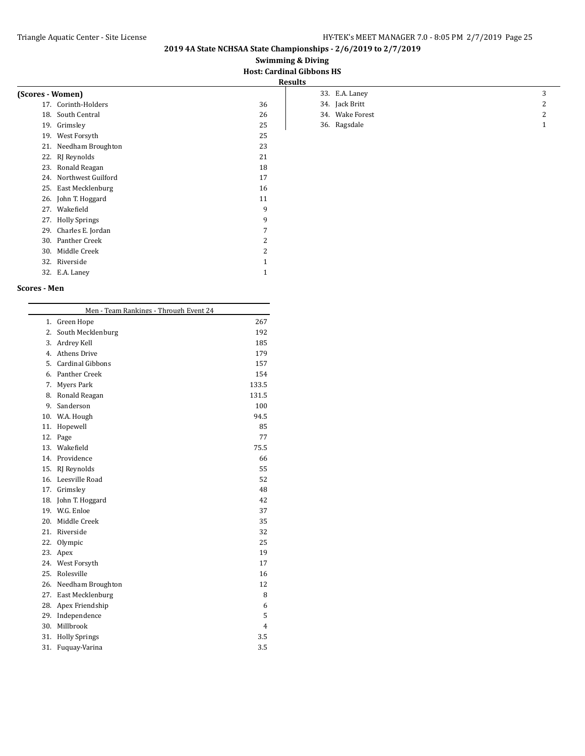2019 4A State NCHSAA State Championships - 2/6/2019 to 2/7/2019

Swimming & Diving

Host: Cardinal Gibbons HS

Results

**(Scores - Women)**

| | | |
|---|---|---|
| 17. | Corinth-Holders | 36 |
| 18. | South Central | 26 |
| 19. | Grimsley | 25 |
| 19. | West Forsyth | 25 |
| 21. | Needham Broughton | 23 |
| 22. | RJ Reynolds | 21 |
| 23. | Ronald Reagan | 18 |
| 24. | Northwest Guilford | 17 |
| 25. | East Mecklenburg | 16 |
| 26. | John T. Hoggard | 11 |
| 27. | Wakefield | 9 |
| 27. | Holly Springs | 9 |
| 29. | Charles E. Jordan | 7 |
| 30. | Panther Creek | 2 |
| 30. | Middle Creek | 2 |
| 32. | Riverside | 1 |
| 32. | E.A. Laney | 1 |
| 33. | E.A. Laney | 3 |
| 34. | Jack Britt | 2 |
| 34. | Wake Forest | 2 |
| 36. | Ragsdale | 1 |

**Scores - Men**

| | Men - Team Rankings - Through Event 24 | |
|---|---|---|
| 1. | Green Hope | 267 |
| 2. | South Mecklenburg | 192 |
| 3. | Ardrey Kell | 185 |
| 4. | Athens Drive | 179 |
| 5. | Cardinal Gibbons | 157 |
| 6. | Panther Creek | 154 |
| 7. | Myers Park | 133.5 |
| 8. | Ronald Reagan | 131.5 |
| 9. | Sanderson | 100 |
| 10. | W.A. Hough | 94.5 |
| 11. | Hopewell | 85 |
| 12. | Page | 77 |
| 13. | Wakefield | 75.5 |
| 14. | Providence | 66 |
| 15. | RJ Reynolds | 55 |
| 16. | Leesville Road | 52 |
| 17. | Grimsley | 48 |
| 18. | John T. Hoggard | 42 |
| 19. | W.G. Enloe | 37 |
| 20. | Middle Creek | 35 |
| 21. | Riverside | 32 |
| 22. | Olympic | 25 |
| 23. | Apex | 19 |
| 24. | West Forsyth | 17 |
| 25. | Rolesville | 16 |
| 26. | Needham Broughton | 12 |
| 27. | East Mecklenburg | 8 |
| 28. | Apex Friendship | 6 |
| 29. | Independence | 5 |
| 30. | Millbrook | 4 |
| 31. | Holly Springs | 3.5 |
| 31. | Fuquay-Varina | 3.5 |